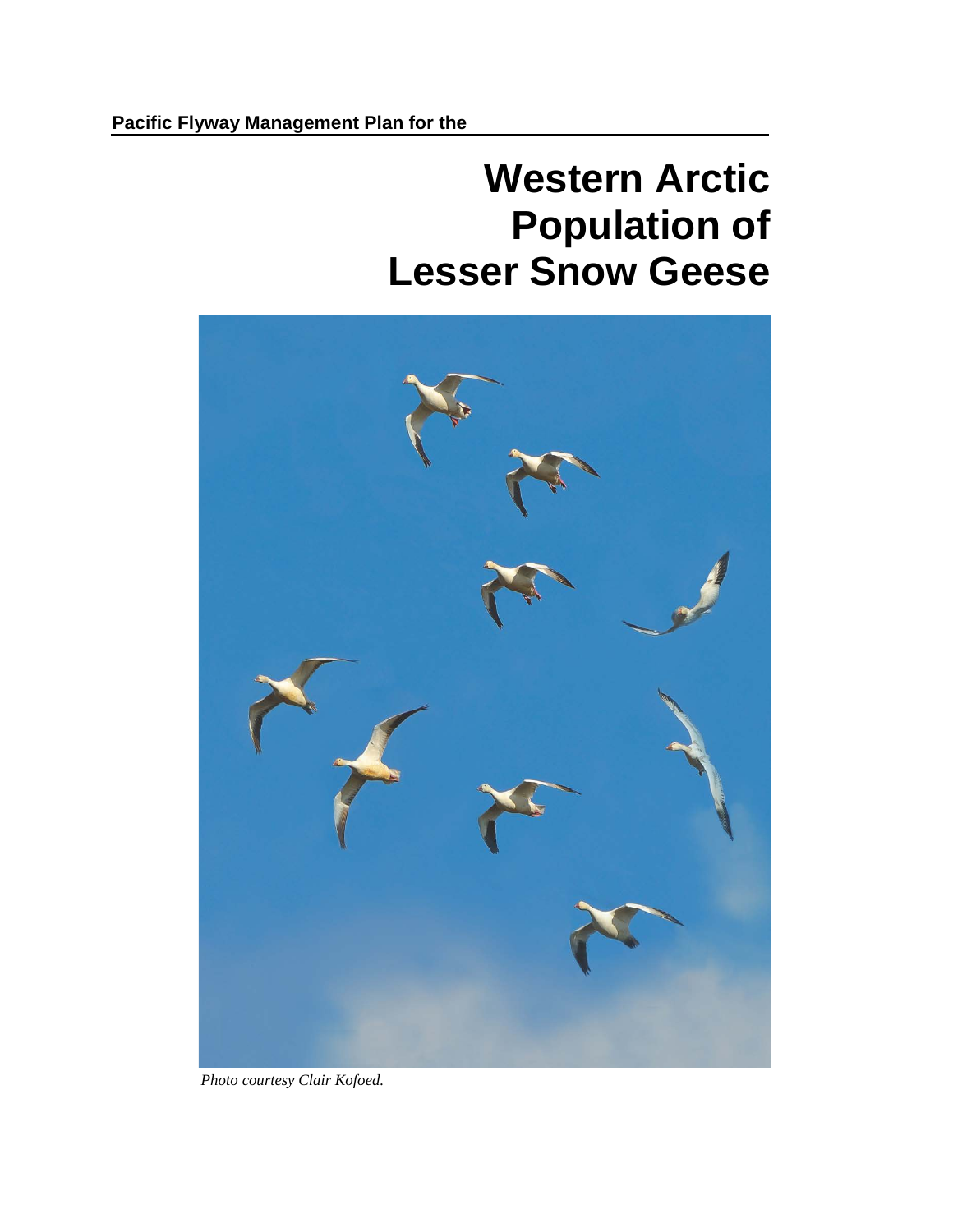**Pacific Flyway Management Plan for the**

# Western Arctic Population of Lesser Snow Geese

*Photo courtesy Clair Kofoed.*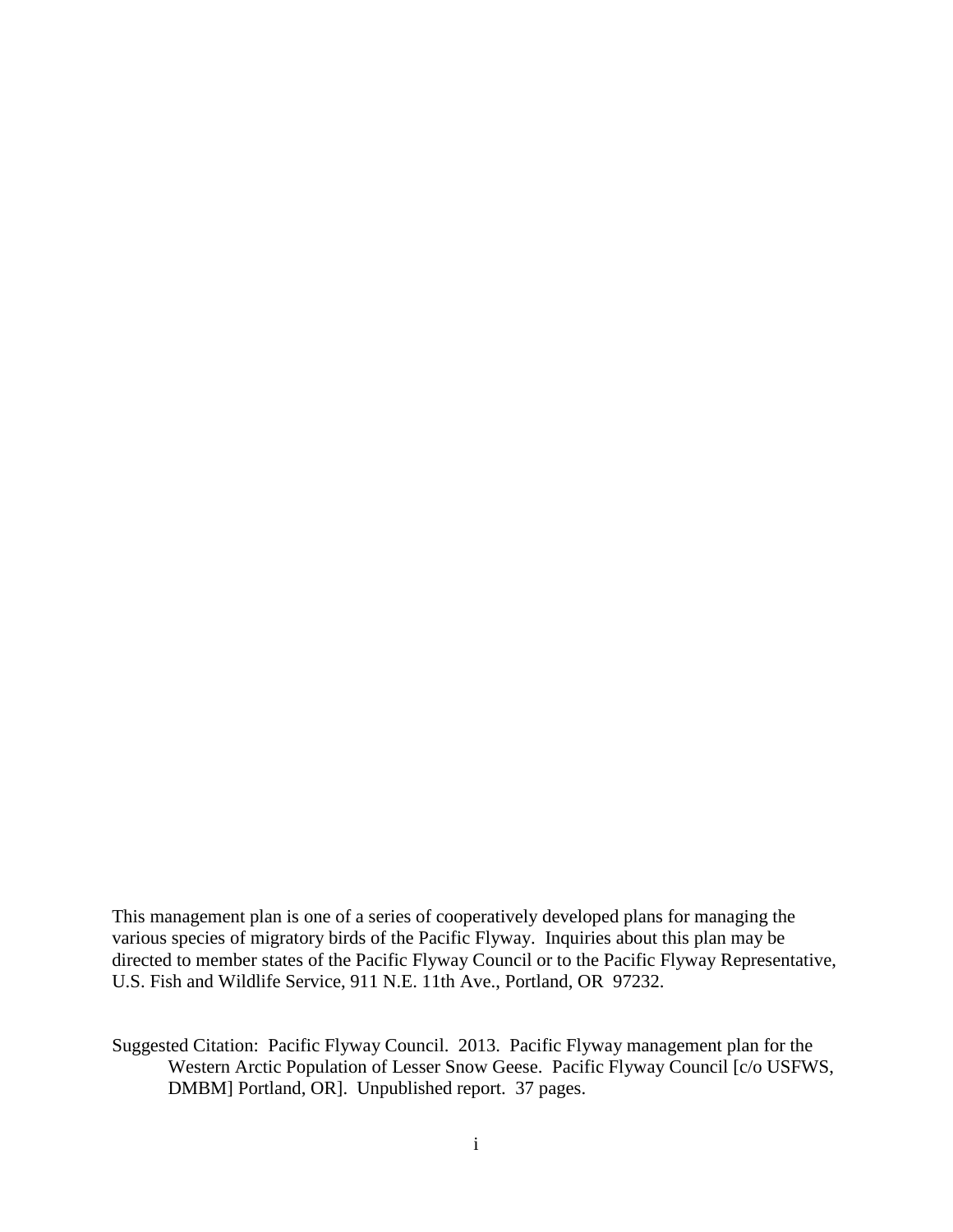This management plan is one of a series of cooperatively developed plans for managing the various species of migratory birds of the Pacific Flyway. Inquiries about this plan may be directed to member states of the Pacific Flyway Council or to the Pacific Flyway Representative, U.S. Fish and Wildlife Service, 911 N.E. 11th Ave., Portland, OR 97232.

Suggested Citation: Pacific Flyway Council. 2013. Pacific Flyway management plan for the Western Arctic Population of Lesser Snow Geese. Pacific Flyway Council [c/o USFWS, DMBM] Portland, OR]. Unpublished report. 37 pages.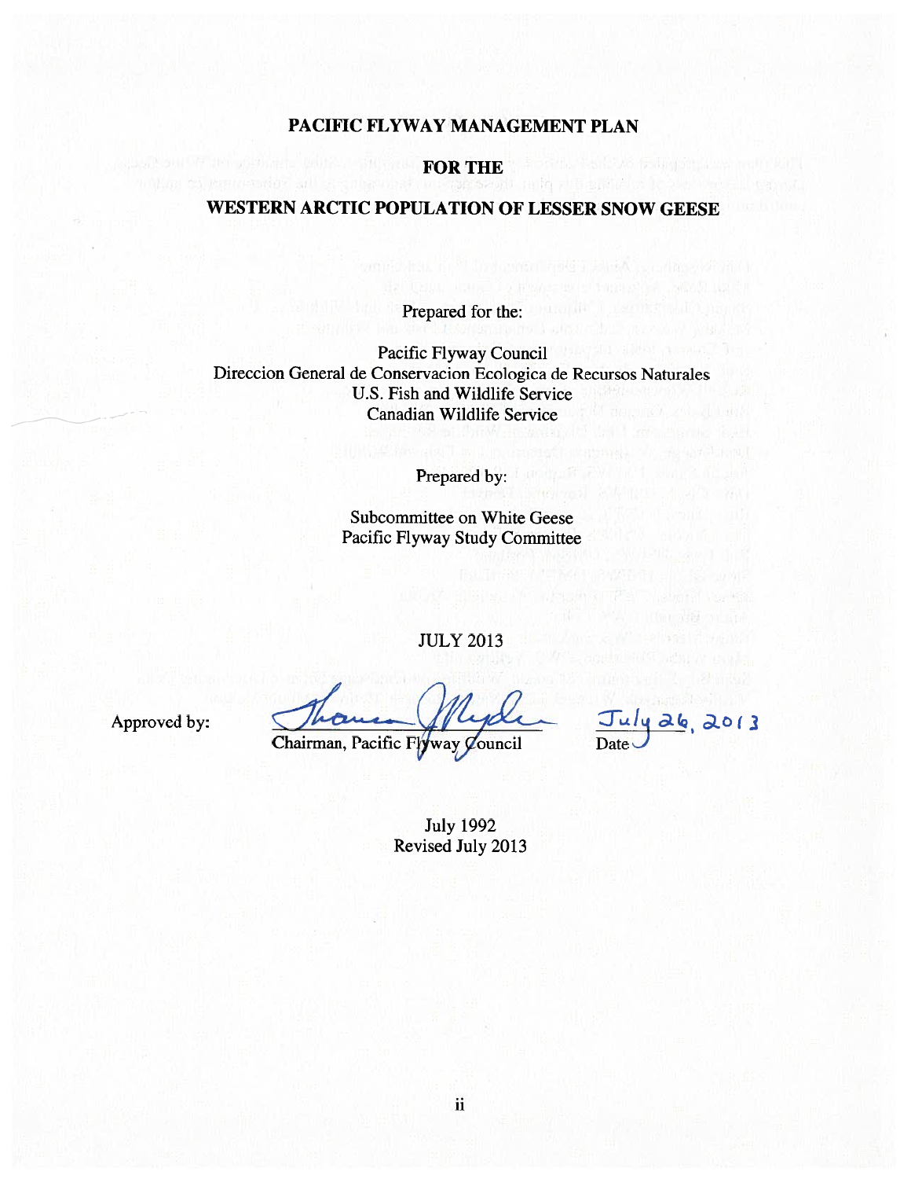# PACIFIC FLYWAY MANAGEMENT PLAN

# FOR THE

# WESTERN ARCTIC POPULATION OF LESSER SNOW GEESE

Prepared for the:

Pacific Flyway Council
Direccion General de Conservacion Ecologica de Recursos Naturales
U.S. Fish and Wildlife Service
Canadian Wildlife Service

Prepared by:

Subcommittee on White Geese
Pacific Flyway Study Committee

JULY 2013

Approved by: Chairman, Pacific Flyway Council    Date July 26, 2013

July 1992
Revised July 2013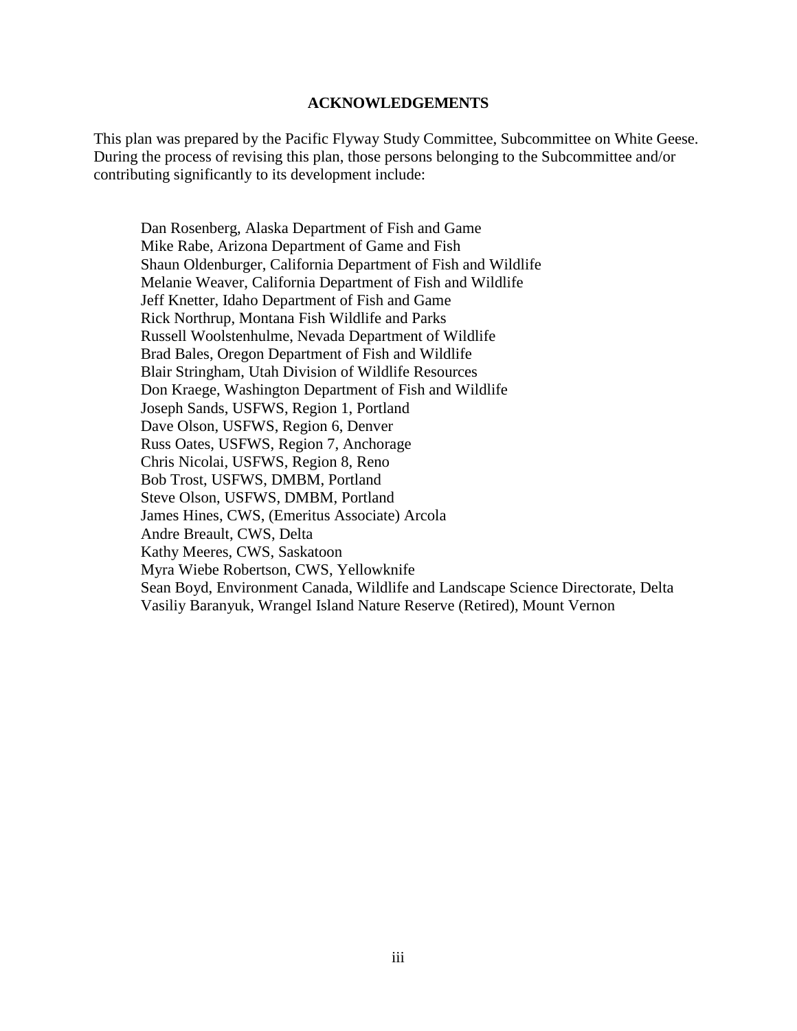## ACKNOWLEDGEMENTS

This plan was prepared by the Pacific Flyway Study Committee, Subcommittee on White Geese. During the process of revising this plan, those persons belonging to the Subcommittee and/or contributing significantly to its development include:

Dan Rosenberg, Alaska Department of Fish and Game  
Mike Rabe, Arizona Department of Game and Fish  
Shaun Oldenburger, California Department of Fish and Wildlife  
Melanie Weaver, California Department of Fish and Wildlife  
Jeff Knetter, Idaho Department of Fish and Game  
Rick Northrup, Montana Fish Wildlife and Parks  
Russell Woolstenhulme, Nevada Department of Wildlife  
Brad Bales, Oregon Department of Fish and Wildlife  
Blair Stringham, Utah Division of Wildlife Resources  
Don Kraege, Washington Department of Fish and Wildlife  
Joseph Sands, USFWS, Region 1, Portland  
Dave Olson, USFWS, Region 6, Denver  
Russ Oates, USFWS, Region 7, Anchorage  
Chris Nicolai, USFWS, Region 8, Reno  
Bob Trost, USFWS, DMBM, Portland  
Steve Olson, USFWS, DMBM, Portland  
James Hines, CWS, (Emeritus Associate) Arcola  
Andre Breault, CWS, Delta  
Kathy Meeres, CWS, Saskatoon  
Myra Wiebe Robertson, CWS, Yellowknife  
Sean Boyd, Environment Canada, Wildlife and Landscape Science Directorate, Delta  
Vasiliy Baranyuk, Wrangel Island Nature Reserve (Retired), Mount Vernon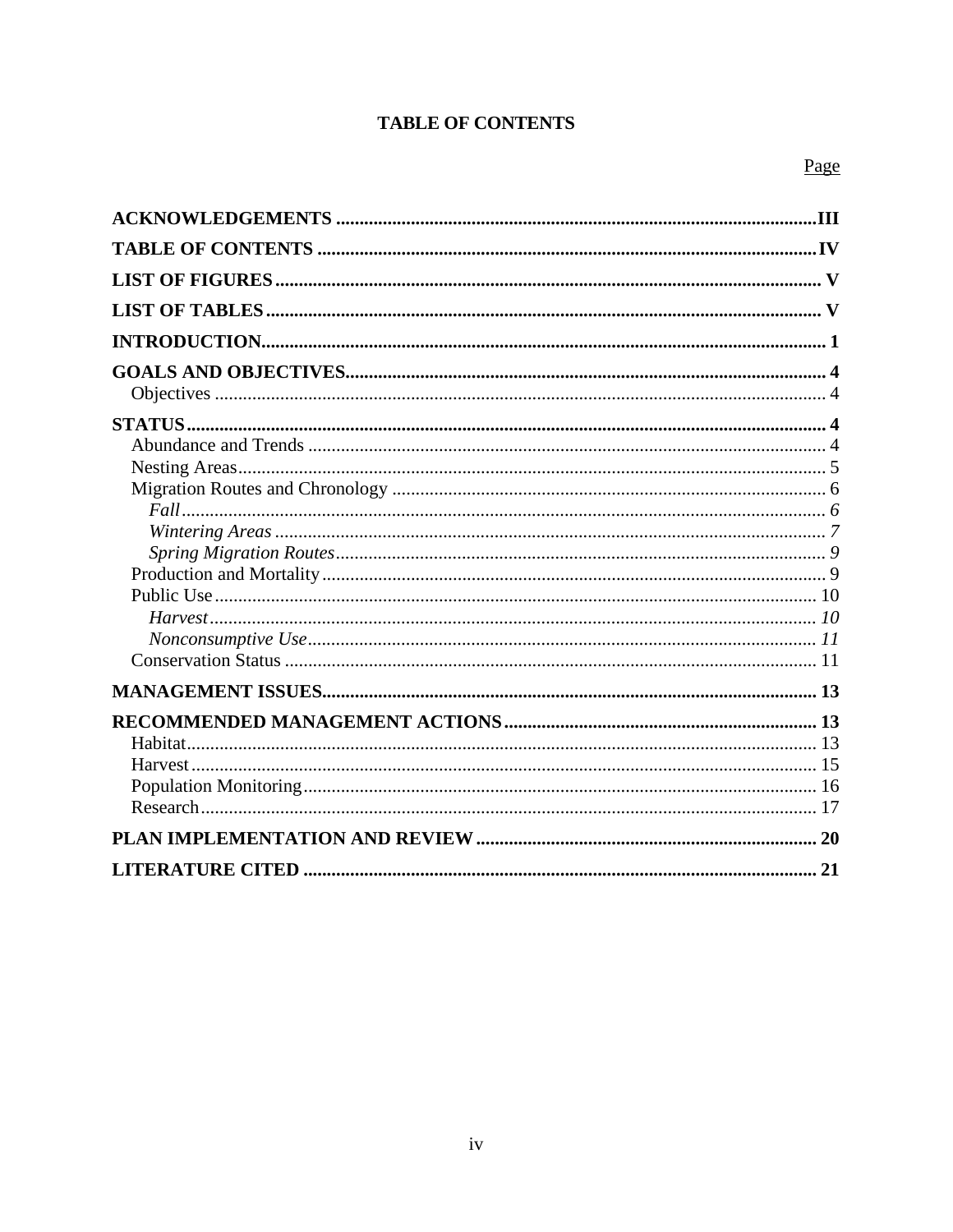# TABLE OF CONTENTS

Page

**ACKNOWLEDGEMENTS** .......... **III**

**TABLE OF CONTENTS** .......... **IV**

**LIST OF FIGURES** .......... **V**

**LIST OF TABLES** .......... **V**

**INTRODUCTION** .......... **1**

**GOALS AND OBJECTIVES** .......... **4**
- Objectives .......... 4

**STATUS** .......... **4**
- Abundance and Trends .......... 4
- Nesting Areas .......... 5
- Migration Routes and Chronology .......... 6
  - *Fall* .......... *6*
  - *Wintering Areas* .......... *7*
  - *Spring Migration Routes* .......... *9*
- Production and Mortality .......... 9
- Public Use .......... 10
  - *Harvest* .......... *10*
  - *Nonconsumptive Use* .......... *11*
- Conservation Status .......... 11

**MANAGEMENT ISSUES** .......... **13**

**RECOMMENDED MANAGEMENT ACTIONS** .......... **13**
- Habitat .......... 13
- Harvest .......... 15
- Population Monitoring .......... 16
- Research .......... 17

**PLAN IMPLEMENTATION AND REVIEW** .......... **20**

**LITERATURE CITED** .......... **21**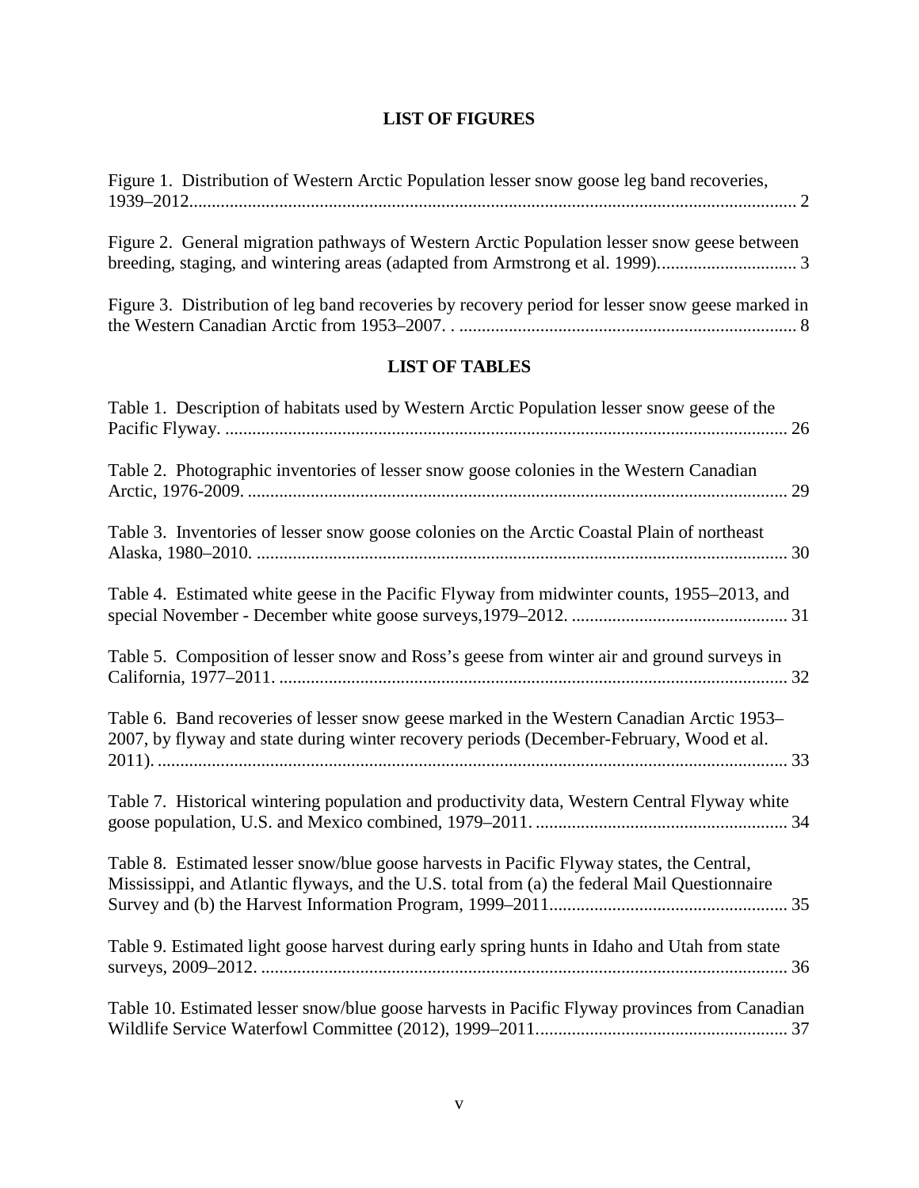## LIST OF FIGURES

Figure 1. Distribution of Western Arctic Population lesser snow goose leg band recoveries, 1939–2012...................................................................................................................................... 2

Figure 2. General migration pathways of Western Arctic Population lesser snow geese between breeding, staging, and wintering areas (adapted from Armstrong et al. 1999)............................... 3

Figure 3. Distribution of leg band recoveries by recovery period for lesser snow geese marked in the Western Canadian Arctic from 1953–2007. . ........................................................................... 8

## LIST OF TABLES

Table 1. Description of habitats used by Western Arctic Population lesser snow geese of the Pacific Flyway. ............................................................................................................................ 26

Table 2. Photographic inventories of lesser snow goose colonies in the Western Canadian Arctic, 1976-2009. ........................................................................................................................ 29

Table 3. Inventories of lesser snow goose colonies on the Arctic Coastal Plain of northeast Alaska, 1980–2010. ..................................................................................................................... 30

Table 4. Estimated white geese in the Pacific Flyway from midwinter counts, 1955–2013, and special November - December white goose surveys,1979–2012. ................................................ 31

Table 5. Composition of lesser snow and Ross's geese from winter air and ground surveys in California, 1977–2011. ................................................................................................................ 32

Table 6. Band recoveries of lesser snow geese marked in the Western Canadian Arctic 1953–2007, by flyway and state during winter recovery periods (December-February, Wood et al. 2011). ........................................................................................................................................... 33

Table 7. Historical wintering population and productivity data, Western Central Flyway white goose population, U.S. and Mexico combined, 1979–2011. ........................................................ 34

Table 8. Estimated lesser snow/blue goose harvests in Pacific Flyway states, the Central, Mississippi, and Atlantic flyways, and the U.S. total from (a) the federal Mail Questionnaire Survey and (b) the Harvest Information Program, 1999–2011..................................................... 35

Table 9. Estimated light goose harvest during early spring hunts in Idaho and Utah from state surveys, 2009–2012. ..................................................................................................................... 36

Table 10. Estimated lesser snow/blue goose harvests in Pacific Flyway provinces from Canadian Wildlife Service Waterfowl Committee (2012), 1999–2011....................................................... 37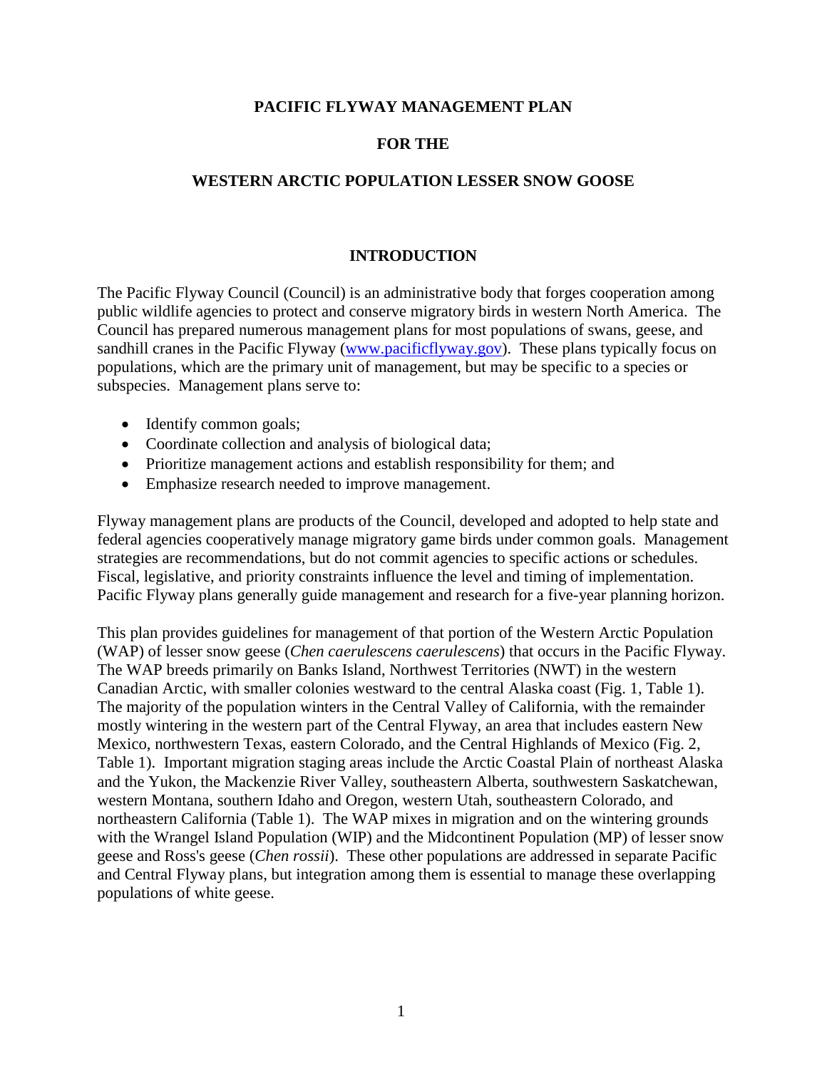# PACIFIC FLYWAY MANAGEMENT PLAN

# FOR THE

# WESTERN ARCTIC POPULATION LESSER SNOW GOOSE

## INTRODUCTION

The Pacific Flyway Council (Council) is an administrative body that forges cooperation among public wildlife agencies to protect and conserve migratory birds in western North America. The Council has prepared numerous management plans for most populations of swans, geese, and sandhill cranes in the Pacific Flyway (www.pacificflyway.gov). These plans typically focus on populations, which are the primary unit of management, but may be specific to a species or subspecies. Management plans serve to:

- Identify common goals;
- Coordinate collection and analysis of biological data;
- Prioritize management actions and establish responsibility for them; and
- Emphasize research needed to improve management.

Flyway management plans are products of the Council, developed and adopted to help state and federal agencies cooperatively manage migratory game birds under common goals. Management strategies are recommendations, but do not commit agencies to specific actions or schedules. Fiscal, legislative, and priority constraints influence the level and timing of implementation. Pacific Flyway plans generally guide management and research for a five-year planning horizon.

This plan provides guidelines for management of that portion of the Western Arctic Population (WAP) of lesser snow geese (*Chen caerulescens caerulescens*) that occurs in the Pacific Flyway. The WAP breeds primarily on Banks Island, Northwest Territories (NWT) in the western Canadian Arctic, with smaller colonies westward to the central Alaska coast (Fig. 1, Table 1). The majority of the population winters in the Central Valley of California, with the remainder mostly wintering in the western part of the Central Flyway, an area that includes eastern New Mexico, northwestern Texas, eastern Colorado, and the Central Highlands of Mexico (Fig. 2, Table 1). Important migration staging areas include the Arctic Coastal Plain of northeast Alaska and the Yukon, the Mackenzie River Valley, southeastern Alberta, southwestern Saskatchewan, western Montana, southern Idaho and Oregon, western Utah, southeastern Colorado, and northeastern California (Table 1). The WAP mixes in migration and on the wintering grounds with the Wrangel Island Population (WIP) and the Midcontinent Population (MP) of lesser snow geese and Ross's geese (*Chen rossii*). These other populations are addressed in separate Pacific and Central Flyway plans, but integration among them is essential to manage these overlapping populations of white geese.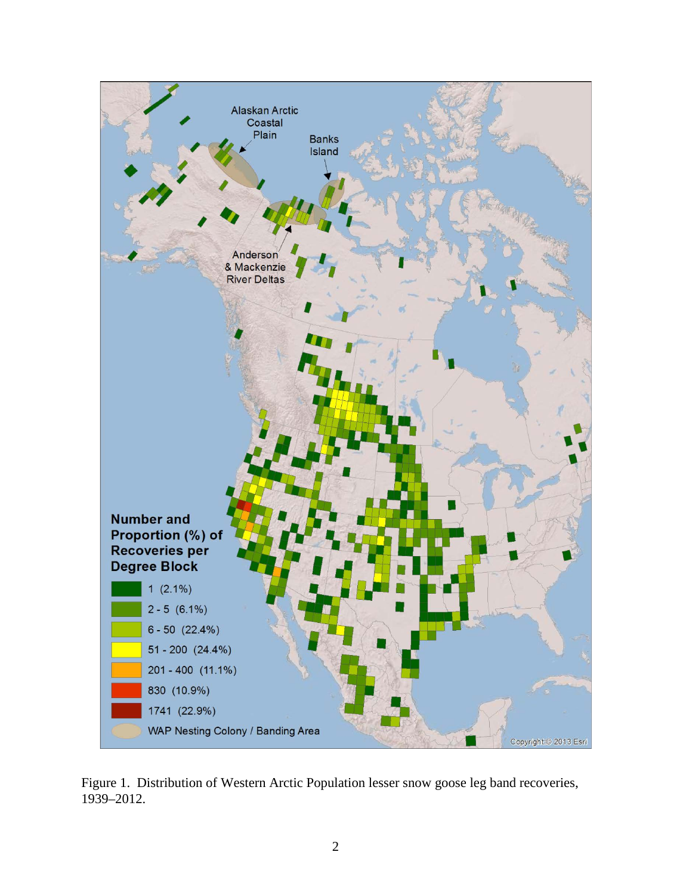Figure 1. Distribution of Western Arctic Population lesser snow goose leg band recoveries, 1939–2012.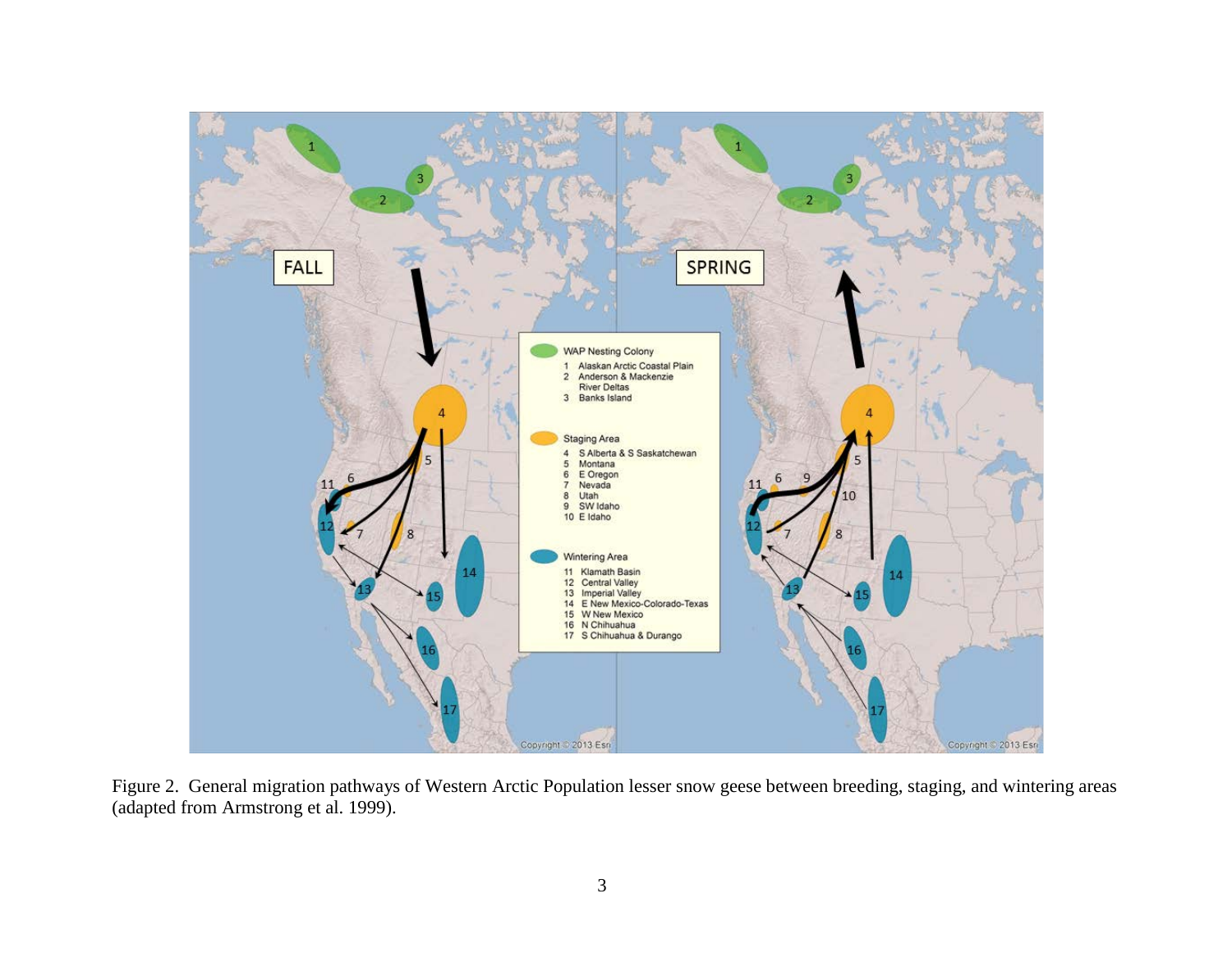Figure 2. General migration pathways of Western Arctic Population lesser snow geese between breeding, staging, and wintering areas (adapted from Armstrong et al. 1999).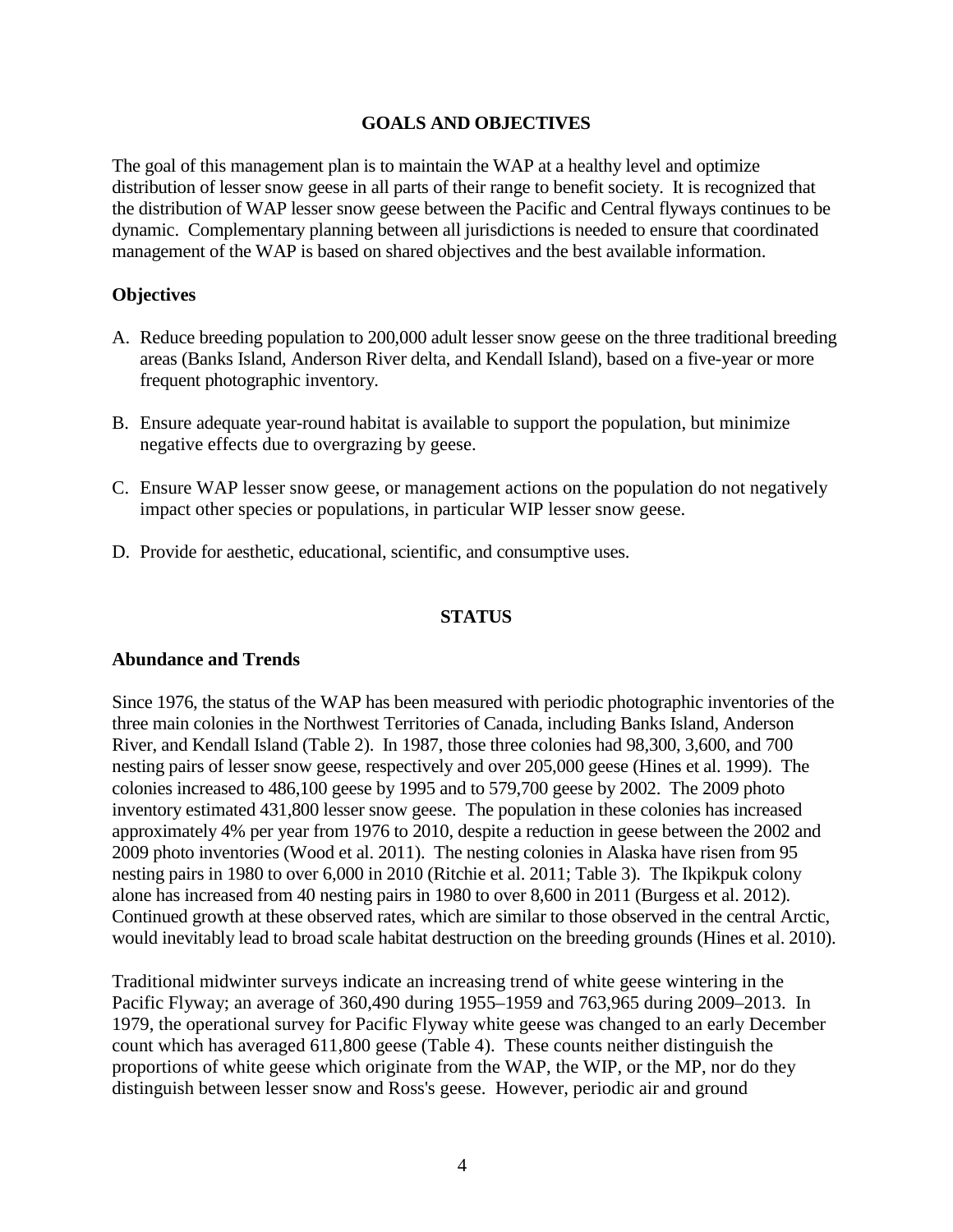## GOALS AND OBJECTIVES

The goal of this management plan is to maintain the WAP at a healthy level and optimize distribution of lesser snow geese in all parts of their range to benefit society. It is recognized that the distribution of WAP lesser snow geese between the Pacific and Central flyways continues to be dynamic. Complementary planning between all jurisdictions is needed to ensure that coordinated management of the WAP is based on shared objectives and the best available information.

### Objectives

A. Reduce breeding population to 200,000 adult lesser snow geese on the three traditional breeding areas (Banks Island, Anderson River delta, and Kendall Island), based on a five-year or more frequent photographic inventory.

B. Ensure adequate year-round habitat is available to support the population, but minimize negative effects due to overgrazing by geese.

C. Ensure WAP lesser snow geese, or management actions on the population do not negatively impact other species or populations, in particular WIP lesser snow geese.

D. Provide for aesthetic, educational, scientific, and consumptive uses.

## STATUS

### Abundance and Trends

Since 1976, the status of the WAP has been measured with periodic photographic inventories of the three main colonies in the Northwest Territories of Canada, including Banks Island, Anderson River, and Kendall Island (Table 2). In 1987, those three colonies had 98,300, 3,600, and 700 nesting pairs of lesser snow geese, respectively and over 205,000 geese (Hines et al. 1999). The colonies increased to 486,100 geese by 1995 and to 579,700 geese by 2002. The 2009 photo inventory estimated 431,800 lesser snow geese. The population in these colonies has increased approximately 4% per year from 1976 to 2010, despite a reduction in geese between the 2002 and 2009 photo inventories (Wood et al. 2011). The nesting colonies in Alaska have risen from 95 nesting pairs in 1980 to over 6,000 in 2010 (Ritchie et al. 2011; Table 3). The Ikpikpuk colony alone has increased from 40 nesting pairs in 1980 to over 8,600 in 2011 (Burgess et al. 2012). Continued growth at these observed rates, which are similar to those observed in the central Arctic, would inevitably lead to broad scale habitat destruction on the breeding grounds (Hines et al. 2010).

Traditional midwinter surveys indicate an increasing trend of white geese wintering in the Pacific Flyway; an average of 360,490 during 1955–1959 and 763,965 during 2009–2013. In 1979, the operational survey for Pacific Flyway white geese was changed to an early December count which has averaged 611,800 geese (Table 4). These counts neither distinguish the proportions of white geese which originate from the WAP, the WIP, or the MP, nor do they distinguish between lesser snow and Ross's geese. However, periodic air and ground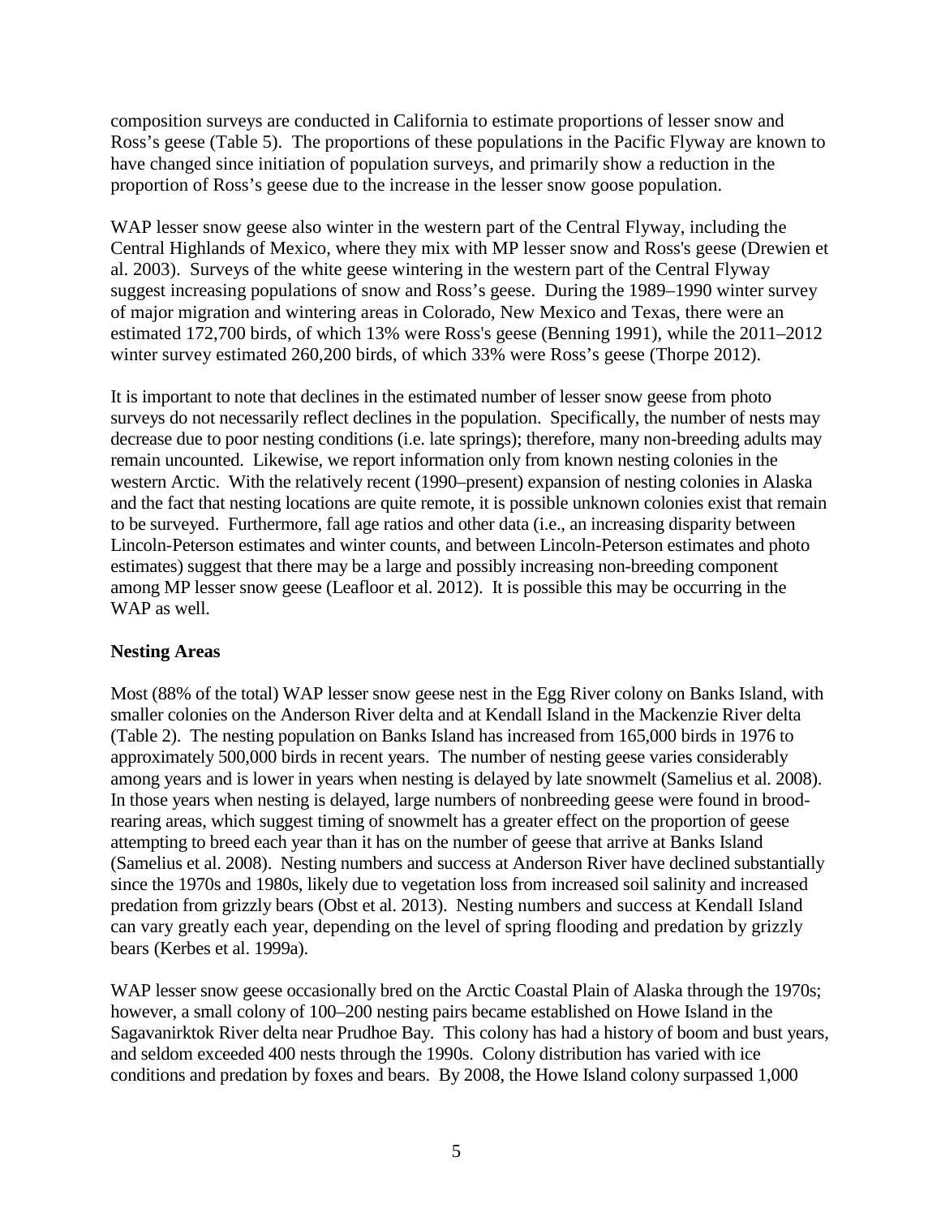composition surveys are conducted in California to estimate proportions of lesser snow and Ross's geese (Table 5). The proportions of these populations in the Pacific Flyway are known to have changed since initiation of population surveys, and primarily show a reduction in the proportion of Ross's geese due to the increase in the lesser snow goose population.

WAP lesser snow geese also winter in the western part of the Central Flyway, including the Central Highlands of Mexico, where they mix with MP lesser snow and Ross's geese (Drewien et al. 2003). Surveys of the white geese wintering in the western part of the Central Flyway suggest increasing populations of snow and Ross's geese. During the 1989–1990 winter survey of major migration and wintering areas in Colorado, New Mexico and Texas, there were an estimated 172,700 birds, of which 13% were Ross's geese (Benning 1991), while the 2011–2012 winter survey estimated 260,200 birds, of which 33% were Ross's geese (Thorpe 2012).

It is important to note that declines in the estimated number of lesser snow geese from photo surveys do not necessarily reflect declines in the population. Specifically, the number of nests may decrease due to poor nesting conditions (i.e. late springs); therefore, many non-breeding adults may remain uncounted. Likewise, we report information only from known nesting colonies in the western Arctic. With the relatively recent (1990–present) expansion of nesting colonies in Alaska and the fact that nesting locations are quite remote, it is possible unknown colonies exist that remain to be surveyed. Furthermore, fall age ratios and other data (i.e., an increasing disparity between Lincoln-Peterson estimates and winter counts, and between Lincoln-Peterson estimates and photo estimates) suggest that there may be a large and possibly increasing non-breeding component among MP lesser snow geese (Leafloor et al. 2012). It is possible this may be occurring in the WAP as well.

**Nesting Areas**

Most (88% of the total) WAP lesser snow geese nest in the Egg River colony on Banks Island, with smaller colonies on the Anderson River delta and at Kendall Island in the Mackenzie River delta (Table 2). The nesting population on Banks Island has increased from 165,000 birds in 1976 to approximately 500,000 birds in recent years. The number of nesting geese varies considerably among years and is lower in years when nesting is delayed by late snowmelt (Samelius et al. 2008). In those years when nesting is delayed, large numbers of nonbreeding geese were found in brood-rearing areas, which suggest timing of snowmelt has a greater effect on the proportion of geese attempting to breed each year than it has on the number of geese that arrive at Banks Island (Samelius et al. 2008). Nesting numbers and success at Anderson River have declined substantially since the 1970s and 1980s, likely due to vegetation loss from increased soil salinity and increased predation from grizzly bears (Obst et al. 2013). Nesting numbers and success at Kendall Island can vary greatly each year, depending on the level of spring flooding and predation by grizzly bears (Kerbes et al. 1999a).

WAP lesser snow geese occasionally bred on the Arctic Coastal Plain of Alaska through the 1970s; however, a small colony of 100–200 nesting pairs became established on Howe Island in the Sagavanirktok River delta near Prudhoe Bay. This colony has had a history of boom and bust years, and seldom exceeded 400 nests through the 1990s. Colony distribution has varied with ice conditions and predation by foxes and bears. By 2008, the Howe Island colony surpassed 1,000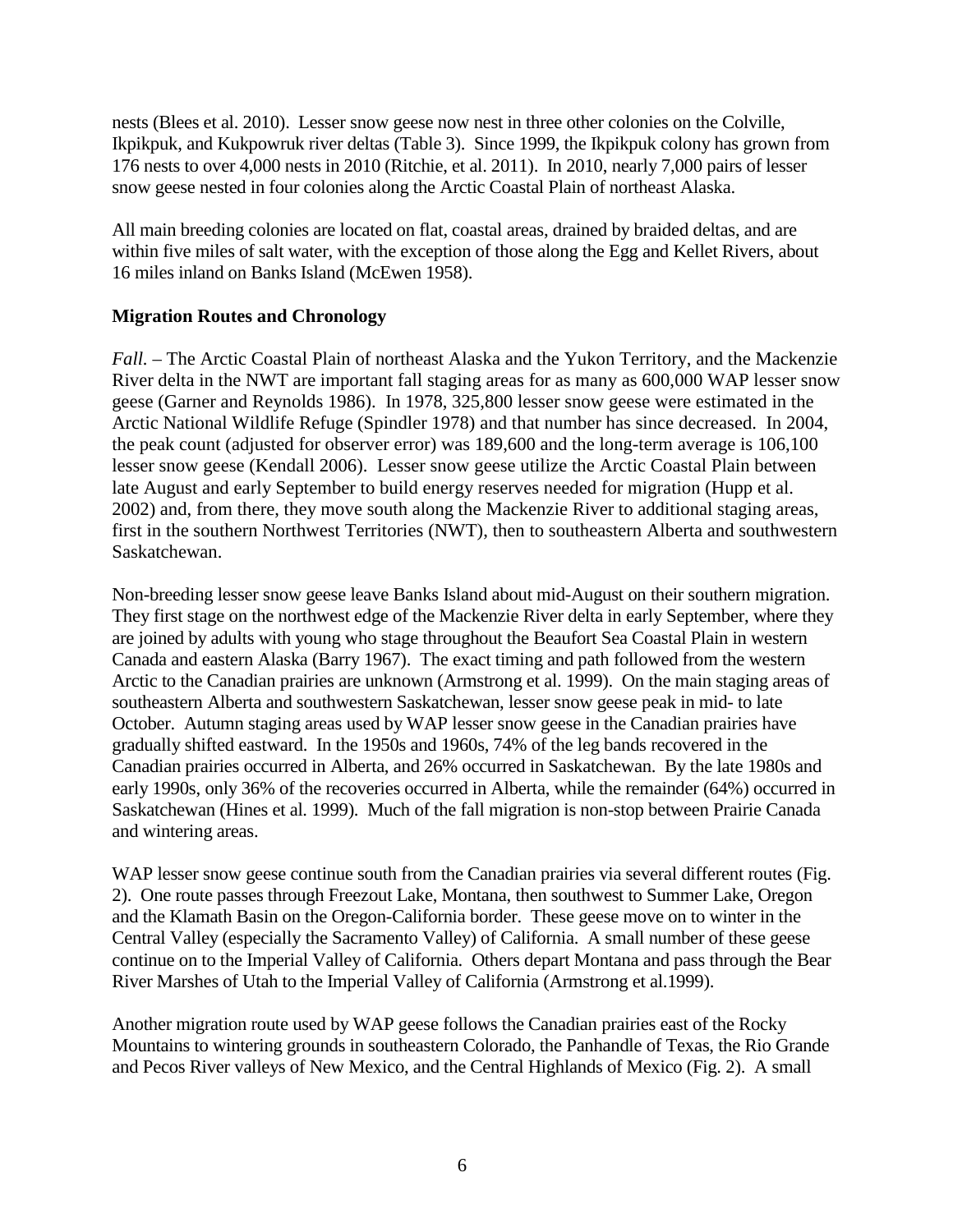nests (Blees et al. 2010). Lesser snow geese now nest in three other colonies on the Colville, Ikpikpuk, and Kukpowruk river deltas (Table 3). Since 1999, the Ikpikpuk colony has grown from 176 nests to over 4,000 nests in 2010 (Ritchie, et al. 2011). In 2010, nearly 7,000 pairs of lesser snow geese nested in four colonies along the Arctic Coastal Plain of northeast Alaska.

All main breeding colonies are located on flat, coastal areas, drained by braided deltas, and are within five miles of salt water, with the exception of those along the Egg and Kellet Rivers, about 16 miles inland on Banks Island (McEwen 1958).

**Migration Routes and Chronology**

*Fall*. – The Arctic Coastal Plain of northeast Alaska and the Yukon Territory, and the Mackenzie River delta in the NWT are important fall staging areas for as many as 600,000 WAP lesser snow geese (Garner and Reynolds 1986). In 1978, 325,800 lesser snow geese were estimated in the Arctic National Wildlife Refuge (Spindler 1978) and that number has since decreased. In 2004, the peak count (adjusted for observer error) was 189,600 and the long-term average is 106,100 lesser snow geese (Kendall 2006). Lesser snow geese utilize the Arctic Coastal Plain between late August and early September to build energy reserves needed for migration (Hupp et al. 2002) and, from there, they move south along the Mackenzie River to additional staging areas, first in the southern Northwest Territories (NWT), then to southeastern Alberta and southwestern Saskatchewan.

Non-breeding lesser snow geese leave Banks Island about mid-August on their southern migration. They first stage on the northwest edge of the Mackenzie River delta in early September, where they are joined by adults with young who stage throughout the Beaufort Sea Coastal Plain in western Canada and eastern Alaska (Barry 1967). The exact timing and path followed from the western Arctic to the Canadian prairies are unknown (Armstrong et al. 1999). On the main staging areas of southeastern Alberta and southwestern Saskatchewan, lesser snow geese peak in mid- to late October. Autumn staging areas used by WAP lesser snow geese in the Canadian prairies have gradually shifted eastward. In the 1950s and 1960s, 74% of the leg bands recovered in the Canadian prairies occurred in Alberta, and 26% occurred in Saskatchewan. By the late 1980s and early 1990s, only 36% of the recoveries occurred in Alberta, while the remainder (64%) occurred in Saskatchewan (Hines et al. 1999). Much of the fall migration is non-stop between Prairie Canada and wintering areas.

WAP lesser snow geese continue south from the Canadian prairies via several different routes (Fig. 2). One route passes through Freezout Lake, Montana, then southwest to Summer Lake, Oregon and the Klamath Basin on the Oregon-California border. These geese move on to winter in the Central Valley (especially the Sacramento Valley) of California. A small number of these geese continue on to the Imperial Valley of California. Others depart Montana and pass through the Bear River Marshes of Utah to the Imperial Valley of California (Armstrong et al.1999).

Another migration route used by WAP geese follows the Canadian prairies east of the Rocky Mountains to wintering grounds in southeastern Colorado, the Panhandle of Texas, the Rio Grande and Pecos River valleys of New Mexico, and the Central Highlands of Mexico (Fig. 2). A small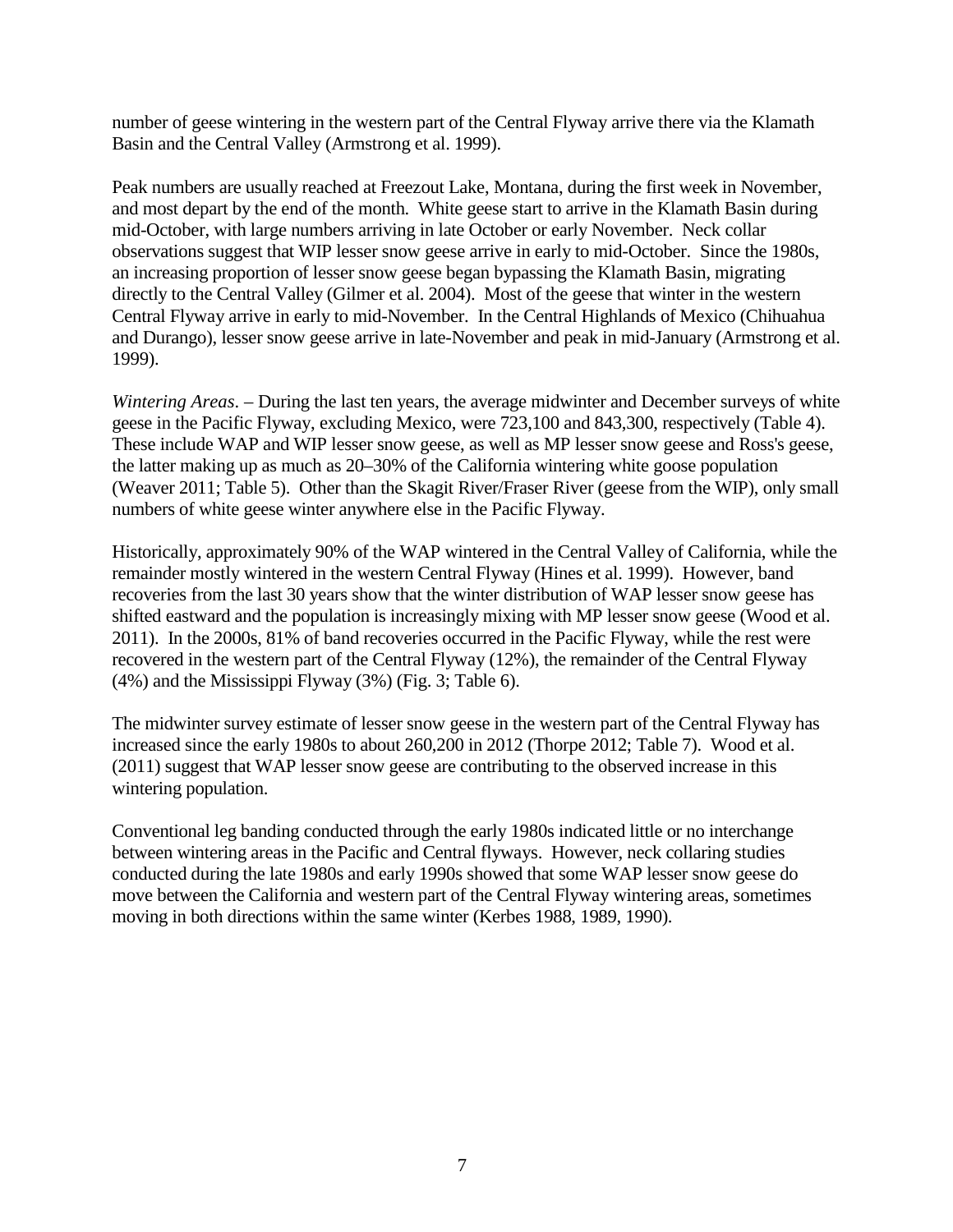number of geese wintering in the western part of the Central Flyway arrive there via the Klamath Basin and the Central Valley (Armstrong et al. 1999).

Peak numbers are usually reached at Freezout Lake, Montana, during the first week in November, and most depart by the end of the month. White geese start to arrive in the Klamath Basin during mid-October, with large numbers arriving in late October or early November. Neck collar observations suggest that WIP lesser snow geese arrive in early to mid-October. Since the 1980s, an increasing proportion of lesser snow geese began bypassing the Klamath Basin, migrating directly to the Central Valley (Gilmer et al. 2004). Most of the geese that winter in the western Central Flyway arrive in early to mid-November. In the Central Highlands of Mexico (Chihuahua and Durango), lesser snow geese arrive in late-November and peak in mid-January (Armstrong et al. 1999).

*Wintering Areas*. – During the last ten years, the average midwinter and December surveys of white geese in the Pacific Flyway, excluding Mexico, were 723,100 and 843,300, respectively (Table 4). These include WAP and WIP lesser snow geese, as well as MP lesser snow geese and Ross's geese, the latter making up as much as 20–30% of the California wintering white goose population (Weaver 2011; Table 5). Other than the Skagit River/Fraser River (geese from the WIP), only small numbers of white geese winter anywhere else in the Pacific Flyway.

Historically, approximately 90% of the WAP wintered in the Central Valley of California, while the remainder mostly wintered in the western Central Flyway (Hines et al. 1999). However, band recoveries from the last 30 years show that the winter distribution of WAP lesser snow geese has shifted eastward and the population is increasingly mixing with MP lesser snow geese (Wood et al. 2011). In the 2000s, 81% of band recoveries occurred in the Pacific Flyway, while the rest were recovered in the western part of the Central Flyway (12%), the remainder of the Central Flyway (4%) and the Mississippi Flyway (3%) (Fig. 3; Table 6).

The midwinter survey estimate of lesser snow geese in the western part of the Central Flyway has increased since the early 1980s to about 260,200 in 2012 (Thorpe 2012; Table 7). Wood et al. (2011) suggest that WAP lesser snow geese are contributing to the observed increase in this wintering population.

Conventional leg banding conducted through the early 1980s indicated little or no interchange between wintering areas in the Pacific and Central flyways. However, neck collaring studies conducted during the late 1980s and early 1990s showed that some WAP lesser snow geese do move between the California and western part of the Central Flyway wintering areas, sometimes moving in both directions within the same winter (Kerbes 1988, 1989, 1990).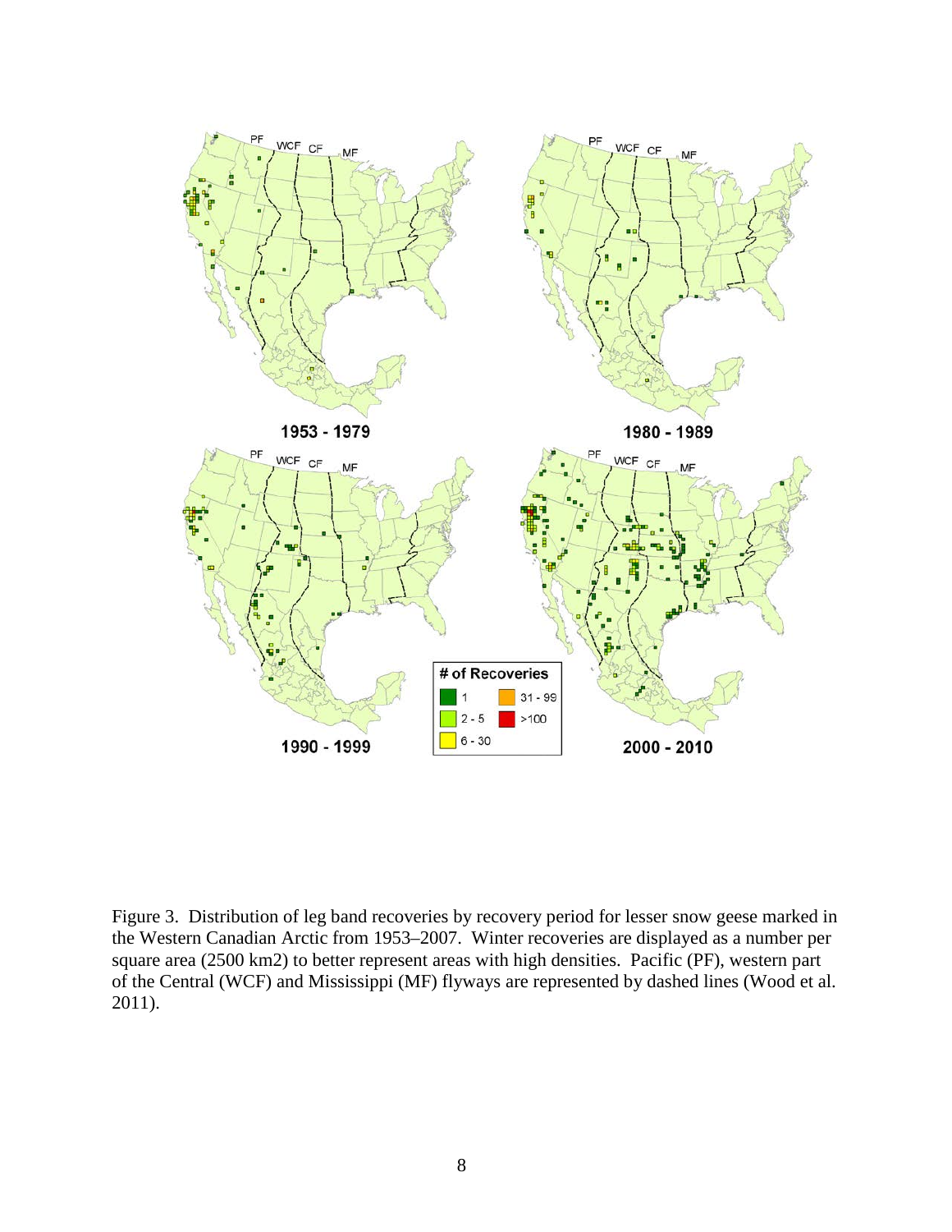Figure 3. Distribution of leg band recoveries by recovery period for lesser snow geese marked in the Western Canadian Arctic from 1953–2007. Winter recoveries are displayed as a number per square area (2500 km2) to better represent areas with high densities. Pacific (PF), western part of the Central (WCF) and Mississippi (MF) flyways are represented by dashed lines (Wood et al. 2011).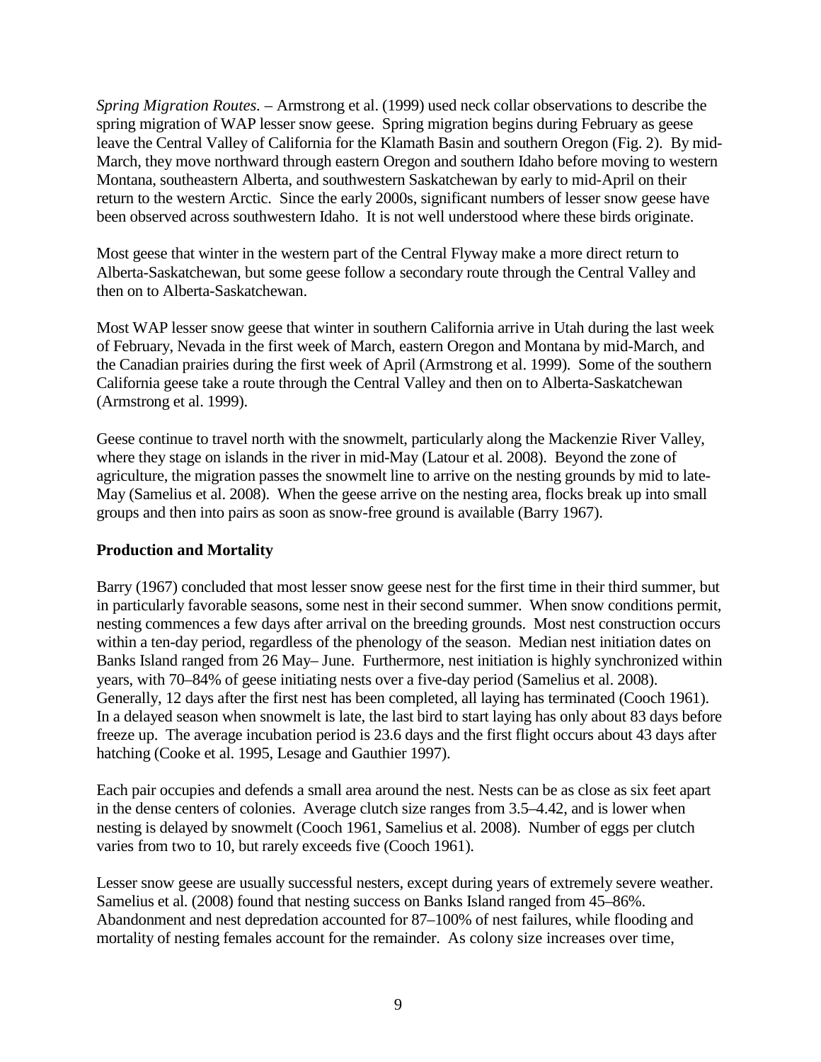*Spring Migration Routes*. – Armstrong et al. (1999) used neck collar observations to describe the spring migration of WAP lesser snow geese. Spring migration begins during February as geese leave the Central Valley of California for the Klamath Basin and southern Oregon (Fig. 2). By mid-March, they move northward through eastern Oregon and southern Idaho before moving to western Montana, southeastern Alberta, and southwestern Saskatchewan by early to mid-April on their return to the western Arctic. Since the early 2000s, significant numbers of lesser snow geese have been observed across southwestern Idaho. It is not well understood where these birds originate.

Most geese that winter in the western part of the Central Flyway make a more direct return to Alberta-Saskatchewan, but some geese follow a secondary route through the Central Valley and then on to Alberta-Saskatchewan.

Most WAP lesser snow geese that winter in southern California arrive in Utah during the last week of February, Nevada in the first week of March, eastern Oregon and Montana by mid-March, and the Canadian prairies during the first week of April (Armstrong et al. 1999). Some of the southern California geese take a route through the Central Valley and then on to Alberta-Saskatchewan (Armstrong et al. 1999).

Geese continue to travel north with the snowmelt, particularly along the Mackenzie River Valley, where they stage on islands in the river in mid-May (Latour et al. 2008). Beyond the zone of agriculture, the migration passes the snowmelt line to arrive on the nesting grounds by mid to late-May (Samelius et al. 2008). When the geese arrive on the nesting area, flocks break up into small groups and then into pairs as soon as snow-free ground is available (Barry 1967).

## Production and Mortality

Barry (1967) concluded that most lesser snow geese nest for the first time in their third summer, but in particularly favorable seasons, some nest in their second summer. When snow conditions permit, nesting commences a few days after arrival on the breeding grounds. Most nest construction occurs within a ten-day period, regardless of the phenology of the season. Median nest initiation dates on Banks Island ranged from 26 May– June. Furthermore, nest initiation is highly synchronized within years, with 70–84% of geese initiating nests over a five-day period (Samelius et al. 2008). Generally, 12 days after the first nest has been completed, all laying has terminated (Cooch 1961). In a delayed season when snowmelt is late, the last bird to start laying has only about 83 days before freeze up. The average incubation period is 23.6 days and the first flight occurs about 43 days after hatching (Cooke et al. 1995, Lesage and Gauthier 1997).

Each pair occupies and defends a small area around the nest. Nests can be as close as six feet apart in the dense centers of colonies. Average clutch size ranges from 3.5–4.42, and is lower when nesting is delayed by snowmelt (Cooch 1961, Samelius et al. 2008). Number of eggs per clutch varies from two to 10, but rarely exceeds five (Cooch 1961).

Lesser snow geese are usually successful nesters, except during years of extremely severe weather. Samelius et al. (2008) found that nesting success on Banks Island ranged from 45–86%. Abandonment and nest depredation accounted for 87–100% of nest failures, while flooding and mortality of nesting females account for the remainder. As colony size increases over time,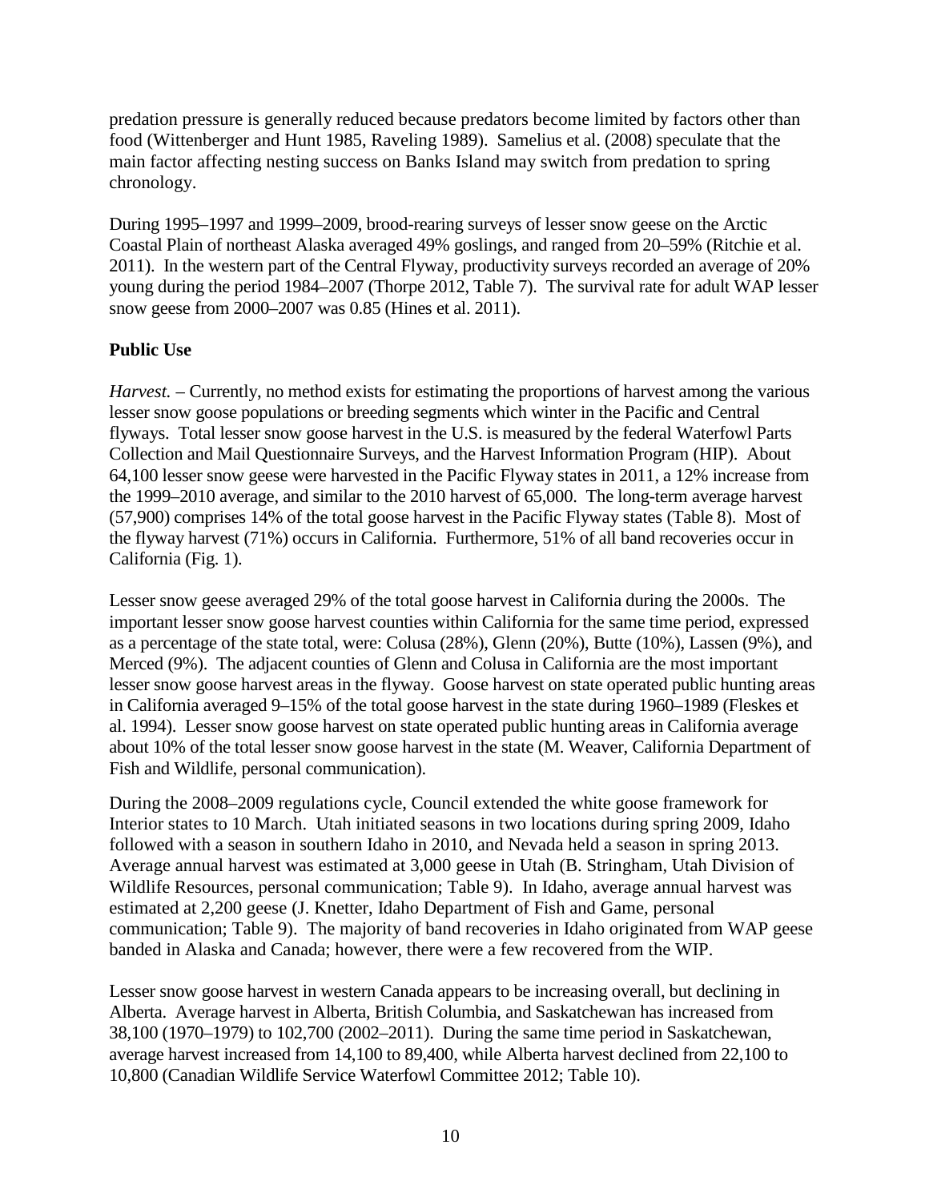predation pressure is generally reduced because predators become limited by factors other than food (Wittenberger and Hunt 1985, Raveling 1989). Samelius et al. (2008) speculate that the main factor affecting nesting success on Banks Island may switch from predation to spring chronology.

During 1995–1997 and 1999–2009, brood-rearing surveys of lesser snow geese on the Arctic Coastal Plain of northeast Alaska averaged 49% goslings, and ranged from 20–59% (Ritchie et al. 2011). In the western part of the Central Flyway, productivity surveys recorded an average of 20% young during the period 1984–2007 (Thorpe 2012, Table 7). The survival rate for adult WAP lesser snow geese from 2000–2007 was 0.85 (Hines et al. 2011).

**Public Use**

*Harvest.* – Currently, no method exists for estimating the proportions of harvest among the various lesser snow goose populations or breeding segments which winter in the Pacific and Central flyways. Total lesser snow goose harvest in the U.S. is measured by the federal Waterfowl Parts Collection and Mail Questionnaire Surveys, and the Harvest Information Program (HIP). About 64,100 lesser snow geese were harvested in the Pacific Flyway states in 2011, a 12% increase from the 1999–2010 average, and similar to the 2010 harvest of 65,000. The long-term average harvest (57,900) comprises 14% of the total goose harvest in the Pacific Flyway states (Table 8). Most of the flyway harvest (71%) occurs in California. Furthermore, 51% of all band recoveries occur in California (Fig. 1).

Lesser snow geese averaged 29% of the total goose harvest in California during the 2000s. The important lesser snow goose harvest counties within California for the same time period, expressed as a percentage of the state total, were: Colusa (28%), Glenn (20%), Butte (10%), Lassen (9%), and Merced (9%). The adjacent counties of Glenn and Colusa in California are the most important lesser snow goose harvest areas in the flyway. Goose harvest on state operated public hunting areas in California averaged 9–15% of the total goose harvest in the state during 1960–1989 (Fleskes et al. 1994). Lesser snow goose harvest on state operated public hunting areas in California average about 10% of the total lesser snow goose harvest in the state (M. Weaver, California Department of Fish and Wildlife, personal communication).

During the 2008–2009 regulations cycle, Council extended the white goose framework for Interior states to 10 March. Utah initiated seasons in two locations during spring 2009, Idaho followed with a season in southern Idaho in 2010, and Nevada held a season in spring 2013. Average annual harvest was estimated at 3,000 geese in Utah (B. Stringham, Utah Division of Wildlife Resources, personal communication; Table 9). In Idaho, average annual harvest was estimated at 2,200 geese (J. Knetter, Idaho Department of Fish and Game, personal communication; Table 9). The majority of band recoveries in Idaho originated from WAP geese banded in Alaska and Canada; however, there were a few recovered from the WIP.

Lesser snow goose harvest in western Canada appears to be increasing overall, but declining in Alberta. Average harvest in Alberta, British Columbia, and Saskatchewan has increased from 38,100 (1970–1979) to 102,700 (2002–2011). During the same time period in Saskatchewan, average harvest increased from 14,100 to 89,400, while Alberta harvest declined from 22,100 to 10,800 (Canadian Wildlife Service Waterfowl Committee 2012; Table 10).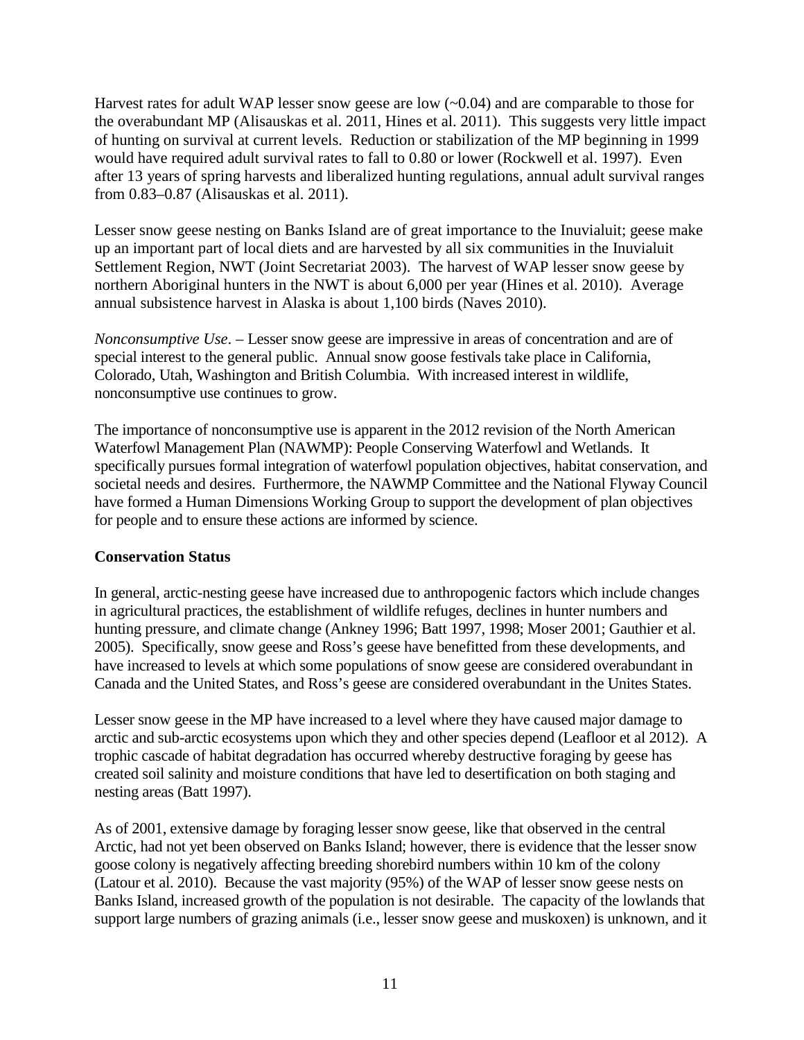Harvest rates for adult WAP lesser snow geese are low (~0.04) and are comparable to those for the overabundant MP (Alisauskas et al. 2011, Hines et al. 2011). This suggests very little impact of hunting on survival at current levels. Reduction or stabilization of the MP beginning in 1999 would have required adult survival rates to fall to 0.80 or lower (Rockwell et al. 1997). Even after 13 years of spring harvests and liberalized hunting regulations, annual adult survival ranges from 0.83–0.87 (Alisauskas et al. 2011).

Lesser snow geese nesting on Banks Island are of great importance to the Inuvialuit; geese make up an important part of local diets and are harvested by all six communities in the Inuvialuit Settlement Region, NWT (Joint Secretariat 2003). The harvest of WAP lesser snow geese by northern Aboriginal hunters in the NWT is about 6,000 per year (Hines et al. 2010). Average annual subsistence harvest in Alaska is about 1,100 birds (Naves 2010).

*Nonconsumptive Use*. – Lesser snow geese are impressive in areas of concentration and are of special interest to the general public. Annual snow goose festivals take place in California, Colorado, Utah, Washington and British Columbia. With increased interest in wildlife, nonconsumptive use continues to grow.

The importance of nonconsumptive use is apparent in the 2012 revision of the North American Waterfowl Management Plan (NAWMP): People Conserving Waterfowl and Wetlands. It specifically pursues formal integration of waterfowl population objectives, habitat conservation, and societal needs and desires. Furthermore, the NAWMP Committee and the National Flyway Council have formed a Human Dimensions Working Group to support the development of plan objectives for people and to ensure these actions are informed by science.

**Conservation Status**

In general, arctic-nesting geese have increased due to anthropogenic factors which include changes in agricultural practices, the establishment of wildlife refuges, declines in hunter numbers and hunting pressure, and climate change (Ankney 1996; Batt 1997, 1998; Moser 2001; Gauthier et al. 2005). Specifically, snow geese and Ross's geese have benefitted from these developments, and have increased to levels at which some populations of snow geese are considered overabundant in Canada and the United States, and Ross's geese are considered overabundant in the Unites States.

Lesser snow geese in the MP have increased to a level where they have caused major damage to arctic and sub-arctic ecosystems upon which they and other species depend (Leafloor et al 2012). A trophic cascade of habitat degradation has occurred whereby destructive foraging by geese has created soil salinity and moisture conditions that have led to desertification on both staging and nesting areas (Batt 1997).

As of 2001, extensive damage by foraging lesser snow geese, like that observed in the central Arctic, had not yet been observed on Banks Island; however, there is evidence that the lesser snow goose colony is negatively affecting breeding shorebird numbers within 10 km of the colony (Latour et al. 2010). Because the vast majority (95%) of the WAP of lesser snow geese nests on Banks Island, increased growth of the population is not desirable. The capacity of the lowlands that support large numbers of grazing animals (i.e., lesser snow geese and muskoxen) is unknown, and it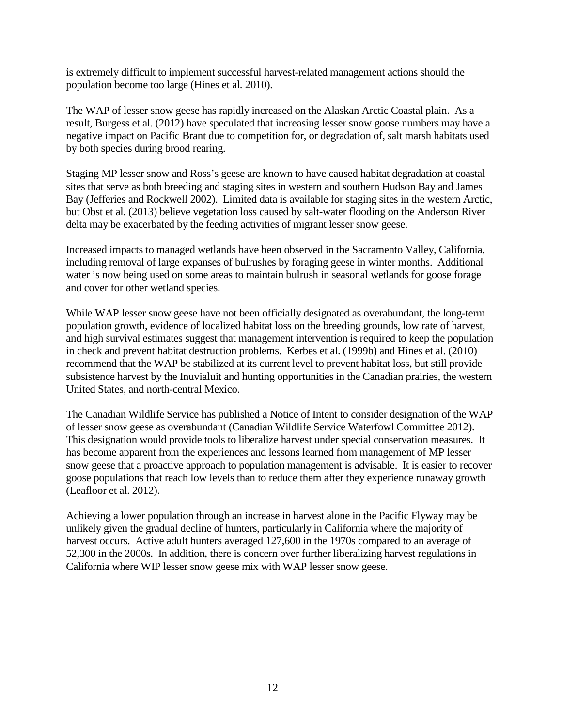is extremely difficult to implement successful harvest-related management actions should the population become too large (Hines et al. 2010).

The WAP of lesser snow geese has rapidly increased on the Alaskan Arctic Coastal plain. As a result, Burgess et al. (2012) have speculated that increasing lesser snow goose numbers may have a negative impact on Pacific Brant due to competition for, or degradation of, salt marsh habitats used by both species during brood rearing.

Staging MP lesser snow and Ross's geese are known to have caused habitat degradation at coastal sites that serve as both breeding and staging sites in western and southern Hudson Bay and James Bay (Jefferies and Rockwell 2002). Limited data is available for staging sites in the western Arctic, but Obst et al. (2013) believe vegetation loss caused by salt-water flooding on the Anderson River delta may be exacerbated by the feeding activities of migrant lesser snow geese.

Increased impacts to managed wetlands have been observed in the Sacramento Valley, California, including removal of large expanses of bulrushes by foraging geese in winter months. Additional water is now being used on some areas to maintain bulrush in seasonal wetlands for goose forage and cover for other wetland species.

While WAP lesser snow geese have not been officially designated as overabundant, the long-term population growth, evidence of localized habitat loss on the breeding grounds, low rate of harvest, and high survival estimates suggest that management intervention is required to keep the population in check and prevent habitat destruction problems. Kerbes et al. (1999b) and Hines et al. (2010) recommend that the WAP be stabilized at its current level to prevent habitat loss, but still provide subsistence harvest by the Inuvialuit and hunting opportunities in the Canadian prairies, the western United States, and north-central Mexico.

The Canadian Wildlife Service has published a Notice of Intent to consider designation of the WAP of lesser snow geese as overabundant (Canadian Wildlife Service Waterfowl Committee 2012). This designation would provide tools to liberalize harvest under special conservation measures. It has become apparent from the experiences and lessons learned from management of MP lesser snow geese that a proactive approach to population management is advisable. It is easier to recover goose populations that reach low levels than to reduce them after they experience runaway growth (Leafloor et al. 2012).

Achieving a lower population through an increase in harvest alone in the Pacific Flyway may be unlikely given the gradual decline of hunters, particularly in California where the majority of harvest occurs. Active adult hunters averaged 127,600 in the 1970s compared to an average of 52,300 in the 2000s. In addition, there is concern over further liberalizing harvest regulations in California where WIP lesser snow geese mix with WAP lesser snow geese.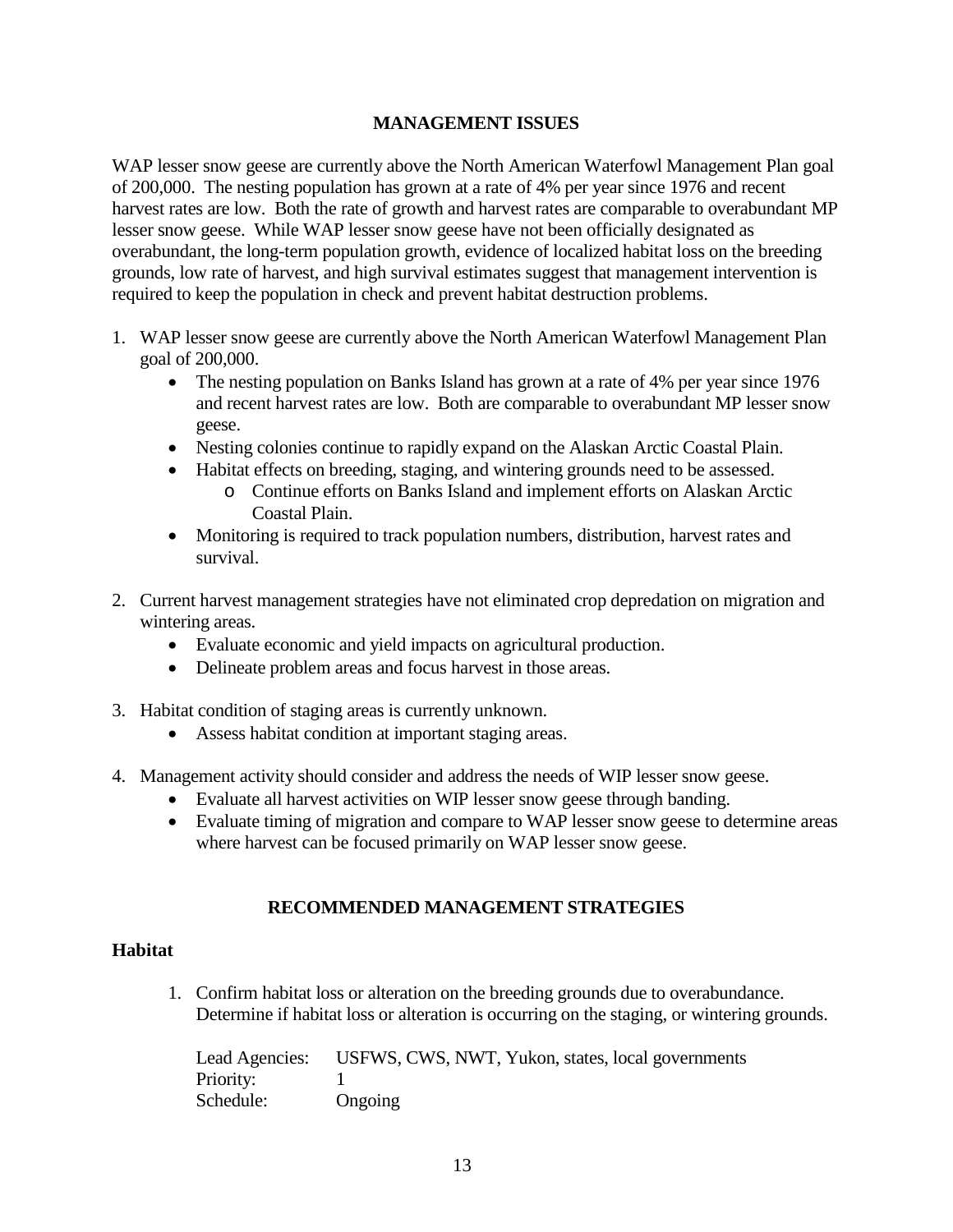## MANAGEMENT ISSUES

WAP lesser snow geese are currently above the North American Waterfowl Management Plan goal of 200,000. The nesting population has grown at a rate of 4% per year since 1976 and recent harvest rates are low. Both the rate of growth and harvest rates are comparable to overabundant MP lesser snow geese. While WAP lesser snow geese have not been officially designated as overabundant, the long-term population growth, evidence of localized habitat loss on the breeding grounds, low rate of harvest, and high survival estimates suggest that management intervention is required to keep the population in check and prevent habitat destruction problems.

1. WAP lesser snow geese are currently above the North American Waterfowl Management Plan goal of 200,000.
   - The nesting population on Banks Island has grown at a rate of 4% per year since 1976 and recent harvest rates are low. Both are comparable to overabundant MP lesser snow geese.
   - Nesting colonies continue to rapidly expand on the Alaskan Arctic Coastal Plain.
   - Habitat effects on breeding, staging, and wintering grounds need to be assessed.
     - Continue efforts on Banks Island and implement efforts on Alaskan Arctic Coastal Plain.
   - Monitoring is required to track population numbers, distribution, harvest rates and survival.
2. Current harvest management strategies have not eliminated crop depredation on migration and wintering areas.
   - Evaluate economic and yield impacts on agricultural production.
   - Delineate problem areas and focus harvest in those areas.
3. Habitat condition of staging areas is currently unknown.
   - Assess habitat condition at important staging areas.
4. Management activity should consider and address the needs of WIP lesser snow geese.
   - Evaluate all harvest activities on WIP lesser snow geese through banding.
   - Evaluate timing of migration and compare to WAP lesser snow geese to determine areas where harvest can be focused primarily on WAP lesser snow geese.

## RECOMMENDED MANAGEMENT STRATEGIES

### Habitat

1. Confirm habitat loss or alteration on the breeding grounds due to overabundance. Determine if habitat loss or alteration is occurring on the staging, or wintering grounds.

   Lead Agencies: USFWS, CWS, NWT, Yukon, states, local governments
   Priority: 1
   Schedule: Ongoing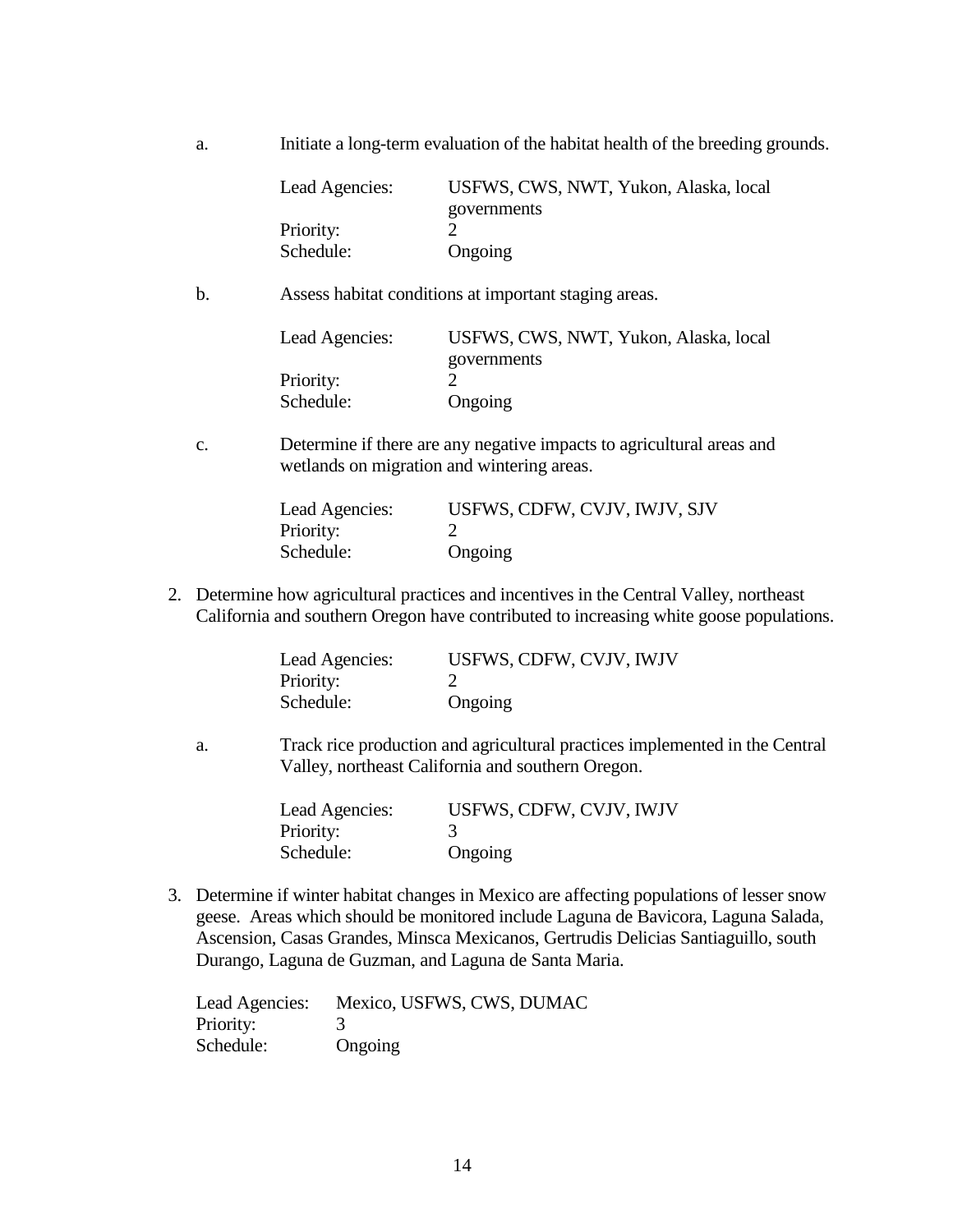a. Initiate a long-term evaluation of the habitat health of the breeding grounds.

   Lead Agencies: USFWS, CWS, NWT, Yukon, Alaska, local governments
   Priority: 2
   Schedule: Ongoing

b. Assess habitat conditions at important staging areas.

   Lead Agencies: USFWS, CWS, NWT, Yukon, Alaska, local governments
   Priority: 2
   Schedule: Ongoing

c. Determine if there are any negative impacts to agricultural areas and wetlands on migration and wintering areas.

   Lead Agencies: USFWS, CDFW, CVJV, IWJV, SJV
   Priority: 2
   Schedule: Ongoing

2. Determine how agricultural practices and incentives in the Central Valley, northeast California and southern Oregon have contributed to increasing white goose populations.

   Lead Agencies: USFWS, CDFW, CVJV, IWJV
   Priority: 2
   Schedule: Ongoing

   a. Track rice production and agricultural practices implemented in the Central Valley, northeast California and southern Oregon.

      Lead Agencies: USFWS, CDFW, CVJV, IWJV
      Priority: 3
      Schedule: Ongoing

3. Determine if winter habitat changes in Mexico are affecting populations of lesser snow geese. Areas which should be monitored include Laguna de Bavicora, Laguna Salada, Ascension, Casas Grandes, Minsca Mexicanos, Gertrudis Delicias Santiaguillo, south Durango, Laguna de Guzman, and Laguna de Santa Maria.

   Lead Agencies: Mexico, USFWS, CWS, DUMAC
   Priority: 3
   Schedule: Ongoing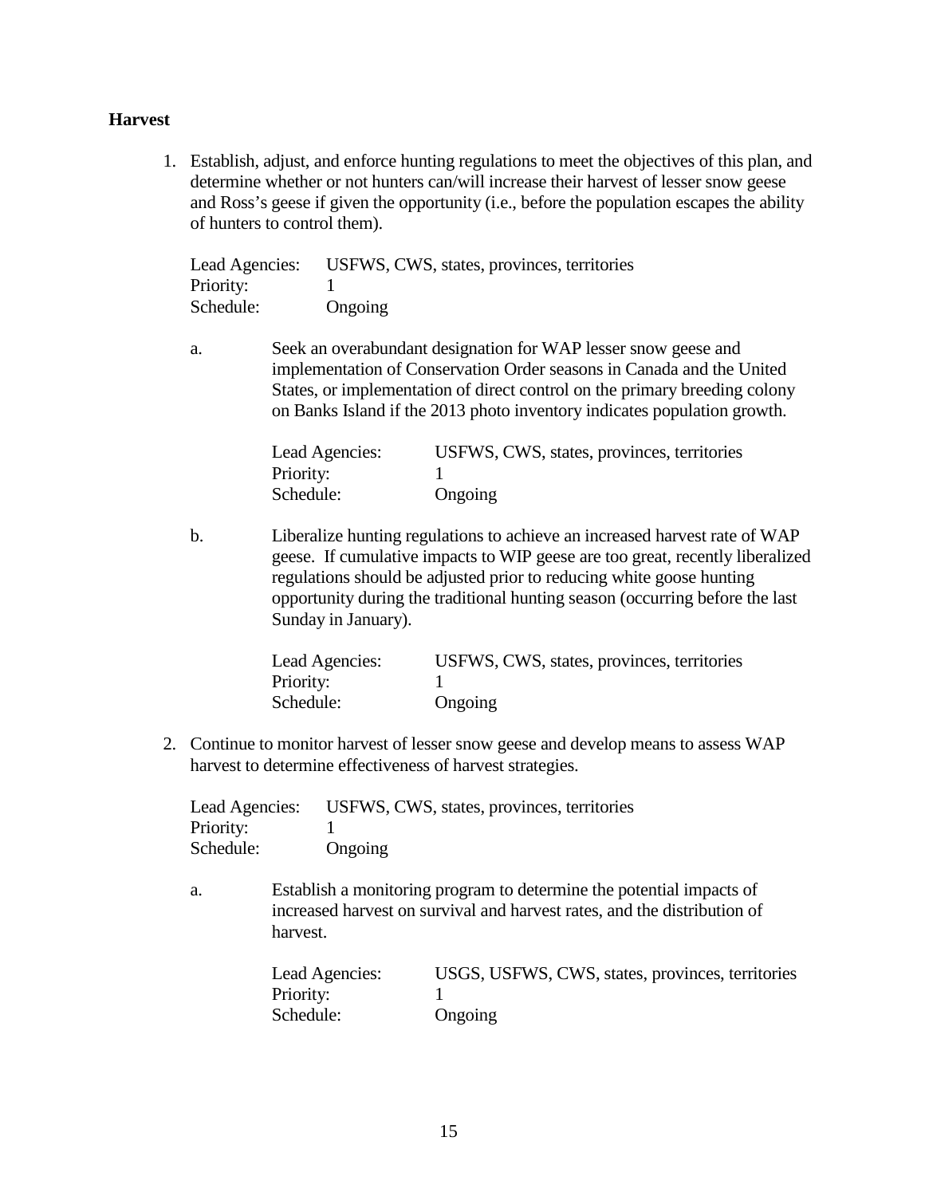## Harvest

1. Establish, adjust, and enforce hunting regulations to meet the objectives of this plan, and determine whether or not hunters can/will increase their harvest of lesser snow geese and Ross's geese if given the opportunity (i.e., before the population escapes the ability of hunters to control them).

   Lead Agencies: USFWS, CWS, states, provinces, territories
   Priority: 1
   Schedule: Ongoing

   a. Seek an overabundant designation for WAP lesser snow geese and implementation of Conservation Order seasons in Canada and the United States, or implementation of direct control on the primary breeding colony on Banks Island if the 2013 photo inventory indicates population growth.

      Lead Agencies: USFWS, CWS, states, provinces, territories
      Priority: 1
      Schedule: Ongoing

   b. Liberalize hunting regulations to achieve an increased harvest rate of WAP geese. If cumulative impacts to WIP geese are too great, recently liberalized regulations should be adjusted prior to reducing white goose hunting opportunity during the traditional hunting season (occurring before the last Sunday in January).

      Lead Agencies: USFWS, CWS, states, provinces, territories
      Priority: 1
      Schedule: Ongoing

2. Continue to monitor harvest of lesser snow geese and develop means to assess WAP harvest to determine effectiveness of harvest strategies.

   Lead Agencies: USFWS, CWS, states, provinces, territories
   Priority: 1
   Schedule: Ongoing

   a. Establish a monitoring program to determine the potential impacts of increased harvest on survival and harvest rates, and the distribution of harvest.

      Lead Agencies: USGS, USFWS, CWS, states, provinces, territories
      Priority: 1
      Schedule: Ongoing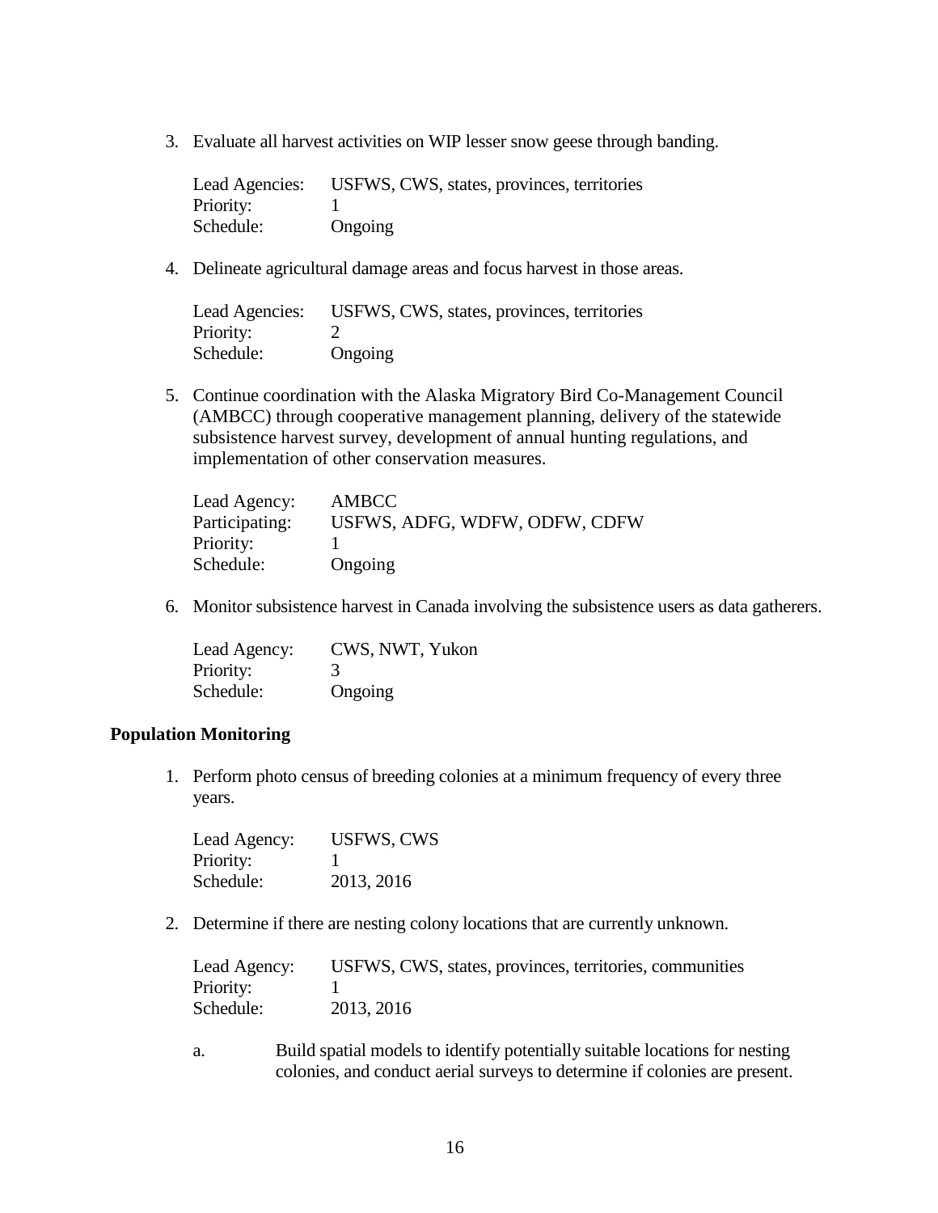3. Evaluate all harvest activities on WIP lesser snow geese through banding.

   Lead Agencies: USFWS, CWS, states, provinces, territories
   Priority: 1
   Schedule: Ongoing

4. Delineate agricultural damage areas and focus harvest in those areas.

   Lead Agencies: USFWS, CWS, states, provinces, territories
   Priority: 2
   Schedule: Ongoing

5. Continue coordination with the Alaska Migratory Bird Co-Management Council (AMBCC) through cooperative management planning, delivery of the statewide subsistence harvest survey, development of annual hunting regulations, and implementation of other conservation measures.

   Lead Agency: AMBCC
   Participating: USFWS, ADFG, WDFW, ODFW, CDFW
   Priority: 1
   Schedule: Ongoing

6. Monitor subsistence harvest in Canada involving the subsistence users as data gatherers.

   Lead Agency: CWS, NWT, Yukon
   Priority: 3
   Schedule: Ongoing

**Population Monitoring**

1. Perform photo census of breeding colonies at a minimum frequency of every three years.

   Lead Agency: USFWS, CWS
   Priority: 1
   Schedule: 2013, 2016

2. Determine if there are nesting colony locations that are currently unknown.

   Lead Agency: USFWS, CWS, states, provinces, territories, communities
   Priority: 1
   Schedule: 2013, 2016

   a. Build spatial models to identify potentially suitable locations for nesting colonies, and conduct aerial surveys to determine if colonies are present.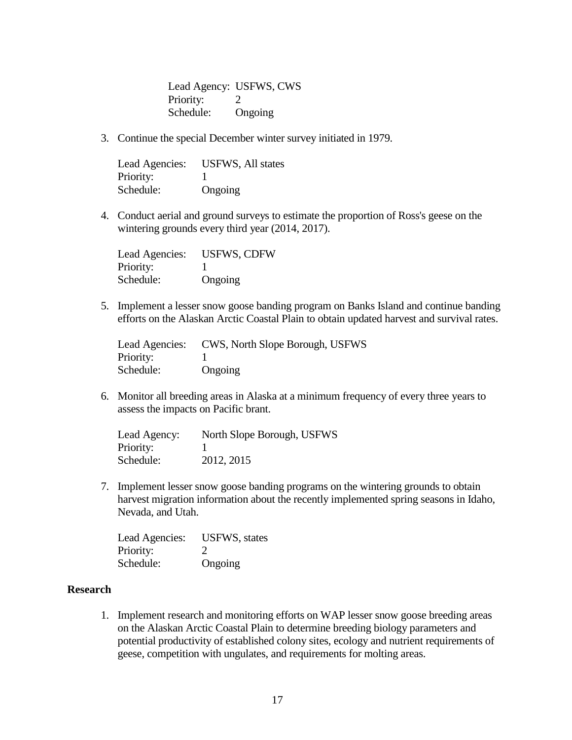Lead Agency: USFWS, CWS
Priority: 2
Schedule: Ongoing

3. Continue the special December winter survey initiated in 1979.

   Lead Agencies: USFWS, All states
   Priority: 1
   Schedule: Ongoing

4. Conduct aerial and ground surveys to estimate the proportion of Ross's geese on the wintering grounds every third year (2014, 2017).

   Lead Agencies: USFWS, CDFW
   Priority: 1
   Schedule: Ongoing

5. Implement a lesser snow goose banding program on Banks Island and continue banding efforts on the Alaskan Arctic Coastal Plain to obtain updated harvest and survival rates.

   Lead Agencies: CWS, North Slope Borough, USFWS
   Priority: 1
   Schedule: Ongoing

6. Monitor all breeding areas in Alaska at a minimum frequency of every three years to assess the impacts on Pacific brant.

   Lead Agency: North Slope Borough, USFWS
   Priority: 1
   Schedule: 2012, 2015

7. Implement lesser snow goose banding programs on the wintering grounds to obtain harvest migration information about the recently implemented spring seasons in Idaho, Nevada, and Utah.

   Lead Agencies: USFWS, states
   Priority: 2
   Schedule: Ongoing

**Research**

1. Implement research and monitoring efforts on WAP lesser snow goose breeding areas on the Alaskan Arctic Coastal Plain to determine breeding biology parameters and potential productivity of established colony sites, ecology and nutrient requirements of geese, competition with ungulates, and requirements for molting areas.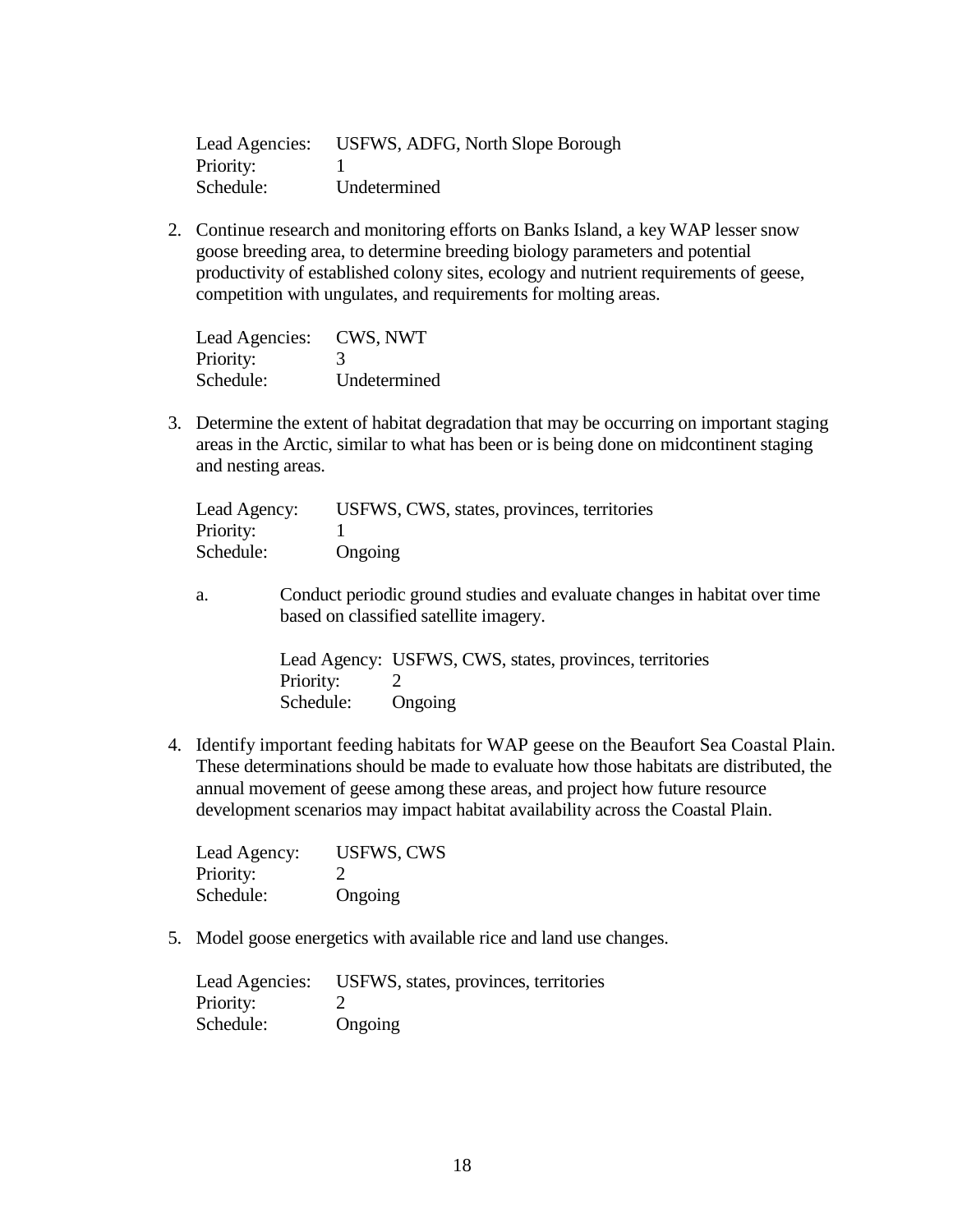Lead Agencies: USFWS, ADFG, North Slope Borough
Priority: 1
Schedule: Undetermined

2. Continue research and monitoring efforts on Banks Island, a key WAP lesser snow goose breeding area, to determine breeding biology parameters and potential productivity of established colony sites, ecology and nutrient requirements of geese, competition with ungulates, and requirements for molting areas.

   Lead Agencies: CWS, NWT
   Priority: 3
   Schedule: Undetermined

3. Determine the extent of habitat degradation that may be occurring on important staging areas in the Arctic, similar to what has been or is being done on midcontinent staging and nesting areas.

   Lead Agency: USFWS, CWS, states, provinces, territories
   Priority: 1
   Schedule: Ongoing

   a. Conduct periodic ground studies and evaluate changes in habitat over time based on classified satellite imagery.

      Lead Agency: USFWS, CWS, states, provinces, territories
      Priority: 2
      Schedule: Ongoing

4. Identify important feeding habitats for WAP geese on the Beaufort Sea Coastal Plain. These determinations should be made to evaluate how those habitats are distributed, the annual movement of geese among these areas, and project how future resource development scenarios may impact habitat availability across the Coastal Plain.

   Lead Agency: USFWS, CWS
   Priority: 2
   Schedule: Ongoing

5. Model goose energetics with available rice and land use changes.

   Lead Agencies: USFWS, states, provinces, territories
   Priority: 2
   Schedule: Ongoing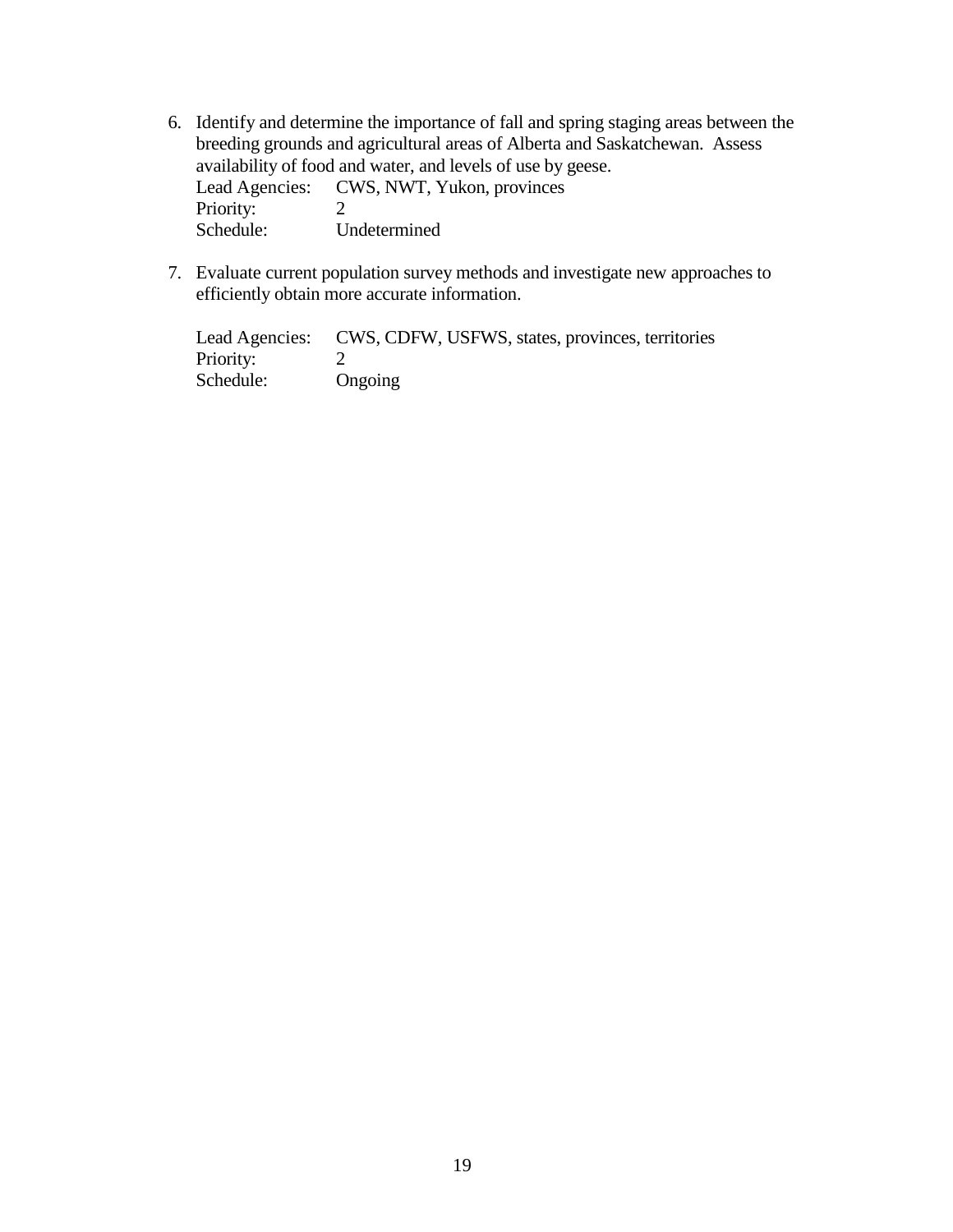6. Identify and determine the importance of fall and spring staging areas between the breeding grounds and agricultural areas of Alberta and Saskatchewan. Assess availability of food and water, and levels of use by geese.

   Lead Agencies: CWS, NWT, Yukon, provinces
   Priority: 2
   Schedule: Undetermined

7. Evaluate current population survey methods and investigate new approaches to efficiently obtain more accurate information.

   Lead Agencies: CWS, CDFW, USFWS, states, provinces, territories
   Priority: 2
   Schedule: Ongoing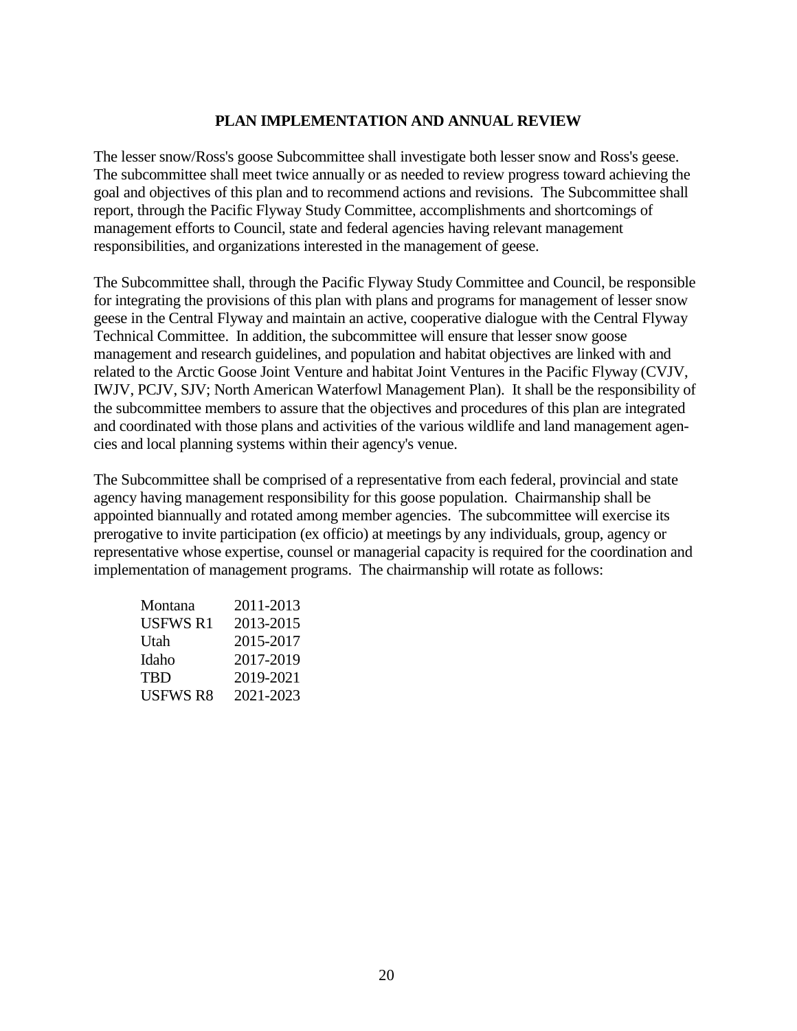## PLAN IMPLEMENTATION AND ANNUAL REVIEW

The lesser snow/Ross's goose Subcommittee shall investigate both lesser snow and Ross's geese. The subcommittee shall meet twice annually or as needed to review progress toward achieving the goal and objectives of this plan and to recommend actions and revisions. The Subcommittee shall report, through the Pacific Flyway Study Committee, accomplishments and shortcomings of management efforts to Council, state and federal agencies having relevant management responsibilities, and organizations interested in the management of geese.

The Subcommittee shall, through the Pacific Flyway Study Committee and Council, be responsible for integrating the provisions of this plan with plans and programs for management of lesser snow geese in the Central Flyway and maintain an active, cooperative dialogue with the Central Flyway Technical Committee. In addition, the subcommittee will ensure that lesser snow goose management and research guidelines, and population and habitat objectives are linked with and related to the Arctic Goose Joint Venture and habitat Joint Ventures in the Pacific Flyway (CVJV, IWJV, PCJV, SJV; North American Waterfowl Management Plan). It shall be the responsibility of the subcommittee members to assure that the objectives and procedures of this plan are integrated and coordinated with those plans and activities of the various wildlife and land management agencies and local planning systems within their agency's venue.

The Subcommittee shall be comprised of a representative from each federal, provincial and state agency having management responsibility for this goose population. Chairmanship shall be appointed biannually and rotated among member agencies. The subcommittee will exercise its prerogative to invite participation (ex officio) at meetings by any individuals, group, agency or representative whose expertise, counsel or managerial capacity is required for the coordination and implementation of management programs. The chairmanship will rotate as follows:

| | |
|---|---|
| Montana | 2011-2013 |
| USFWS R1 | 2013-2015 |
| Utah | 2015-2017 |
| Idaho | 2017-2019 |
| TBD | 2019-2021 |
| USFWS R8 | 2021-2023 |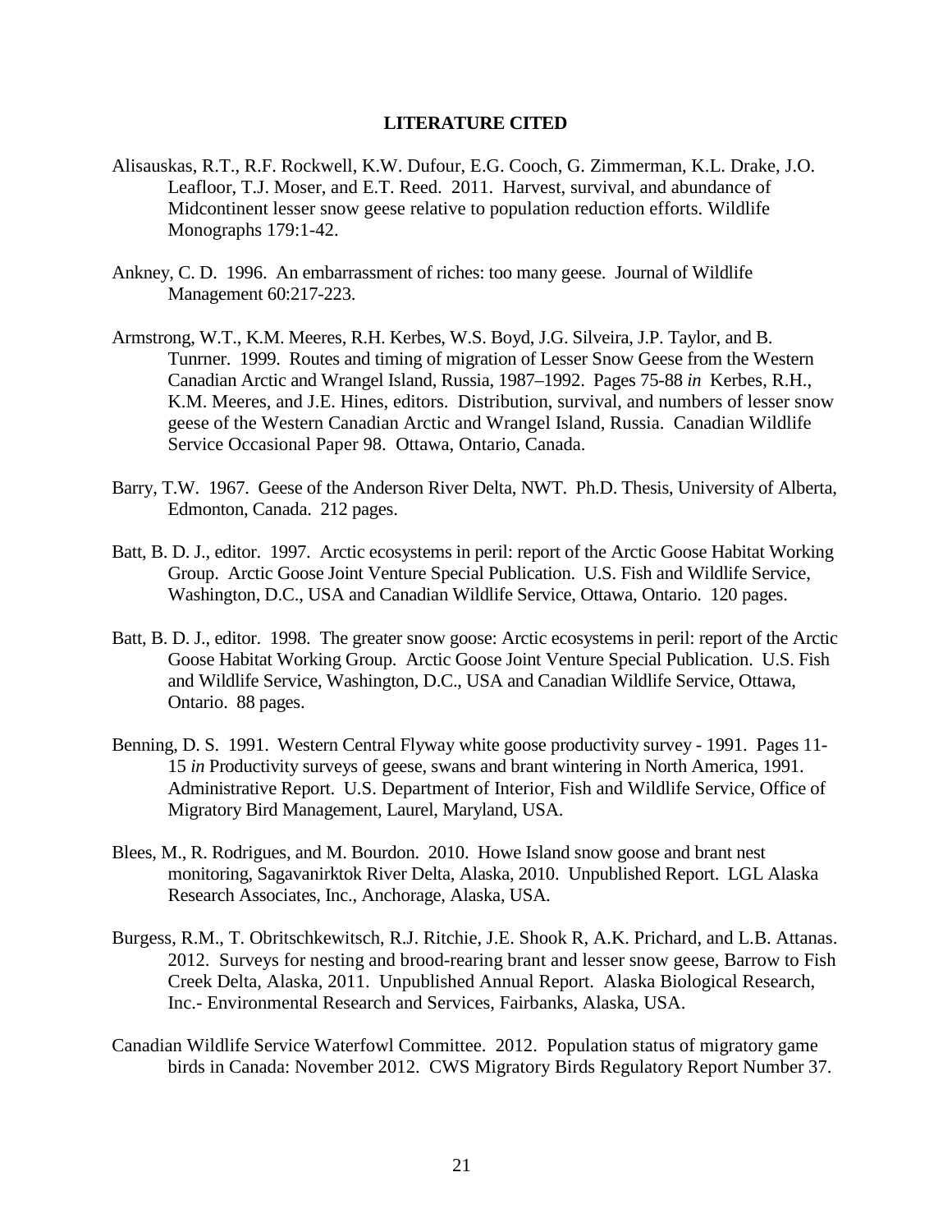## LITERATURE CITED

Alisauskas, R.T., R.F. Rockwell, K.W. Dufour, E.G. Cooch, G. Zimmerman, K.L. Drake, J.O. Leafloor, T.J. Moser, and E.T. Reed. 2011. Harvest, survival, and abundance of Midcontinent lesser snow geese relative to population reduction efforts. Wildlife Monographs 179:1-42.

Ankney, C. D. 1996. An embarrassment of riches: too many geese. Journal of Wildlife Management 60:217-223.

Armstrong, W.T., K.M. Meeres, R.H. Kerbes, W.S. Boyd, J.G. Silveira, J.P. Taylor, and B. Tunrner. 1999. Routes and timing of migration of Lesser Snow Geese from the Western Canadian Arctic and Wrangel Island, Russia, 1987–1992. Pages 75-88 *in* Kerbes, R.H., K.M. Meeres, and J.E. Hines, editors. Distribution, survival, and numbers of lesser snow geese of the Western Canadian Arctic and Wrangel Island, Russia. Canadian Wildlife Service Occasional Paper 98. Ottawa, Ontario, Canada.

Barry, T.W. 1967. Geese of the Anderson River Delta, NWT. Ph.D. Thesis, University of Alberta, Edmonton, Canada. 212 pages.

Batt, B. D. J., editor. 1997. Arctic ecosystems in peril: report of the Arctic Goose Habitat Working Group. Arctic Goose Joint Venture Special Publication. U.S. Fish and Wildlife Service, Washington, D.C., USA and Canadian Wildlife Service, Ottawa, Ontario. 120 pages.

Batt, B. D. J., editor. 1998. The greater snow goose: Arctic ecosystems in peril: report of the Arctic Goose Habitat Working Group. Arctic Goose Joint Venture Special Publication. U.S. Fish and Wildlife Service, Washington, D.C., USA and Canadian Wildlife Service, Ottawa, Ontario. 88 pages.

Benning, D. S. 1991. Western Central Flyway white goose productivity survey - 1991. Pages 11-15 *in* Productivity surveys of geese, swans and brant wintering in North America, 1991. Administrative Report. U.S. Department of Interior, Fish and Wildlife Service, Office of Migratory Bird Management, Laurel, Maryland, USA.

Blees, M., R. Rodrigues, and M. Bourdon. 2010. Howe Island snow goose and brant nest monitoring, Sagavanirktok River Delta, Alaska, 2010. Unpublished Report. LGL Alaska Research Associates, Inc., Anchorage, Alaska, USA.

Burgess, R.M., T. Obritschkewitsch, R.J. Ritchie, J.E. Shook R, A.K. Prichard, and L.B. Attanas. 2012. Surveys for nesting and brood-rearing brant and lesser snow geese, Barrow to Fish Creek Delta, Alaska, 2011. Unpublished Annual Report. Alaska Biological Research, Inc.- Environmental Research and Services, Fairbanks, Alaska, USA.

Canadian Wildlife Service Waterfowl Committee. 2012. Population status of migratory game birds in Canada: November 2012. CWS Migratory Birds Regulatory Report Number 37.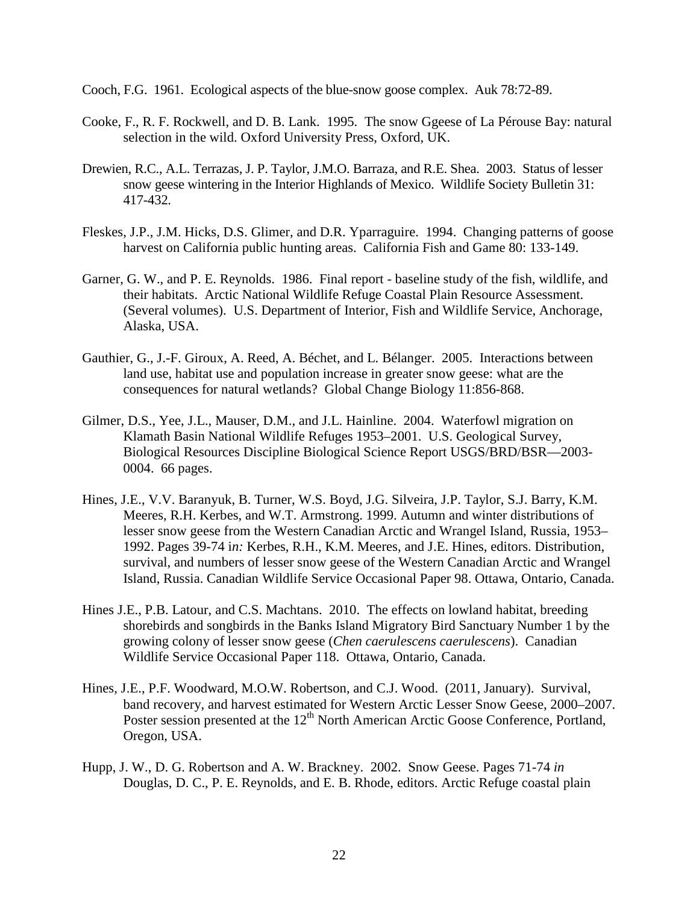Cooch, F.G. 1961. Ecological aspects of the blue-snow goose complex. Auk 78:72-89.

Cooke, F., R. F. Rockwell, and D. B. Lank. 1995. The snow Ggeese of La Pérouse Bay: natural selection in the wild. Oxford University Press, Oxford, UK.

Drewien, R.C., A.L. Terrazas, J. P. Taylor, J.M.O. Barraza, and R.E. Shea. 2003. Status of lesser snow geese wintering in the Interior Highlands of Mexico. Wildlife Society Bulletin 31: 417-432.

Fleskes, J.P., J.M. Hicks, D.S. Glimer, and D.R. Yparraguire. 1994. Changing patterns of goose harvest on California public hunting areas. California Fish and Game 80: 133-149.

Garner, G. W., and P. E. Reynolds. 1986. Final report - baseline study of the fish, wildlife, and their habitats. Arctic National Wildlife Refuge Coastal Plain Resource Assessment. (Several volumes). U.S. Department of Interior, Fish and Wildlife Service, Anchorage, Alaska, USA.

Gauthier, G., J.-F. Giroux, A. Reed, A. Béchet, and L. Bélanger. 2005. Interactions between land use, habitat use and population increase in greater snow geese: what are the consequences for natural wetlands? Global Change Biology 11:856-868.

Gilmer, D.S., Yee, J.L., Mauser, D.M., and J.L. Hainline. 2004. Waterfowl migration on Klamath Basin National Wildlife Refuges 1953–2001. U.S. Geological Survey, Biological Resources Discipline Biological Science Report USGS/BRD/BSR—2003-0004. 66 pages.

Hines, J.E., V.V. Baranyuk, B. Turner, W.S. Boyd, J.G. Silveira, J.P. Taylor, S.J. Barry, K.M. Meeres, R.H. Kerbes, and W.T. Armstrong. 1999. Autumn and winter distributions of lesser snow geese from the Western Canadian Arctic and Wrangel Island, Russia, 1953–1992. Pages 39-74 i*n:* Kerbes, R.H., K.M. Meeres, and J.E. Hines, editors. Distribution, survival, and numbers of lesser snow geese of the Western Canadian Arctic and Wrangel Island, Russia. Canadian Wildlife Service Occasional Paper 98. Ottawa, Ontario, Canada.

Hines J.E., P.B. Latour, and C.S. Machtans. 2010. The effects on lowland habitat, breeding shorebirds and songbirds in the Banks Island Migratory Bird Sanctuary Number 1 by the growing colony of lesser snow geese (*Chen caerulescens caerulescens*). Canadian Wildlife Service Occasional Paper 118. Ottawa, Ontario, Canada.

Hines, J.E., P.F. Woodward, M.O.W. Robertson, and C.J. Wood. (2011, January). Survival, band recovery, and harvest estimated for Western Arctic Lesser Snow Geese, 2000–2007. Poster session presented at the 12th North American Arctic Goose Conference, Portland, Oregon, USA.

Hupp, J. W., D. G. Robertson and A. W. Brackney. 2002. Snow Geese. Pages 71-74 *in* Douglas, D. C., P. E. Reynolds, and E. B. Rhode, editors. Arctic Refuge coastal plain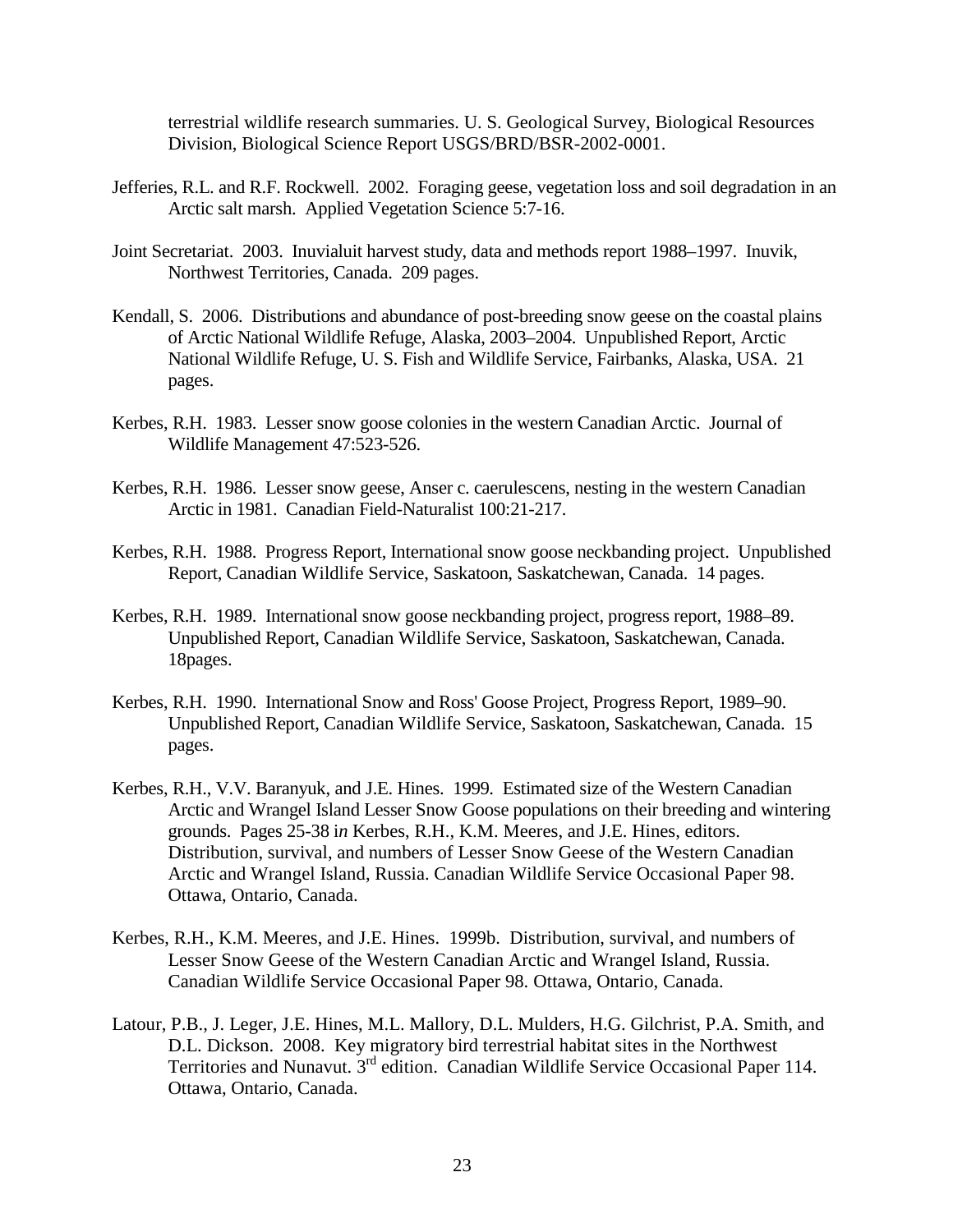terrestrial wildlife research summaries. U. S. Geological Survey, Biological Resources Division, Biological Science Report USGS/BRD/BSR-2002-0001.

Jefferies, R.L. and R.F. Rockwell. 2002. Foraging geese, vegetation loss and soil degradation in an Arctic salt marsh. Applied Vegetation Science 5:7-16.

Joint Secretariat. 2003. Inuvialuit harvest study, data and methods report 1988–1997. Inuvik, Northwest Territories, Canada. 209 pages.

Kendall, S. 2006. Distributions and abundance of post-breeding snow geese on the coastal plains of Arctic National Wildlife Refuge, Alaska, 2003–2004. Unpublished Report, Arctic National Wildlife Refuge, U. S. Fish and Wildlife Service, Fairbanks, Alaska, USA. 21 pages.

Kerbes, R.H. 1983. Lesser snow goose colonies in the western Canadian Arctic. Journal of Wildlife Management 47:523-526.

Kerbes, R.H. 1986. Lesser snow geese, Anser c. caerulescens, nesting in the western Canadian Arctic in 1981. Canadian Field-Naturalist 100:21-217.

Kerbes, R.H. 1988. Progress Report, International snow goose neckbanding project. Unpublished Report, Canadian Wildlife Service, Saskatoon, Saskatchewan, Canada. 14 pages.

Kerbes, R.H. 1989. International snow goose neckbanding project, progress report, 1988–89. Unpublished Report, Canadian Wildlife Service, Saskatoon, Saskatchewan, Canada. 18pages.

Kerbes, R.H. 1990. International Snow and Ross' Goose Project, Progress Report, 1989–90. Unpublished Report, Canadian Wildlife Service, Saskatoon, Saskatchewan, Canada. 15 pages.

Kerbes, R.H., V.V. Baranyuk, and J.E. Hines. 1999. Estimated size of the Western Canadian Arctic and Wrangel Island Lesser Snow Goose populations on their breeding and wintering grounds. Pages 25-38 i*n* Kerbes, R.H., K.M. Meeres, and J.E. Hines, editors. Distribution, survival, and numbers of Lesser Snow Geese of the Western Canadian Arctic and Wrangel Island, Russia. Canadian Wildlife Service Occasional Paper 98. Ottawa, Ontario, Canada.

Kerbes, R.H., K.M. Meeres, and J.E. Hines. 1999b. Distribution, survival, and numbers of Lesser Snow Geese of the Western Canadian Arctic and Wrangel Island, Russia. Canadian Wildlife Service Occasional Paper 98. Ottawa, Ontario, Canada.

Latour, P.B., J. Leger, J.E. Hines, M.L. Mallory, D.L. Mulders, H.G. Gilchrist, P.A. Smith, and D.L. Dickson. 2008. Key migratory bird terrestrial habitat sites in the Northwest Territories and Nunavut. 3rd edition. Canadian Wildlife Service Occasional Paper 114. Ottawa, Ontario, Canada.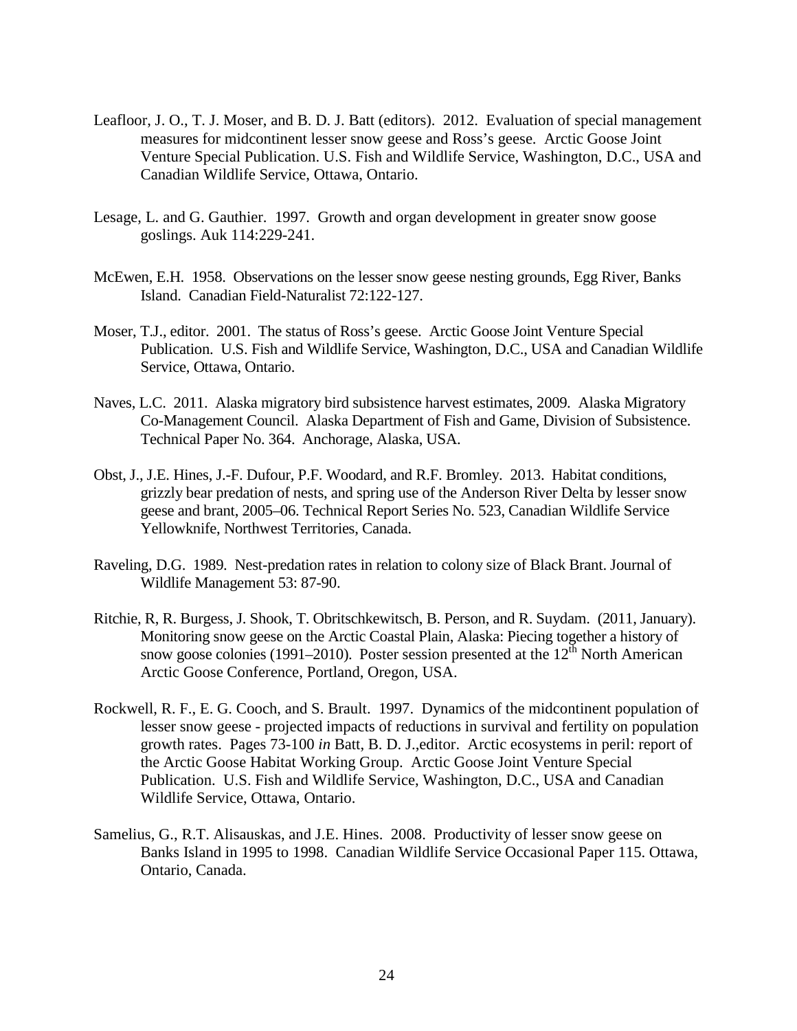Leafloor, J. O., T. J. Moser, and B. D. J. Batt (editors). 2012. Evaluation of special management measures for midcontinent lesser snow geese and Ross's geese. Arctic Goose Joint Venture Special Publication. U.S. Fish and Wildlife Service, Washington, D.C., USA and Canadian Wildlife Service, Ottawa, Ontario.

Lesage, L. and G. Gauthier. 1997. Growth and organ development in greater snow goose goslings. Auk 114:229-241.

McEwen, E.H. 1958. Observations on the lesser snow geese nesting grounds, Egg River, Banks Island. Canadian Field-Naturalist 72:122-127.

Moser, T.J., editor. 2001. The status of Ross's geese. Arctic Goose Joint Venture Special Publication. U.S. Fish and Wildlife Service, Washington, D.C., USA and Canadian Wildlife Service, Ottawa, Ontario.

Naves, L.C. 2011. Alaska migratory bird subsistence harvest estimates, 2009. Alaska Migratory Co-Management Council. Alaska Department of Fish and Game, Division of Subsistence. Technical Paper No. 364. Anchorage, Alaska, USA.

Obst, J., J.E. Hines, J.-F. Dufour, P.F. Woodard, and R.F. Bromley. 2013. Habitat conditions, grizzly bear predation of nests, and spring use of the Anderson River Delta by lesser snow geese and brant, 2005–06. Technical Report Series No. 523, Canadian Wildlife Service Yellowknife, Northwest Territories, Canada.

Raveling, D.G. 1989. Nest-predation rates in relation to colony size of Black Brant. Journal of Wildlife Management 53: 87-90.

Ritchie, R, R. Burgess, J. Shook, T. Obritschkewitsch, B. Person, and R. Suydam. (2011, January). Monitoring snow geese on the Arctic Coastal Plain, Alaska: Piecing together a history of snow goose colonies (1991–2010). Poster session presented at the 12th North American Arctic Goose Conference, Portland, Oregon, USA.

Rockwell, R. F., E. G. Cooch, and S. Brault. 1997. Dynamics of the midcontinent population of lesser snow geese - projected impacts of reductions in survival and fertility on population growth rates. Pages 73-100 *in* Batt, B. D. J.,editor. Arctic ecosystems in peril: report of the Arctic Goose Habitat Working Group. Arctic Goose Joint Venture Special Publication. U.S. Fish and Wildlife Service, Washington, D.C., USA and Canadian Wildlife Service, Ottawa, Ontario.

Samelius, G., R.T. Alisauskas, and J.E. Hines. 2008. Productivity of lesser snow geese on Banks Island in 1995 to 1998. Canadian Wildlife Service Occasional Paper 115. Ottawa, Ontario, Canada.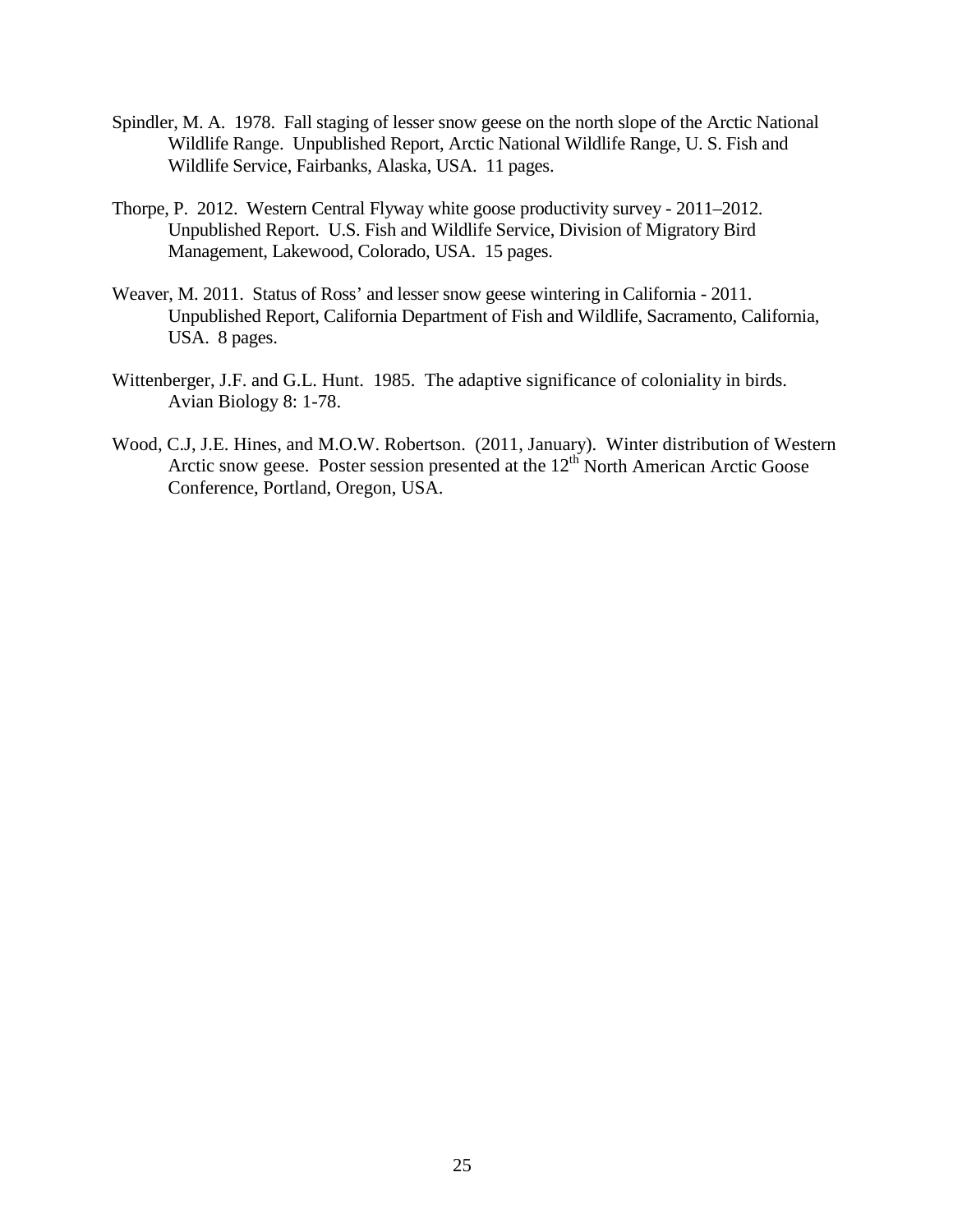Spindler, M. A. 1978. Fall staging of lesser snow geese on the north slope of the Arctic National Wildlife Range. Unpublished Report, Arctic National Wildlife Range, U. S. Fish and Wildlife Service, Fairbanks, Alaska, USA. 11 pages.

Thorpe, P. 2012. Western Central Flyway white goose productivity survey - 2011–2012. Unpublished Report. U.S. Fish and Wildlife Service, Division of Migratory Bird Management, Lakewood, Colorado, USA. 15 pages.

Weaver, M. 2011. Status of Ross' and lesser snow geese wintering in California - 2011. Unpublished Report, California Department of Fish and Wildlife, Sacramento, California, USA. 8 pages.

Wittenberger, J.F. and G.L. Hunt. 1985. The adaptive significance of coloniality in birds. Avian Biology 8: 1-78.

Wood, C.J, J.E. Hines, and M.O.W. Robertson. (2011, January). Winter distribution of Western Arctic snow geese. Poster session presented at the 12th North American Arctic Goose Conference, Portland, Oregon, USA.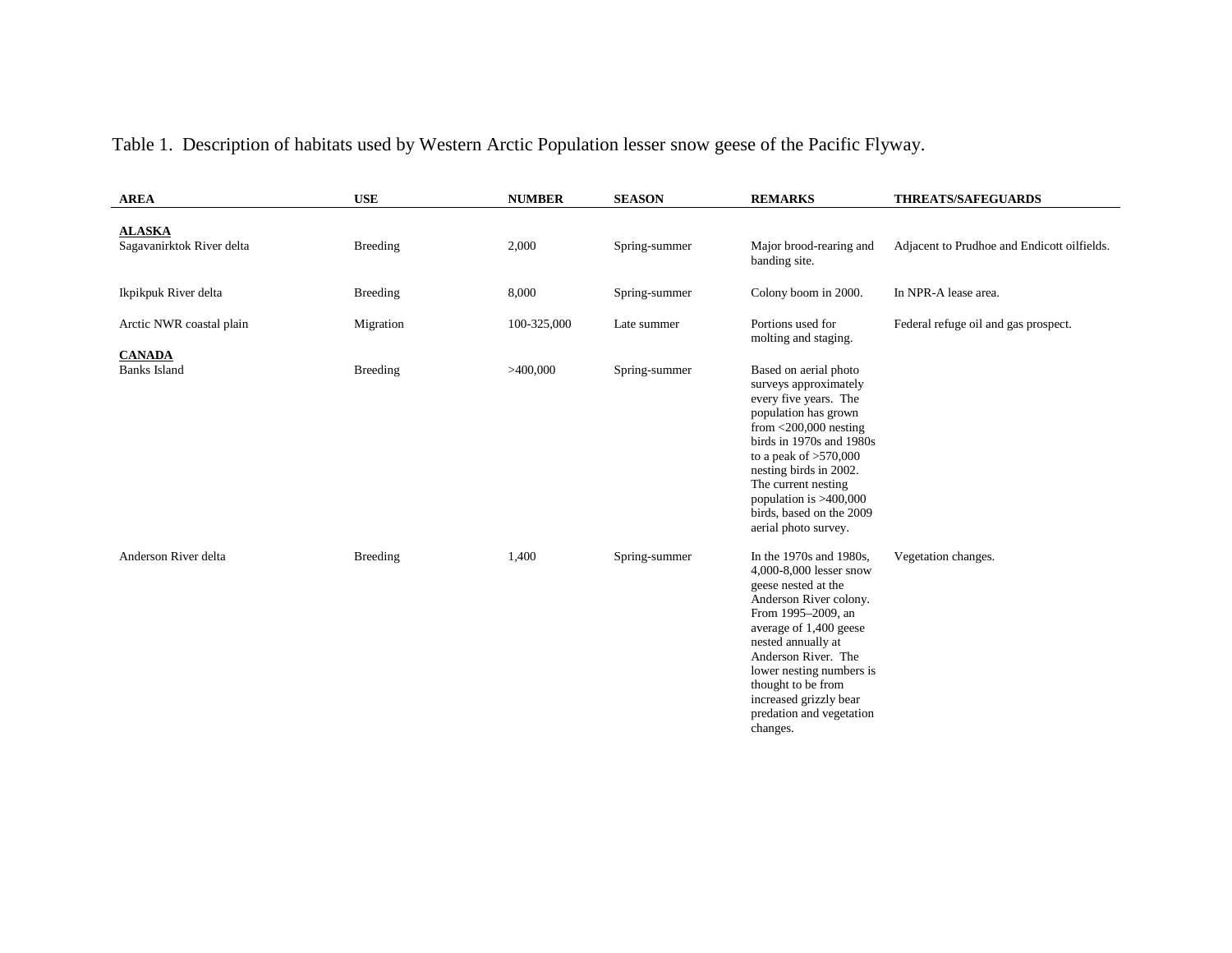Table 1. Description of habitats used by Western Arctic Population lesser snow geese of the Pacific Flyway.

| AREA | USE | NUMBER | SEASON | REMARKS | THREATS/SAFEGUARDS |
|---|---|---|---|---|---|
| **ALASKA** | | | | | |
| Sagavanirktok River delta | Breeding | 2,000 | Spring-summer | Major brood-rearing and banding site. | Adjacent to Prudhoe and Endicott oilfields. |
| Ikpikpuk River delta | Breeding | 8,000 | Spring-summer | Colony boom in 2000. | In NPR-A lease area. |
| Arctic NWR coastal plain | Migration | 100-325,000 | Late summer | Portions used for molting and staging. | Federal refuge oil and gas prospect. |
| **CANADA** | | | | | |
| Banks Island | Breeding | >400,000 | Spring-summer | Based on aerial photo surveys approximately every five years. The population has grown from <200,000 nesting birds in 1970s and 1980s to a peak of >570,000 nesting birds in 2002. The current nesting population is >400,000 birds, based on the 2009 aerial photo survey. | |
| Anderson River delta | Breeding | 1,400 | Spring-summer | In the 1970s and 1980s, 4,000-8,000 lesser snow geese nested at the Anderson River colony. From 1995–2009, an average of 1,400 geese nested annually at Anderson River. The lower nesting numbers is thought to be from increased grizzly bear predation and vegetation changes. | Vegetation changes. |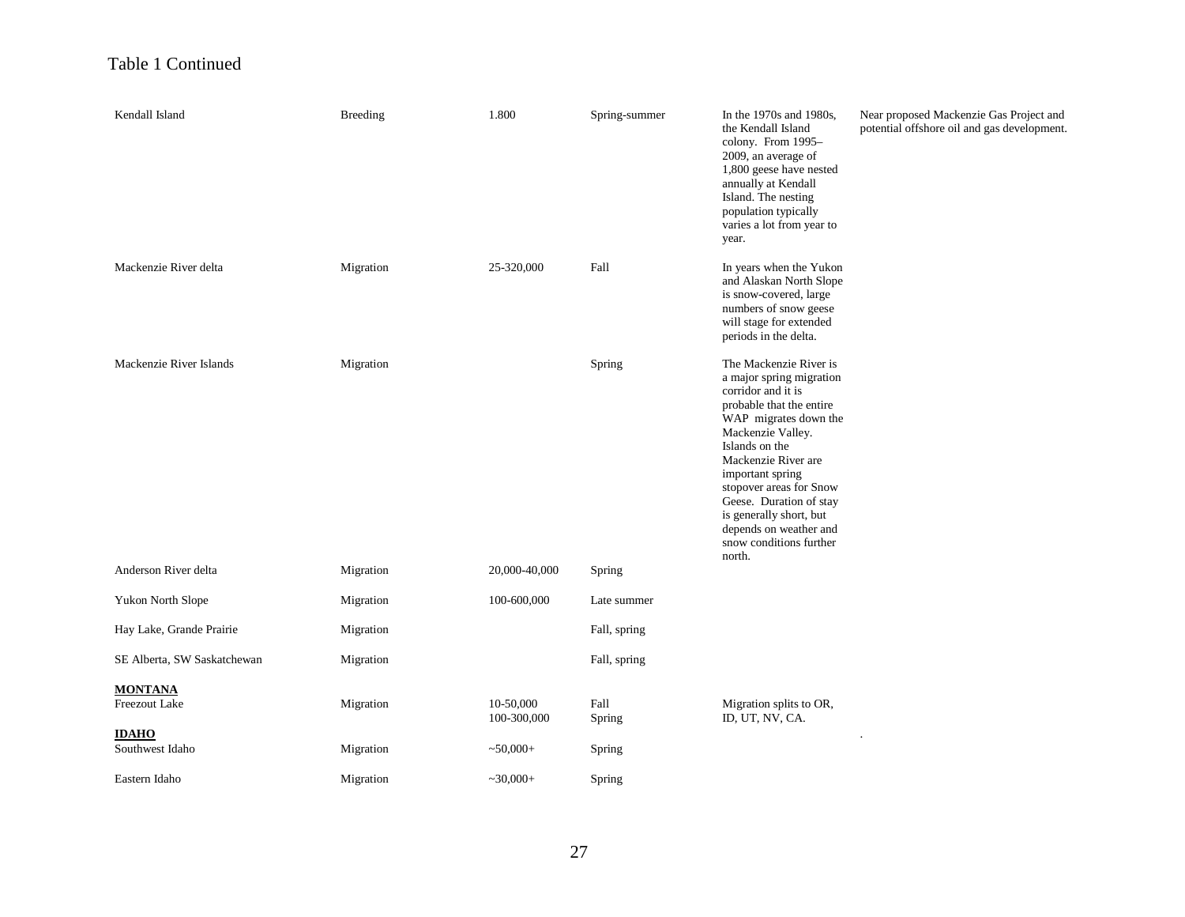Table 1 Continued

| | | | | | |
|---|---|---|---|---|---|
| Kendall Island | Breeding | 1.800 | Spring-summer | In the 1970s and 1980s, the Kendall Island colony. From 1995–2009, an average of 1,800 geese have nested annually at Kendall Island. The nesting population typically varies a lot from year to year. | Near proposed Mackenzie Gas Project and potential offshore oil and gas development. |
| Mackenzie River delta | Migration | 25-320,000 | Fall | In years when the Yukon and Alaskan North Slope is snow-covered, large numbers of snow geese will stage for extended periods in the delta. | |
| Mackenzie River Islands | Migration | | Spring | The Mackenzie River is a major spring migration corridor and it is probable that the entire WAP migrates down the Mackenzie Valley. Islands on the Mackenzie River are important spring stopover areas for Snow Geese. Duration of stay is generally short, but depends on weather and snow conditions further north. | |
| Anderson River delta | Migration | 20,000-40,000 | Spring | | |
| Yukon North Slope | Migration | 100-600,000 | Late summer | | |
| Hay Lake, Grande Prairie | Migration | | Fall, spring | | |
| SE Alberta, SW Saskatchewan | Migration | | Fall, spring | | |
| **MONTANA** | | | | | |
| Freezout Lake | Migration | 10-50,000<br>100-300,000 | Fall<br>Spring | Migration splits to OR, ID, UT, NV, CA. | . |
| **IDAHO** | | | | | |
| Southwest Idaho | Migration | ~50,000+ | Spring | | |
| Eastern Idaho | Migration | ~30,000+ | Spring | | |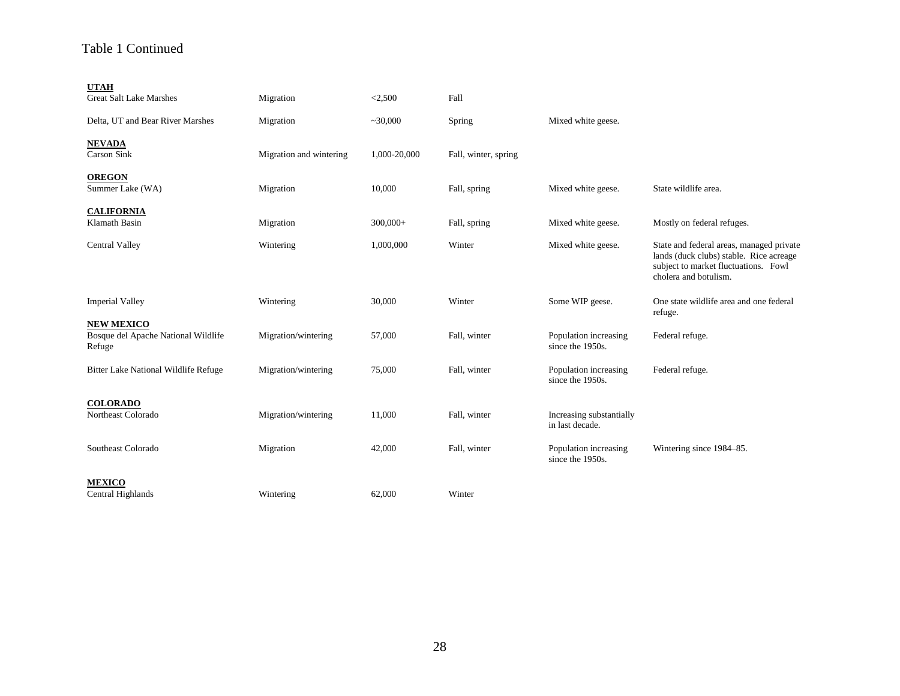Table 1 Continued

| | | | | | |
|---|---|---|---|---|---|
| **UTAH** | | | | | |
| Great Salt Lake Marshes | Migration | <2,500 | Fall | | |
| Delta, UT and Bear River Marshes | Migration | ~30,000 | Spring | Mixed white geese. | |
| **NEVADA** | | | | | |
| Carson Sink | Migration and wintering | 1,000-20,000 | Fall, winter, spring | | |
| **OREGON** | | | | | |
| Summer Lake (WA) | Migration | 10,000 | Fall, spring | Mixed white geese. | State wildlife area. |
| **CALIFORNIA** | | | | | |
| Klamath Basin | Migration | 300,000+ | Fall, spring | Mixed white geese. | Mostly on federal refuges. |
| Central Valley | Wintering | 1,000,000 | Winter | Mixed white geese. | State and federal areas, managed private lands (duck clubs) stable. Rice acreage subject to market fluctuations. Fowl cholera and botulism. |
| Imperial Valley | Wintering | 30,000 | Winter | Some WIP geese. | One state wildlife area and one federal refuge. |
| **NEW MEXICO** | | | | | |
| Bosque del Apache National Wildlife Refuge | Migration/wintering | 57,000 | Fall, winter | Population increasing since the 1950s. | Federal refuge. |
| Bitter Lake National Wildlife Refuge | Migration/wintering | 75,000 | Fall, winter | Population increasing since the 1950s. | Federal refuge. |
| **COLORADO** | | | | | |
| Northeast Colorado | Migration/wintering | 11,000 | Fall, winter | Increasing substantially in last decade. | |
| Southeast Colorado | Migration | 42,000 | Fall, winter | Population increasing since the 1950s. | Wintering since 1984–85. |
| **MEXICO** | | | | | |
| Central Highlands | Wintering | 62,000 | Winter | | |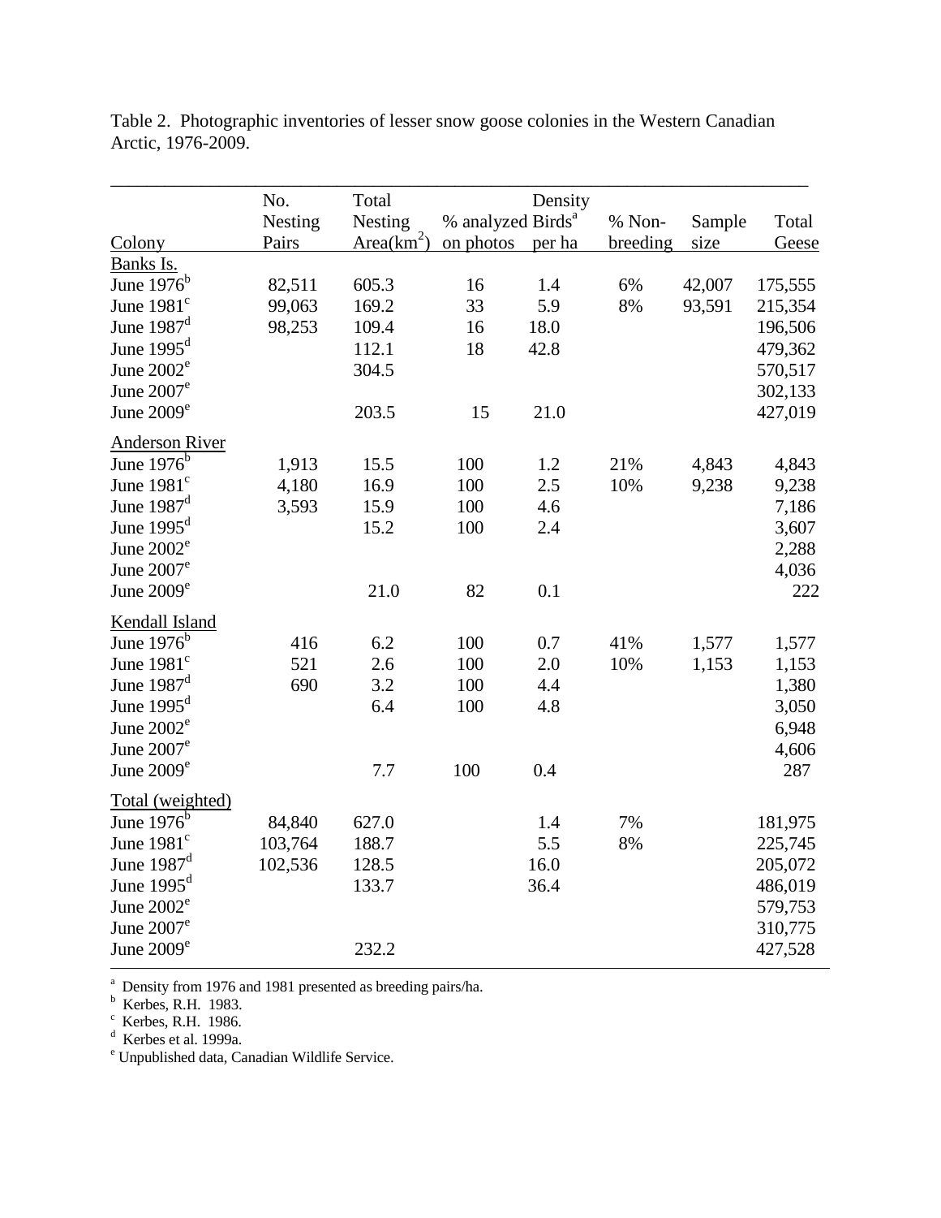Table 2. Photographic inventories of lesser snow goose colonies in the Western Canadian Arctic, 1976-2009.

| Colony | No. Nesting Pairs | Total Nesting Area($km^2$) | % analyzed on photos | Density Birds[a] per ha | % Non-breeding | Sample size | Total Geese |
|---|---|---|---|---|---|---|---|
| Banks Is. | | | | | | | |
| June 1976[b] | 82,511 | 605.3 | 16 | 1.4 | 6% | 42,007 | 175,555 |
| June 1981[c] | 99,063 | 169.2 | 33 | 5.9 | 8% | 93,591 | 215,354 |
| June 1987[d] | 98,253 | 109.4 | 16 | 18.0 | | | 196,506 |
| June 1995[d] | | 112.1 | 18 | 42.8 | | | 479,362 |
| June 2002[e] | | 304.5 | | | | | 570,517 |
| June 2007[e] | | | | | | | 302,133 |
| June 2009[e] | | 203.5 | 15 | 21.0 | | | 427,019 |
| Anderson River | | | | | | | |
| June 1976[b] | 1,913 | 15.5 | 100 | 1.2 | 21% | 4,843 | 4,843 |
| June 1981[c] | 4,180 | 16.9 | 100 | 2.5 | 10% | 9,238 | 9,238 |
| June 1987[d] | 3,593 | 15.9 | 100 | 4.6 | | | 7,186 |
| June 1995[d] | | 15.2 | 100 | 2.4 | | | 3,607 |
| June 2002[e] | | | | | | | 2,288 |
| June 2007[e] | | | | | | | 4,036 |
| June 2009[e] | | 21.0 | 82 | 0.1 | | | 222 |
| Kendall Island | | | | | | | |
| June 1976[b] | 416 | 6.2 | 100 | 0.7 | 41% | 1,577 | 1,577 |
| June 1981[c] | 521 | 2.6 | 100 | 2.0 | 10% | 1,153 | 1,153 |
| June 1987[d] | 690 | 3.2 | 100 | 4.4 | | | 1,380 |
| June 1995[d] | | 6.4 | 100 | 4.8 | | | 3,050 |
| June 2002[e] | | | | | | | 6,948 |
| June 2007[e] | | | | | | | 4,606 |
| June 2009[e] | | 7.7 | 100 | 0.4 | | | 287 |
| Total (weighted) | | | | | | | |
| June 1976[b] | 84,840 | 627.0 | | 1.4 | 7% | | 181,975 |
| June 1981[c] | 103,764 | 188.7 | | 5.5 | 8% | | 225,745 |
| June 1987[d] | 102,536 | 128.5 | | 16.0 | | | 205,072 |
| June 1995[d] | | 133.7 | | 36.4 | | | 486,019 |
| June 2002[e] | | | | | | | 579,753 |
| June 2007[e] | | | | | | | 310,775 |
| June 2009[e] | | 232.2 | | | | | 427,528 |

[a] Density from 1976 and 1981 presented as breeding pairs/ha.
[b] Kerbes, R.H. 1983.
[c] Kerbes, R.H. 1986.
[d] Kerbes et al. 1999a.
[e] Unpublished data, Canadian Wildlife Service.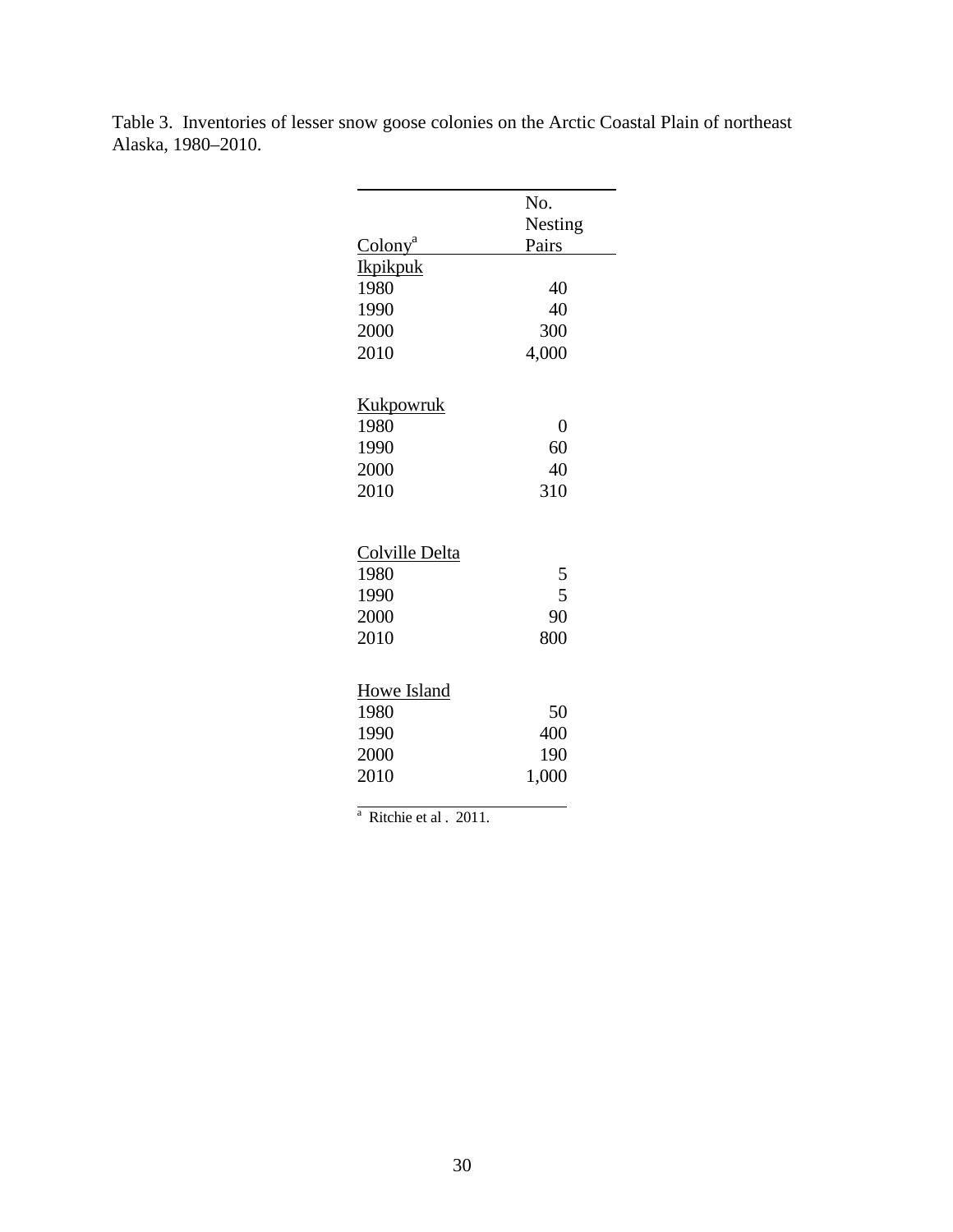Table 3. Inventories of lesser snow goose colonies on the Arctic Coastal Plain of northeast Alaska, 1980–2010.

| Colony[a] | No. Nesting Pairs |
|---|---|
| Ikpikpuk | |
| 1980 | 40 |
| 1990 | 40 |
| 2000 | 300 |
| 2010 | 4,000 |
| Kukpowruk | |
| 1980 | 0 |
| 1990 | 60 |
| 2000 | 40 |
| 2010 | 310 |
| Colville Delta | |
| 1980 | 5 |
| 1990 | 5 |
| 2000 | 90 |
| 2010 | 800 |
| Howe Island | |
| 1980 | 50 |
| 1990 | 400 |
| 2000 | 190 |
| 2010 | 1,000 |

[a] Ritchie et al . 2011.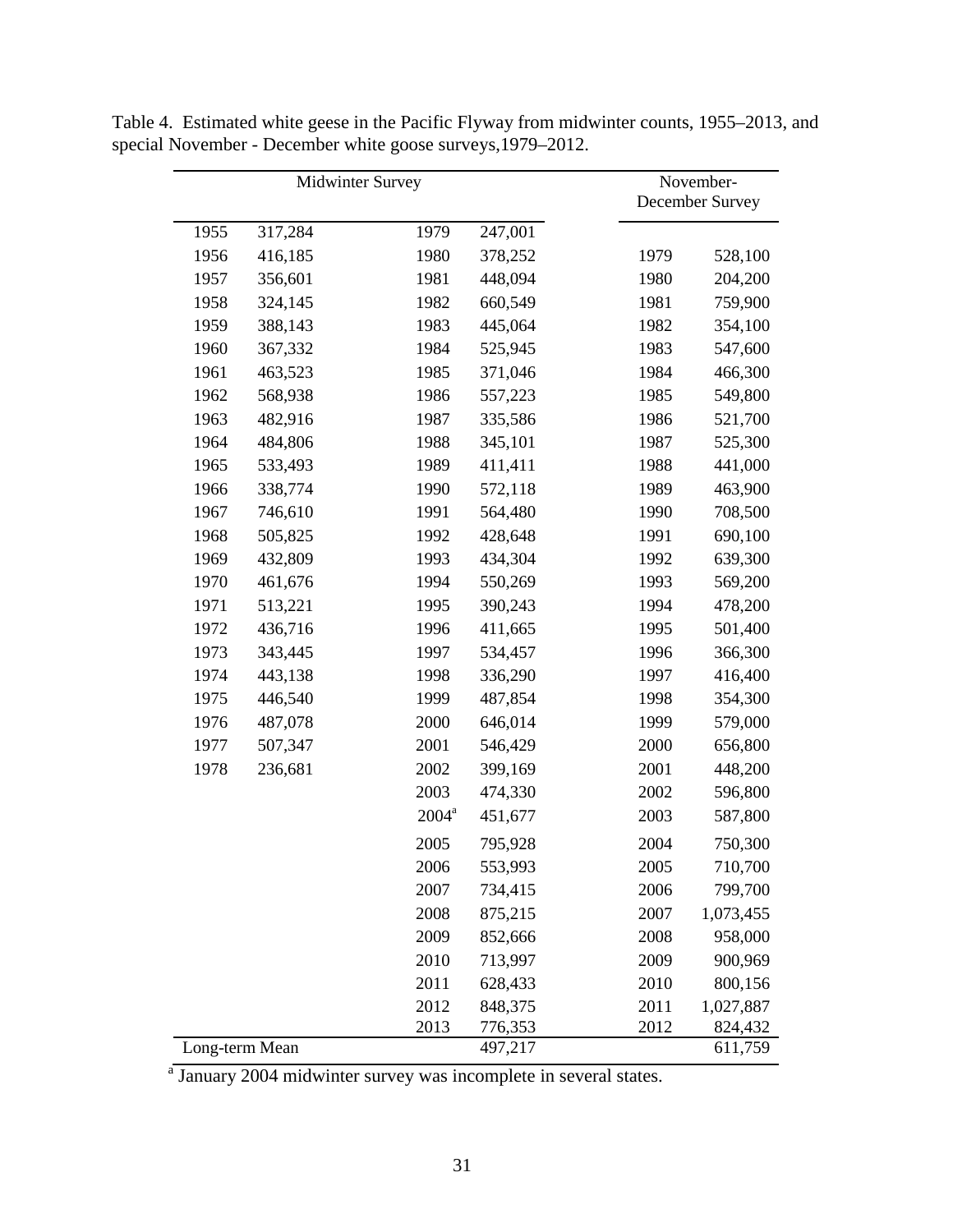Table 4. Estimated white geese in the Pacific Flyway from midwinter counts, 1955–2013, and special November - December white goose surveys,1979–2012.

| Midwinter Survey | | | | November-December Survey | |
|---|---|---|---|---|---|
| 1955 | 317,284 | 1979 | 247,001 | | |
| 1956 | 416,185 | 1980 | 378,252 | 1979 | 528,100 |
| 1957 | 356,601 | 1981 | 448,094 | 1980 | 204,200 |
| 1958 | 324,145 | 1982 | 660,549 | 1981 | 759,900 |
| 1959 | 388,143 | 1983 | 445,064 | 1982 | 354,100 |
| 1960 | 367,332 | 1984 | 525,945 | 1983 | 547,600 |
| 1961 | 463,523 | 1985 | 371,046 | 1984 | 466,300 |
| 1962 | 568,938 | 1986 | 557,223 | 1985 | 549,800 |
| 1963 | 482,916 | 1987 | 335,586 | 1986 | 521,700 |
| 1964 | 484,806 | 1988 | 345,101 | 1987 | 525,300 |
| 1965 | 533,493 | 1989 | 411,411 | 1988 | 441,000 |
| 1966 | 338,774 | 1990 | 572,118 | 1989 | 463,900 |
| 1967 | 746,610 | 1991 | 564,480 | 1990 | 708,500 |
| 1968 | 505,825 | 1992 | 428,648 | 1991 | 690,100 |
| 1969 | 432,809 | 1993 | 434,304 | 1992 | 639,300 |
| 1970 | 461,676 | 1994 | 550,269 | 1993 | 569,200 |
| 1971 | 513,221 | 1995 | 390,243 | 1994 | 478,200 |
| 1972 | 436,716 | 1996 | 411,665 | 1995 | 501,400 |
| 1973 | 343,445 | 1997 | 534,457 | 1996 | 366,300 |
| 1974 | 443,138 | 1998 | 336,290 | 1997 | 416,400 |
| 1975 | 446,540 | 1999 | 487,854 | 1998 | 354,300 |
| 1976 | 487,078 | 2000 | 646,014 | 1999 | 579,000 |
| 1977 | 507,347 | 2001 | 546,429 | 2000 | 656,800 |
| 1978 | 236,681 | 2002 | 399,169 | 2001 | 448,200 |
| | | 2003 | 474,330 | 2002 | 596,800 |
| | | 2004[a] | 451,677 | 2003 | 587,800 |
| | | 2005 | 795,928 | 2004 | 750,300 |
| | | 2006 | 553,993 | 2005 | 710,700 |
| | | 2007 | 734,415 | 2006 | 799,700 |
| | | 2008 | 875,215 | 2007 | 1,073,455 |
| | | 2009 | 852,666 | 2008 | 958,000 |
| | | 2010 | 713,997 | 2009 | 900,969 |
| | | 2011 | 628,433 | 2010 | 800,156 |
| | | 2012 | 848,375 | 2011 | 1,027,887 |
| | | 2013 | 776,353 | 2012 | 824,432 |
| Long-term Mean | | | 497,217 | | 611,759 |

[a] January 2004 midwinter survey was incomplete in several states.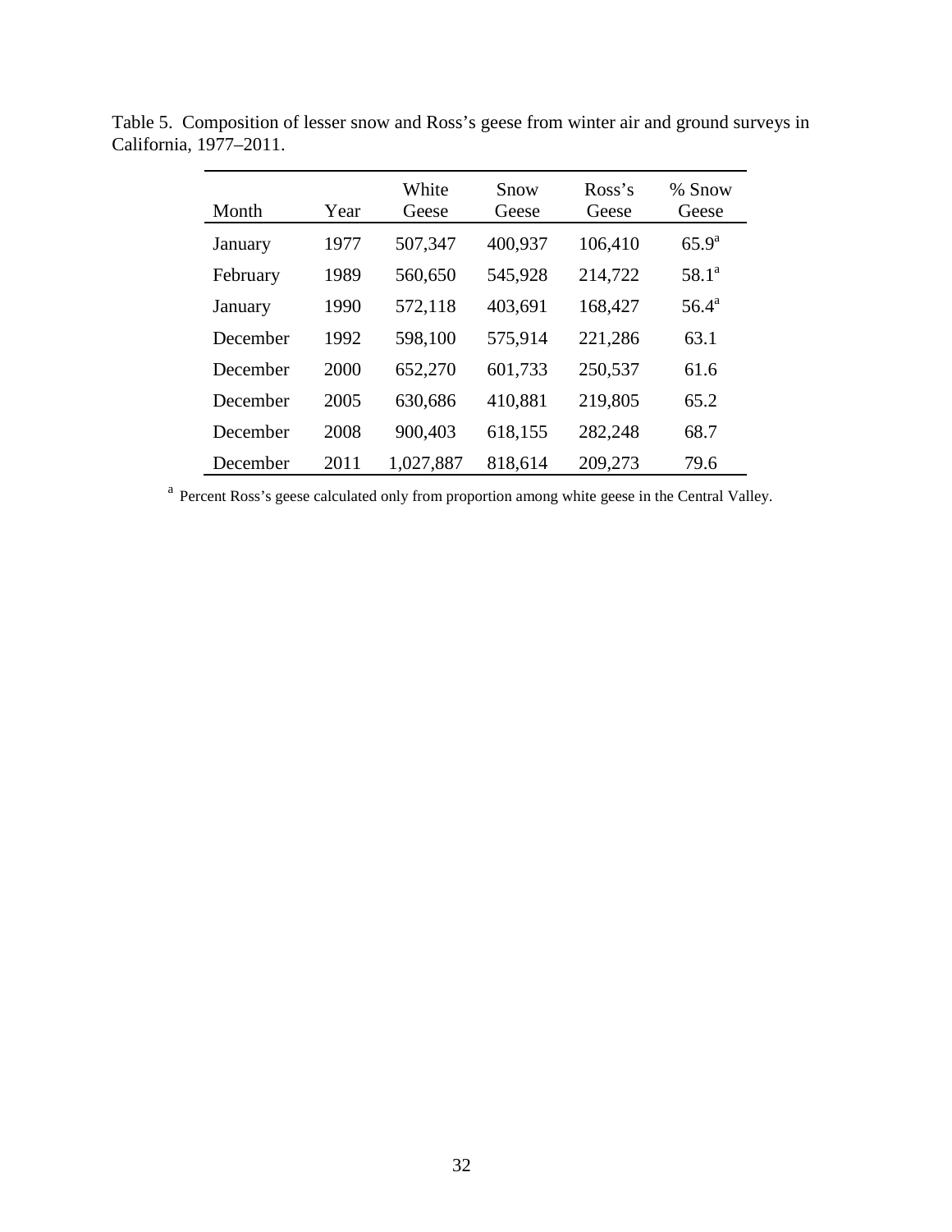Table 5. Composition of lesser snow and Ross's geese from winter air and ground surveys in California, 1977–2011.

| Month | Year | White Geese | Snow Geese | Ross's Geese | % Snow Geese |
|---|---|---|---|---|---|
| January | 1977 | 507,347 | 400,937 | 106,410 | 65.9[a] |
| February | 1989 | 560,650 | 545,928 | 214,722 | 58.1[a] |
| January | 1990 | 572,118 | 403,691 | 168,427 | 56.4[a] |
| December | 1992 | 598,100 | 575,914 | 221,286 | 63.1 |
| December | 2000 | 652,270 | 601,733 | 250,537 | 61.6 |
| December | 2005 | 630,686 | 410,881 | 219,805 | 65.2 |
| December | 2008 | 900,403 | 618,155 | 282,248 | 68.7 |
| December | 2011 | 1,027,887 | 818,614 | 209,273 | 79.6 |

[a] Percent Ross's geese calculated only from proportion among white geese in the Central Valley.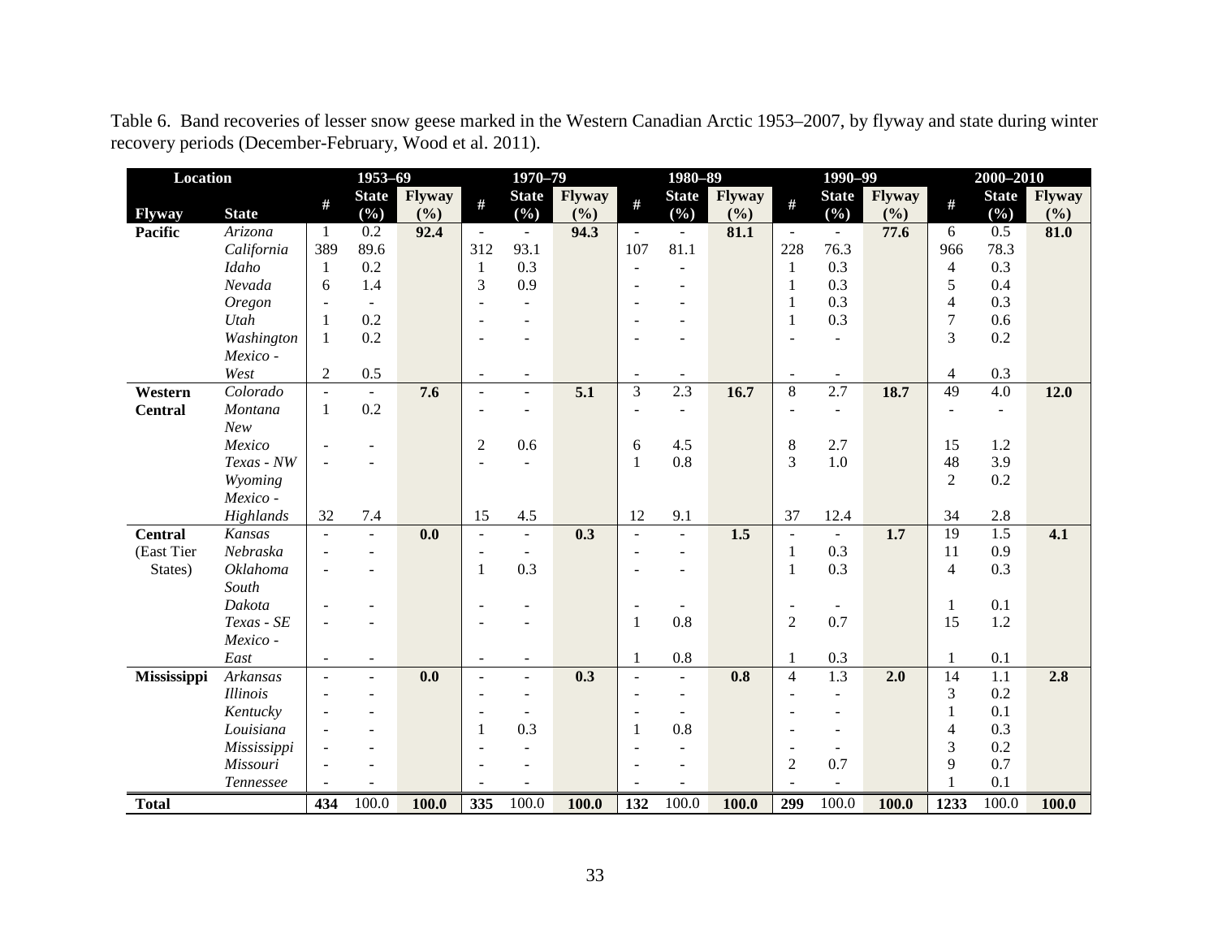Table 6. Band recoveries of lesser snow geese marked in the Western Canadian Arctic 1953–2007, by flyway and state during winter recovery periods (December-February, Wood et al. 2011).

| Location | | 1953–69 | | | 1970–79 | | | 1980–89 | | | 1990–99 | | | 2000–2010 | | |
|---|---|---|---|---|---|---|---|---|---|---|---|---|---|---|---|---|
| **Flyway** | **State** | **#** | **State (%)** | **Flyway (%)** | **#** | **State (%)** | **Flyway (%)** | **#** | **State (%)** | **Flyway (%)** | **#** | **State (%)** | **Flyway (%)** | **#** | **State (%)** | **Flyway (%)** |
| **Pacific** | *Arizona* | 1 | 0.2 | **92.4** | - | - | **94.3** | - | - | **81.1** | - | - | **77.6** | 6 | 0.5 | **81.0** |
| | *California* | 389 | 89.6 | | 312 | 93.1 | | 107 | 81.1 | | 228 | 76.3 | | 966 | 78.3 | |
| | *Idaho* | 1 | 0.2 | | 1 | 0.3 | | - | - | | 1 | 0.3 | | 4 | 0.3 | |
| | *Nevada* | 6 | 1.4 | | 3 | 0.9 | | - | - | | 1 | 0.3 | | 5 | 0.4 | |
| | *Oregon* | - | - | | - | - | | - | - | | 1 | 0.3 | | 4 | 0.3 | |
| | *Utah* | 1 | 0.2 | | - | - | | - | - | | 1 | 0.3 | | 7 | 0.6 | |
| | *Washington* | 1 | 0.2 | | - | - | | - | - | | - | - | | 3 | 0.2 | |
| | *Mexico - West* | 2 | 0.5 | | - | - | | - | - | | - | - | | 4 | 0.3 | |
| **Western Central** | *Colorado* | - | - | **7.6** | - | - | **5.1** | 3 | 2.3 | **16.7** | 8 | 2.7 | **18.7** | 49 | 4.0 | **12.0** |
| | *Montana* | 1 | 0.2 | | - | - | | - | - | | - | - | | - | - | |
| | *New Mexico* | - | - | | 2 | 0.6 | | 6 | 4.5 | | 8 | 2.7 | | 15 | 1.2 | |
| | *Texas - NW* | - | - | | - | - | | 1 | 0.8 | | 3 | 1.0 | | 48 | 3.9 | |
| | *Wyoming* | | | | | | | | | | | | | 2 | 0.2 | |
| | *Mexico - Highlands* | 32 | 7.4 | | 15 | 4.5 | | 12 | 9.1 | | 37 | 12.4 | | 34 | 2.8 | |
| **Central** (East Tier States) | *Kansas* | - | - | **0.0** | - | - | **0.3** | - | - | **1.5** | - | - | **1.7** | 19 | 1.5 | **4.1** |
| | *Nebraska* | - | - | | - | - | | - | - | | 1 | 0.3 | | 11 | 0.9 | |
| | *Oklahoma* | - | - | | 1 | 0.3 | | - | - | | 1 | 0.3 | | 4 | 0.3 | |
| | *South Dakota* | - | - | | - | - | | - | - | | - | - | | 1 | 0.1 | |
| | *Texas - SE* | - | - | | - | - | | 1 | 0.8 | | 2 | 0.7 | | 15 | 1.2 | |
| | *Mexico - East* | - | - | | - | - | | 1 | 0.8 | | 1 | 0.3 | | 1 | 0.1 | |
| **Mississippi** | *Arkansas* | - | - | **0.0** | - | - | **0.3** | - | - | **0.8** | 4 | 1.3 | **2.0** | 14 | 1.1 | **2.8** |
| | *Illinois* | - | - | | - | - | | - | - | | - | - | | 3 | 0.2 | |
| | *Kentucky* | - | - | | - | - | | - | - | | - | - | | 1 | 0.1 | |
| | *Louisiana* | - | - | | 1 | 0.3 | | 1 | 0.8 | | - | - | | 4 | 0.3 | |
| | *Mississippi* | - | - | | - | - | | - | - | | - | - | | 3 | 0.2 | |
| | *Missouri* | - | - | | - | - | | - | - | | 2 | 0.7 | | 9 | 0.7 | |
| | *Tennessee* | - | - | | - | - | | - | - | | - | - | | 1 | 0.1 | |
| **Total** | | **434** | 100.0 | **100.0** | **335** | 100.0 | **100.0** | **132** | 100.0 | **100.0** | **299** | 100.0 | **100.0** | **1233** | 100.0 | **100.0** |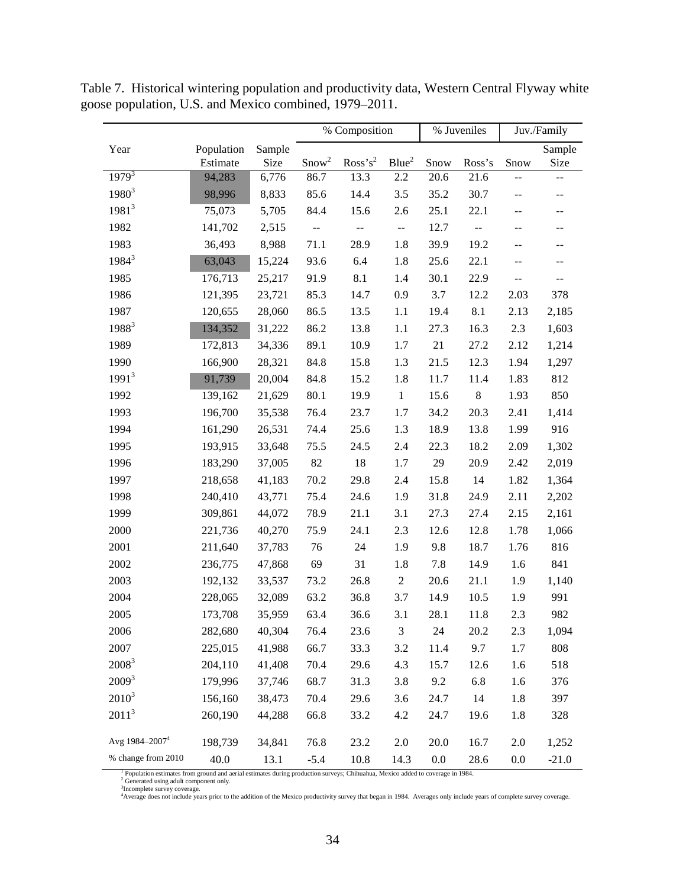Table 7. Historical wintering population and productivity data, Western Central Flyway white goose population, U.S. and Mexico combined, 1979–2011.

| Year | Population Estimate | Sample Size | % Composition | | | % Juveniles | | Juv./Family | |
|---|---|---|---|---|---|---|---|---|---|
| | | | Snow[2] | Ross's[2] | Blue[2] | Snow | Ross's | Snow | Sample Size |
| 1979[3] | 94,283 | 6,776 | 86.7 | 13.3 | 2.2 | 20.6 | 21.6 | -- | -- |
| 1980[3] | 98,996 | 8,833 | 85.6 | 14.4 | 3.5 | 35.2 | 30.7 | -- | -- |
| 1981[3] | 75,073 | 5,705 | 84.4 | 15.6 | 2.6 | 25.1 | 22.1 | -- | -- |
| 1982 | 141,702 | 2,515 | -- | -- | -- | 12.7 | -- | -- | -- |
| 1983 | 36,493 | 8,988 | 71.1 | 28.9 | 1.8 | 39.9 | 19.2 | -- | -- |
| 1984[3] | 63,043 | 15,224 | 93.6 | 6.4 | 1.8 | 25.6 | 22.1 | -- | -- |
| 1985 | 176,713 | 25,217 | 91.9 | 8.1 | 1.4 | 30.1 | 22.9 | -- | -- |
| 1986 | 121,395 | 23,721 | 85.3 | 14.7 | 0.9 | 3.7 | 12.2 | 2.03 | 378 |
| 1987 | 120,655 | 28,060 | 86.5 | 13.5 | 1.1 | 19.4 | 8.1 | 2.13 | 2,185 |
| 1988[3] | 134,352 | 31,222 | 86.2 | 13.8 | 1.1 | 27.3 | 16.3 | 2.3 | 1,603 |
| 1989 | 172,813 | 34,336 | 89.1 | 10.9 | 1.7 | 21 | 27.2 | 2.12 | 1,214 |
| 1990 | 166,900 | 28,321 | 84.8 | 15.8 | 1.3 | 21.5 | 12.3 | 1.94 | 1,297 |
| 1991[3] | 91,739 | 20,004 | 84.8 | 15.2 | 1.8 | 11.7 | 11.4 | 1.83 | 812 |
| 1992 | 139,162 | 21,629 | 80.1 | 19.9 | 1 | 15.6 | 8 | 1.93 | 850 |
| 1993 | 196,700 | 35,538 | 76.4 | 23.7 | 1.7 | 34.2 | 20.3 | 2.41 | 1,414 |
| 1994 | 161,290 | 26,531 | 74.4 | 25.6 | 1.3 | 18.9 | 13.8 | 1.99 | 916 |
| 1995 | 193,915 | 33,648 | 75.5 | 24.5 | 2.4 | 22.3 | 18.2 | 2.09 | 1,302 |
| 1996 | 183,290 | 37,005 | 82 | 18 | 1.7 | 29 | 20.9 | 2.42 | 2,019 |
| 1997 | 218,658 | 41,183 | 70.2 | 29.8 | 2.4 | 15.8 | 14 | 1.82 | 1,364 |
| 1998 | 240,410 | 43,771 | 75.4 | 24.6 | 1.9 | 31.8 | 24.9 | 2.11 | 2,202 |
| 1999 | 309,861 | 44,072 | 78.9 | 21.1 | 3.1 | 27.3 | 27.4 | 2.15 | 2,161 |
| 2000 | 221,736 | 40,270 | 75.9 | 24.1 | 2.3 | 12.6 | 12.8 | 1.78 | 1,066 |
| 2001 | 211,640 | 37,783 | 76 | 24 | 1.9 | 9.8 | 18.7 | 1.76 | 816 |
| 2002 | 236,775 | 47,868 | 69 | 31 | 1.8 | 7.8 | 14.9 | 1.6 | 841 |
| 2003 | 192,132 | 33,537 | 73.2 | 26.8 | 2 | 20.6 | 21.1 | 1.9 | 1,140 |
| 2004 | 228,065 | 32,089 | 63.2 | 36.8 | 3.7 | 14.9 | 10.5 | 1.9 | 991 |
| 2005 | 173,708 | 35,959 | 63.4 | 36.6 | 3.1 | 28.1 | 11.8 | 2.3 | 982 |
| 2006 | 282,680 | 40,304 | 76.4 | 23.6 | 3 | 24 | 20.2 | 2.3 | 1,094 |
| 2007 | 225,015 | 41,988 | 66.7 | 33.3 | 3.2 | 11.4 | 9.7 | 1.7 | 808 |
| 2008[3] | 204,110 | 41,408 | 70.4 | 29.6 | 4.3 | 15.7 | 12.6 | 1.6 | 518 |
| 2009[3] | 179,996 | 37,746 | 68.7 | 31.3 | 3.8 | 9.2 | 6.8 | 1.6 | 376 |
| 2010[3] | 156,160 | 38,473 | 70.4 | 29.6 | 3.6 | 24.7 | 14 | 1.8 | 397 |
| 2011[3] | 260,190 | 44,288 | 66.8 | 33.2 | 4.2 | 24.7 | 19.6 | 1.8 | 328 |
| Avg 1984–2007[4] | 198,739 | 34,841 | 76.8 | 23.2 | 2.0 | 20.0 | 16.7 | 2.0 | 1,252 |
| % change from 2010 | 40.0 | 13.1 | -5.4 | 10.8 | 14.3 | 0.0 | 28.6 | 0.0 | -21.0 |

[1] Population estimates from ground and aerial estimates during production surveys; Chihuahua, Mexico added to coverage in 1984.
[2] Generated using adult component only.
[3] Incomplete survey coverage.
[4] Average does not include years prior to the addition of the Mexico productivity survey that began in 1984. Averages only include years of complete survey coverage.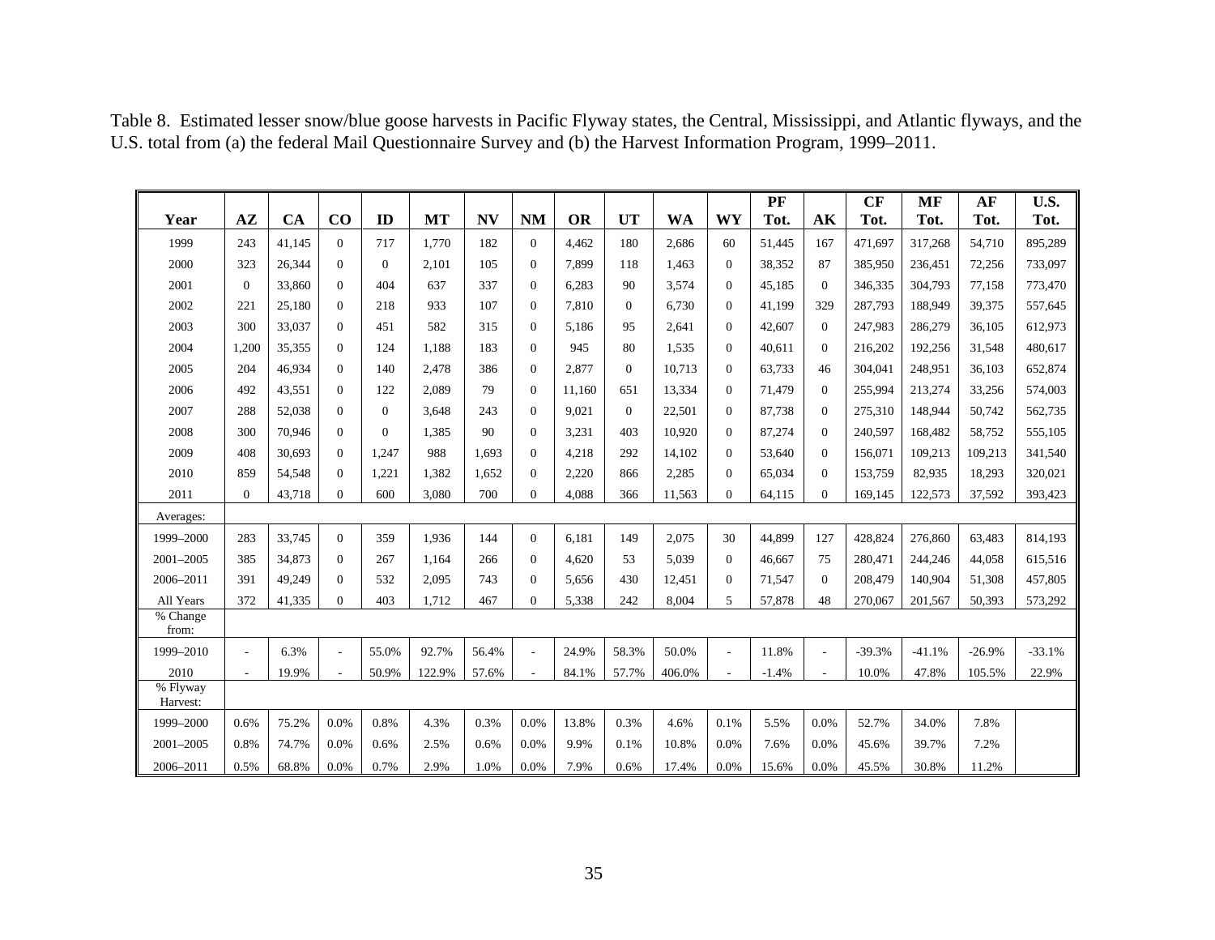Table 8. Estimated lesser snow/blue goose harvests in Pacific Flyway states, the Central, Mississippi, and Atlantic flyways, and the U.S. total from (a) the federal Mail Questionnaire Survey and (b) the Harvest Information Program, 1999–2011.

| Year | AZ | CA | CO | ID | MT | NV | NM | OR | UT | WA | WY | PF Tot. | AK | CF Tot. | MF Tot. | AF Tot. | U.S. Tot. |
|---|---|---|---|---|---|---|---|---|---|---|---|---|---|---|---|---|---|
| 1999 | 243 | 41,145 | 0 | 717 | 1,770 | 182 | 0 | 4,462 | 180 | 2,686 | 60 | 51,445 | 167 | 471,697 | 317,268 | 54,710 | 895,289 |
| 2000 | 323 | 26,344 | 0 | 0 | 2,101 | 105 | 0 | 7,899 | 118 | 1,463 | 0 | 38,352 | 87 | 385,950 | 236,451 | 72,256 | 733,097 |
| 2001 | 0 | 33,860 | 0 | 404 | 637 | 337 | 0 | 6,283 | 90 | 3,574 | 0 | 45,185 | 0 | 346,335 | 304,793 | 77,158 | 773,470 |
| 2002 | 221 | 25,180 | 0 | 218 | 933 | 107 | 0 | 7,810 | 0 | 6,730 | 0 | 41,199 | 329 | 287,793 | 188,949 | 39,375 | 557,645 |
| 2003 | 300 | 33,037 | 0 | 451 | 582 | 315 | 0 | 5,186 | 95 | 2,641 | 0 | 42,607 | 0 | 247,983 | 286,279 | 36,105 | 612,973 |
| 2004 | 1,200 | 35,355 | 0 | 124 | 1,188 | 183 | 0 | 945 | 80 | 1,535 | 0 | 40,611 | 0 | 216,202 | 192,256 | 31,548 | 480,617 |
| 2005 | 204 | 46,934 | 0 | 140 | 2,478 | 386 | 0 | 2,877 | 0 | 10,713 | 0 | 63,733 | 46 | 304,041 | 248,951 | 36,103 | 652,874 |
| 2006 | 492 | 43,551 | 0 | 122 | 2,089 | 79 | 0 | 11,160 | 651 | 13,334 | 0 | 71,479 | 0 | 255,994 | 213,274 | 33,256 | 574,003 |
| 2007 | 288 | 52,038 | 0 | 0 | 3,648 | 243 | 0 | 9,021 | 0 | 22,501 | 0 | 87,738 | 0 | 275,310 | 148,944 | 50,742 | 562,735 |
| 2008 | 300 | 70,946 | 0 | 0 | 1,385 | 90 | 0 | 3,231 | 403 | 10,920 | 0 | 87,274 | 0 | 240,597 | 168,482 | 58,752 | 555,105 |
| 2009 | 408 | 30,693 | 0 | 1,247 | 988 | 1,693 | 0 | 4,218 | 292 | 14,102 | 0 | 53,640 | 0 | 156,071 | 109,213 | 109,213 | 341,540 |
| 2010 | 859 | 54,548 | 0 | 1,221 | 1,382 | 1,652 | 0 | 2,220 | 866 | 2,285 | 0 | 65,034 | 0 | 153,759 | 82,935 | 18,293 | 320,021 |
| 2011 | 0 | 43,718 | 0 | 600 | 3,080 | 700 | 0 | 4,088 | 366 | 11,563 | 0 | 64,115 | 0 | 169,145 | 122,573 | 37,592 | 393,423 |
| Averages: | | | | | | | | | | | | | | | | | |
| 1999–2000 | 283 | 33,745 | 0 | 359 | 1,936 | 144 | 0 | 6,181 | 149 | 2,075 | 30 | 44,899 | 127 | 428,824 | 276,860 | 63,483 | 814,193 |
| 2001–2005 | 385 | 34,873 | 0 | 267 | 1,164 | 266 | 0 | 4,620 | 53 | 5,039 | 0 | 46,667 | 75 | 280,471 | 244,246 | 44,058 | 615,516 |
| 2006–2011 | 391 | 49,249 | 0 | 532 | 2,095 | 743 | 0 | 5,656 | 430 | 12,451 | 0 | 71,547 | 0 | 208,479 | 140,904 | 51,308 | 457,805 |
| All Years | 372 | 41,335 | 0 | 403 | 1,712 | 467 | 0 | 5,338 | 242 | 8,004 | 5 | 57,878 | 48 | 270,067 | 201,567 | 50,393 | 573,292 |
| % Change from: | | | | | | | | | | | | | | | | | |
| 1999–2010 | - | 6.3% | - | 55.0% | 92.7% | 56.4% | - | 24.9% | 58.3% | 50.0% | - | 11.8% | - | -39.3% | -41.1% | -26.9% | -33.1% |
| 2010 | - | 19.9% | - | 50.9% | 122.9% | 57.6% | - | 84.1% | 57.7% | 406.0% | - | -1.4% | - | 10.0% | 47.8% | 105.5% | 22.9% |
| % Flyway Harvest: | | | | | | | | | | | | | | | | | |
| 1999–2000 | 0.6% | 75.2% | 0.0% | 0.8% | 4.3% | 0.3% | 0.0% | 13.8% | 0.3% | 4.6% | 0.1% | 5.5% | 0.0% | 52.7% | 34.0% | 7.8% | |
| 2001–2005 | 0.8% | 74.7% | 0.0% | 0.6% | 2.5% | 0.6% | 0.0% | 9.9% | 0.1% | 10.8% | 0.0% | 7.6% | 0.0% | 45.6% | 39.7% | 7.2% | |
| 2006–2011 | 0.5% | 68.8% | 0.0% | 0.7% | 2.9% | 1.0% | 0.0% | 7.9% | 0.6% | 17.4% | 0.0% | 15.6% | 0.0% | 45.5% | 30.8% | 11.2% | |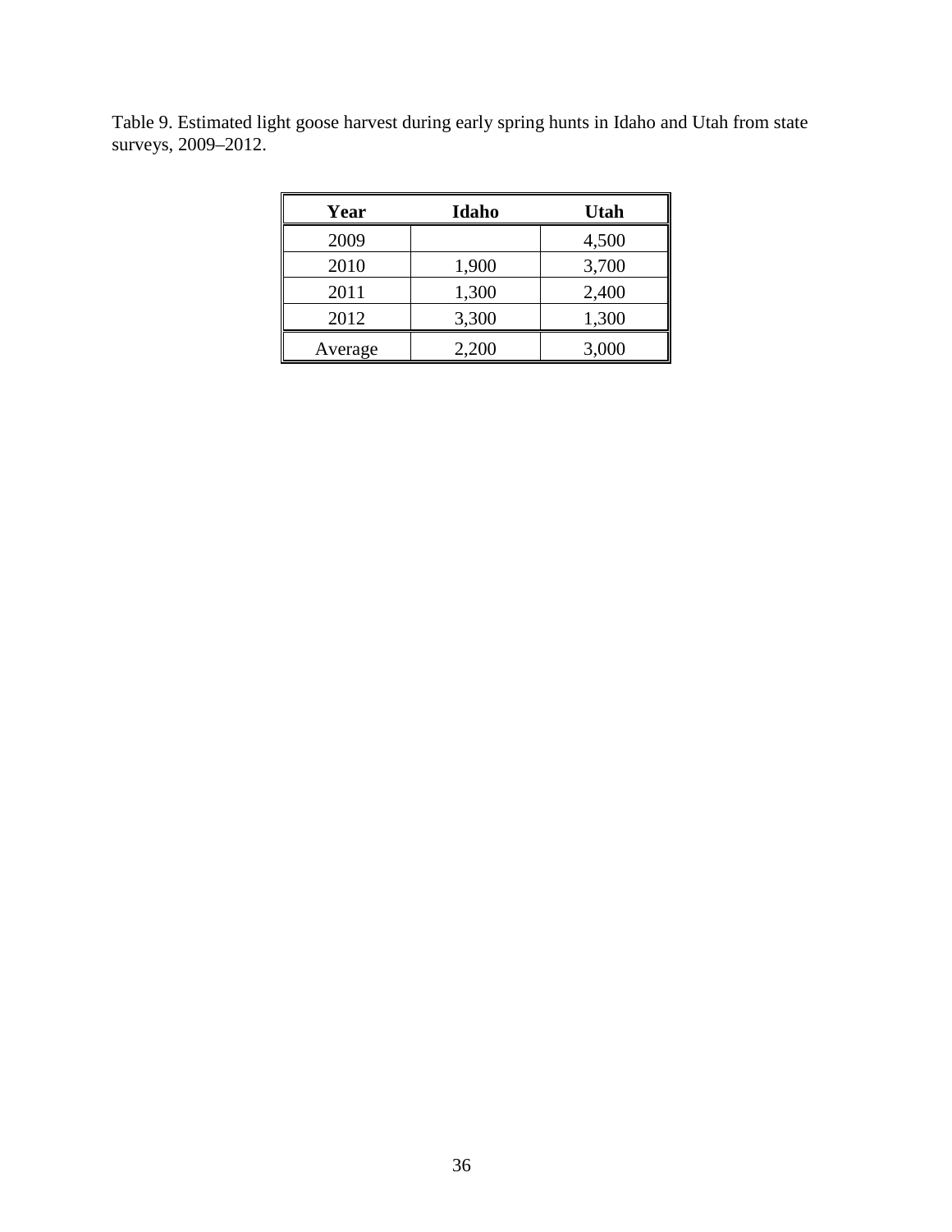Table 9. Estimated light goose harvest during early spring hunts in Idaho and Utah from state surveys, 2009–2012.

| Year | Idaho | Utah |
|---|---|---|
| 2009 | | 4,500 |
| 2010 | 1,900 | 3,700 |
| 2011 | 1,300 | 2,400 |
| 2012 | 3,300 | 1,300 |
| Average | 2,200 | 3,000 |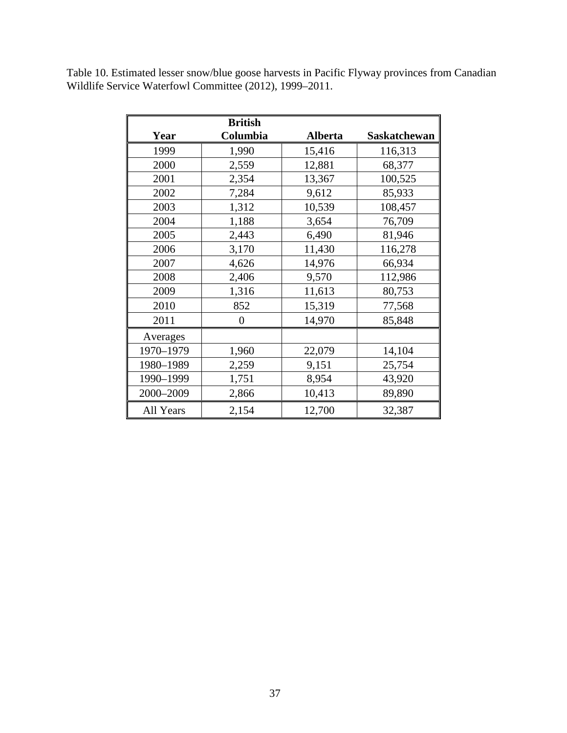Table 10. Estimated lesser snow/blue goose harvests in Pacific Flyway provinces from Canadian Wildlife Service Waterfowl Committee (2012), 1999–2011.

| Year | British Columbia | Alberta | Saskatchewan |
|---|---|---|---|
| 1999 | 1,990 | 15,416 | 116,313 |
| 2000 | 2,559 | 12,881 | 68,377 |
| 2001 | 2,354 | 13,367 | 100,525 |
| 2002 | 7,284 | 9,612 | 85,933 |
| 2003 | 1,312 | 10,539 | 108,457 |
| 2004 | 1,188 | 3,654 | 76,709 |
| 2005 | 2,443 | 6,490 | 81,946 |
| 2006 | 3,170 | 11,430 | 116,278 |
| 2007 | 4,626 | 14,976 | 66,934 |
| 2008 | 2,406 | 9,570 | 112,986 |
| 2009 | 1,316 | 11,613 | 80,753 |
| 2010 | 852 | 15,319 | 77,568 |
| 2011 | 0 | 14,970 | 85,848 |
| Averages | | | |
| 1970–1979 | 1,960 | 22,079 | 14,104 |
| 1980–1989 | 2,259 | 9,151 | 25,754 |
| 1990–1999 | 1,751 | 8,954 | 43,920 |
| 2000–2009 | 2,866 | 10,413 | 89,890 |
| All Years | 2,154 | 12,700 | 32,387 |